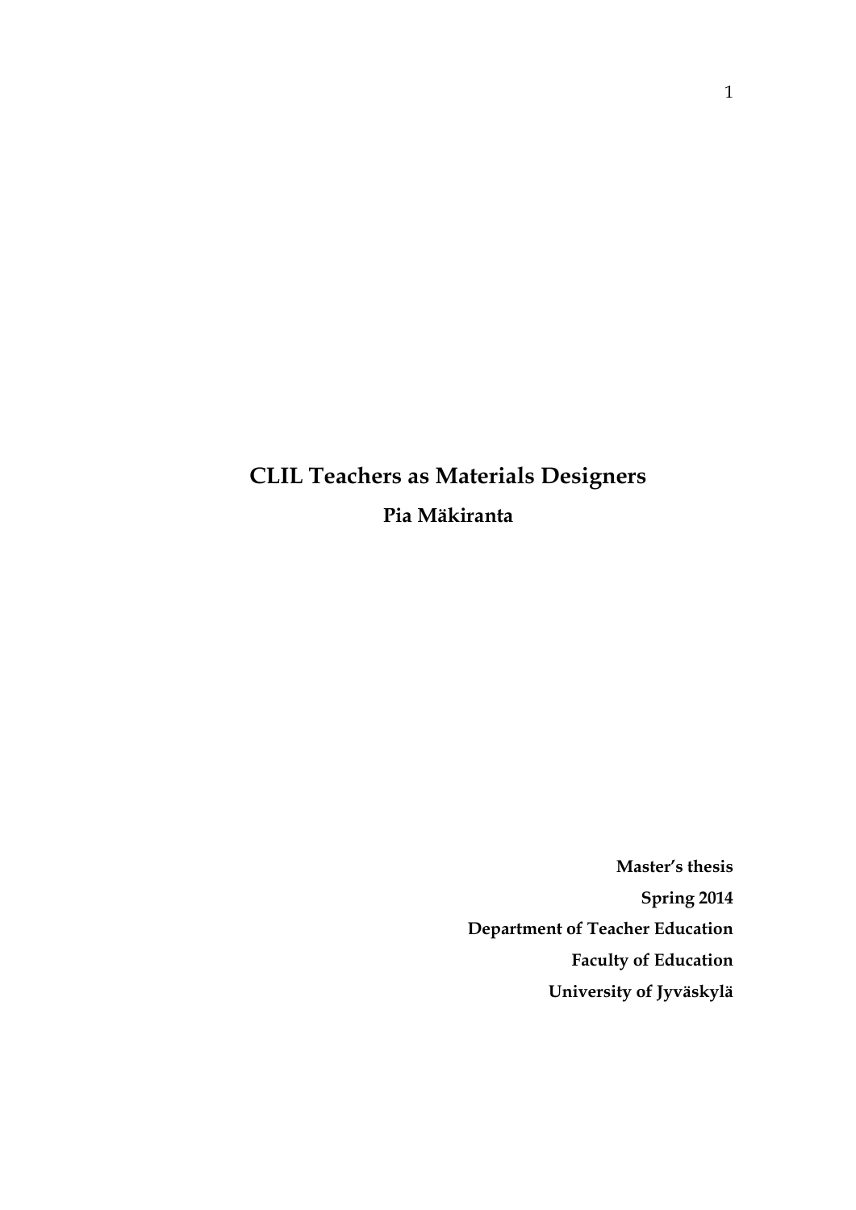# CLIL Teachers as Materials Designers

**Pia Mäkiranta**

**Master's thesis**

**Spring 2014**

**Department of Teacher Education**

**Faculty of Education**

**University of Jyväskylä**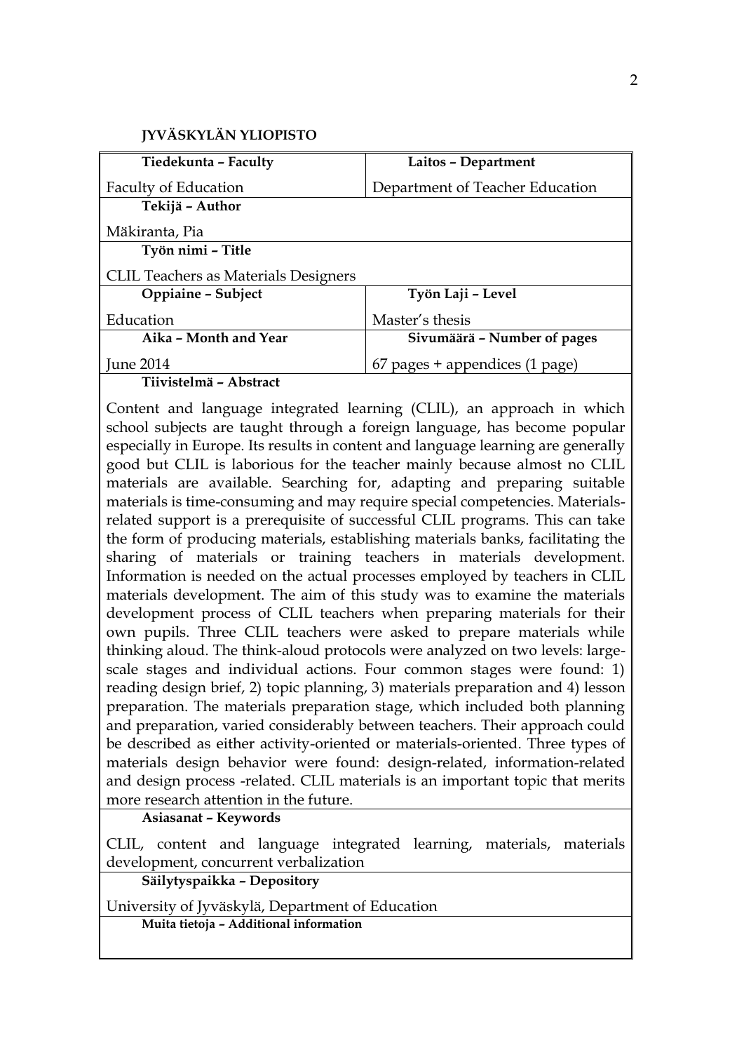**JYVÄSKYLÄN YLIOPISTO**

| **Tiedekunta – Faculty** | **Laitos – Department** |
|---|---|
| Faculty of Education | Department of Teacher Education |
| **Tekijä – Author** | |
| Mäkiranta, Pia | |
| **Työn nimi – Title** | |
| CLIL Teachers as Materials Designers | |
| **Oppiaine – Subject** | **Työn Laji – Level** |
| Education | Master's thesis |
| **Aika – Month and Year** | **Sivumäärä – Number of pages** |
| June 2014 | 67 pages + appendices (1 page) |

**Tiivistelmä – Abstract**

Content and language integrated learning (CLIL), an approach in which school subjects are taught through a foreign language, has become popular especially in Europe. Its results in content and language learning are generally good but CLIL is laborious for the teacher mainly because almost no CLIL materials are available. Searching for, adapting and preparing suitable materials is time-consuming and may require special competencies. Materials-related support is a prerequisite of successful CLIL programs. This can take the form of producing materials, establishing materials banks, facilitating the sharing of materials or training teachers in materials development. Information is needed on the actual processes employed by teachers in CLIL materials development. The aim of this study was to examine the materials development process of CLIL teachers when preparing materials for their own pupils. Three CLIL teachers were asked to prepare materials while thinking aloud. The think-aloud protocols were analyzed on two levels: large-scale stages and individual actions. Four common stages were found: 1) reading design brief, 2) topic planning, 3) materials preparation and 4) lesson preparation. The materials preparation stage, which included both planning and preparation, varied considerably between teachers. Their approach could be described as either activity-oriented or materials-oriented. Three types of materials design behavior were found: design-related, information-related and design process -related. CLIL materials is an important topic that merits more research attention in the future.

**Asiasanat – Keywords**

CLIL, content and language integrated learning, materials, materials development, concurrent verbalization

**Säilytyspaikka – Depository**

University of Jyväskylä, Department of Education

**Muita tietoja – Additional information**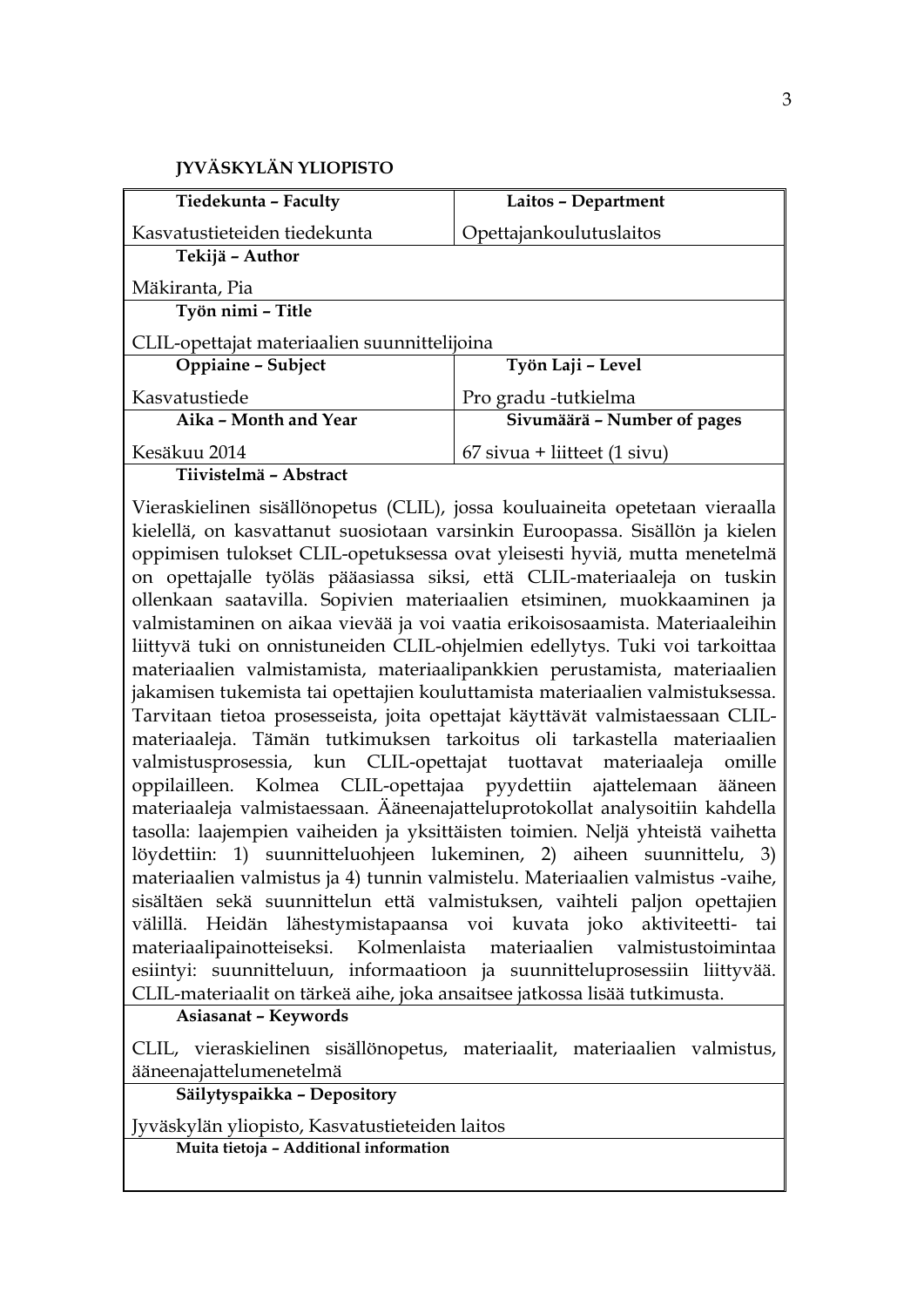**JYVÄSKYLÄN YLIOPISTO**

| **Tiedekunta – Faculty** | **Laitos – Department** |
|---|---|
| Kasvatustieteiden tiedekunta | Opettajankoulutuslaitos |
| **Tekijä – Author** | |
| Mäkiranta, Pia | |
| **Työn nimi – Title** | |
| CLIL-opettajat materiaalien suunnittelijoina | |
| **Oppiaine – Subject** | **Työn Laji – Level** |
| Kasvatustiede | Pro gradu -tutkielma |
| **Aika – Month and Year** | **Sivumäärä – Number of pages** |
| Kesäkuu 2014 | 67 sivua + liitteet (1 sivu) |

**Tiivistelmä – Abstract**

Vieraskielinen sisällönopetus (CLIL), jossa kouluaineita opetetaan vieraalla kielellä, on kasvattanut suosiotaan varsinkin Euroopassa. Sisällön ja kielen oppimisen tulokset CLIL-opetuksessa ovat yleisesti hyviä, mutta menetelmä on opettajalle työläs pääasiassa siksi, että CLIL-materiaaleja on tuskin ollenkaan saatavilla. Sopivien materiaalien etsiminen, muokkaaminen ja valmistaminen on aikaa vievää ja voi vaatia erikoisosaamista. Materiaaleihin liittyvä tuki on onnistuneiden CLIL-ohjelmien edellytys. Tuki voi tarkoittaa materiaalien valmistamista, materiaalipankkien perustamista, materiaalien jakamisen tukemista tai opettajien kouluttamista materiaalien valmistuksessa. Tarvitaan tietoa prosesseista, joita opettajat käyttävät valmistaessaan CLIL-materiaaleja. Tämän tutkimuksen tarkoitus oli tarkastella materiaalien valmistusprosessia, kun CLIL-opettajat tuottavat materiaaleja omille oppilailleen. Kolmea CLIL-opettajaa pyydettiin ajattelemaan ääneen materiaaleja valmistaessaan. Ääneenajatteluprotokollat analysoitiin kahdella tasolla: laajempien vaiheiden ja yksittäisten toimien. Neljä yhteistä vaihetta löydettiin: 1) suunnitteluohjeen lukeminen, 2) aiheen suunnittelu, 3) materiaalien valmistus ja 4) tunnin valmistelu. Materiaalien valmistus -vaihe, sisältäen sekä suunnittelun että valmistuksen, vaihteli paljon opettajien välillä. Heidän lähestymistapaansa voi kuvata joko aktiviteetti- tai materiaalipainotteiseksi. Kolmenlaista materiaalien valmistustoimintaa esiintyi: suunnitteluun, informaatioon ja suunnitteluprosessiin liittyvää. CLIL-materiaalit on tärkeä aihe, joka ansaitsee jatkossa lisää tutkimusta.

**Asiasanat – Keywords**

CLIL, vieraskielinen sisällönopetus, materiaalit, materiaalien valmistus, ääneenajattelumenetelmä

**Säilytyspaikka – Depository**

Jyväskylän yliopisto, Kasvatustieteiden laitos

**Muita tietoja – Additional information**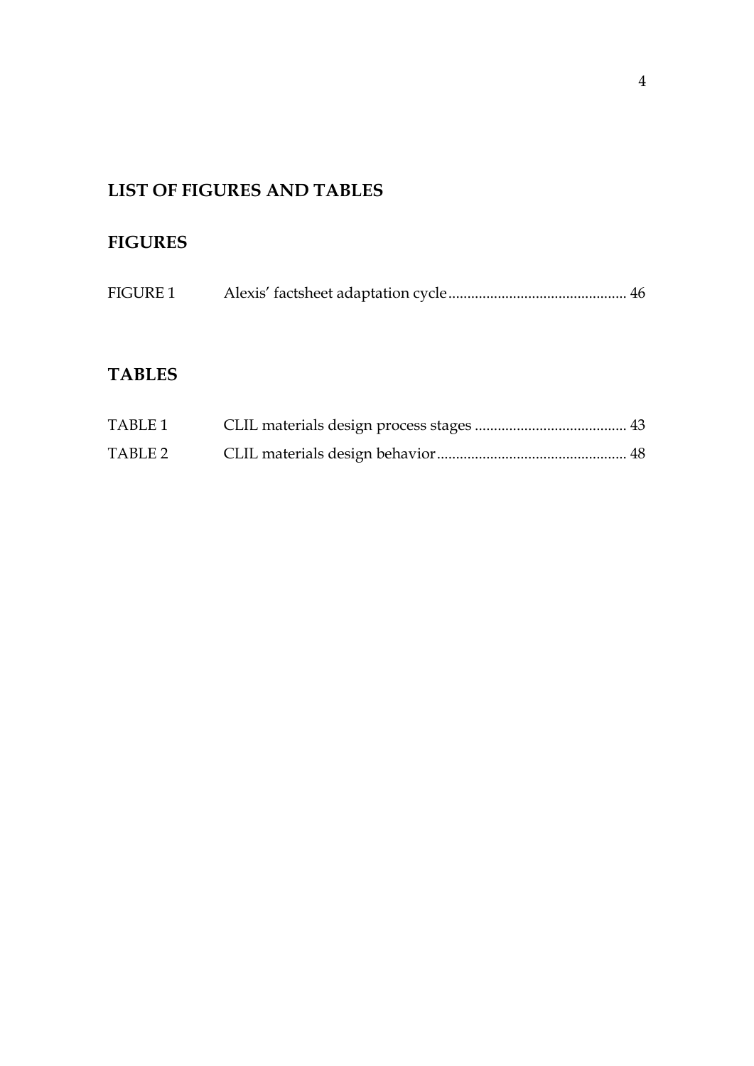# LIST OF FIGURES AND TABLES

## FIGURES

FIGURE 1 Alexis' factsheet adaptation cycle .............................................. 46

## TABLES

TABLE 1 CLIL materials design process stages ........................................ 43

TABLE 2 CLIL materials design behavior .................................................. 48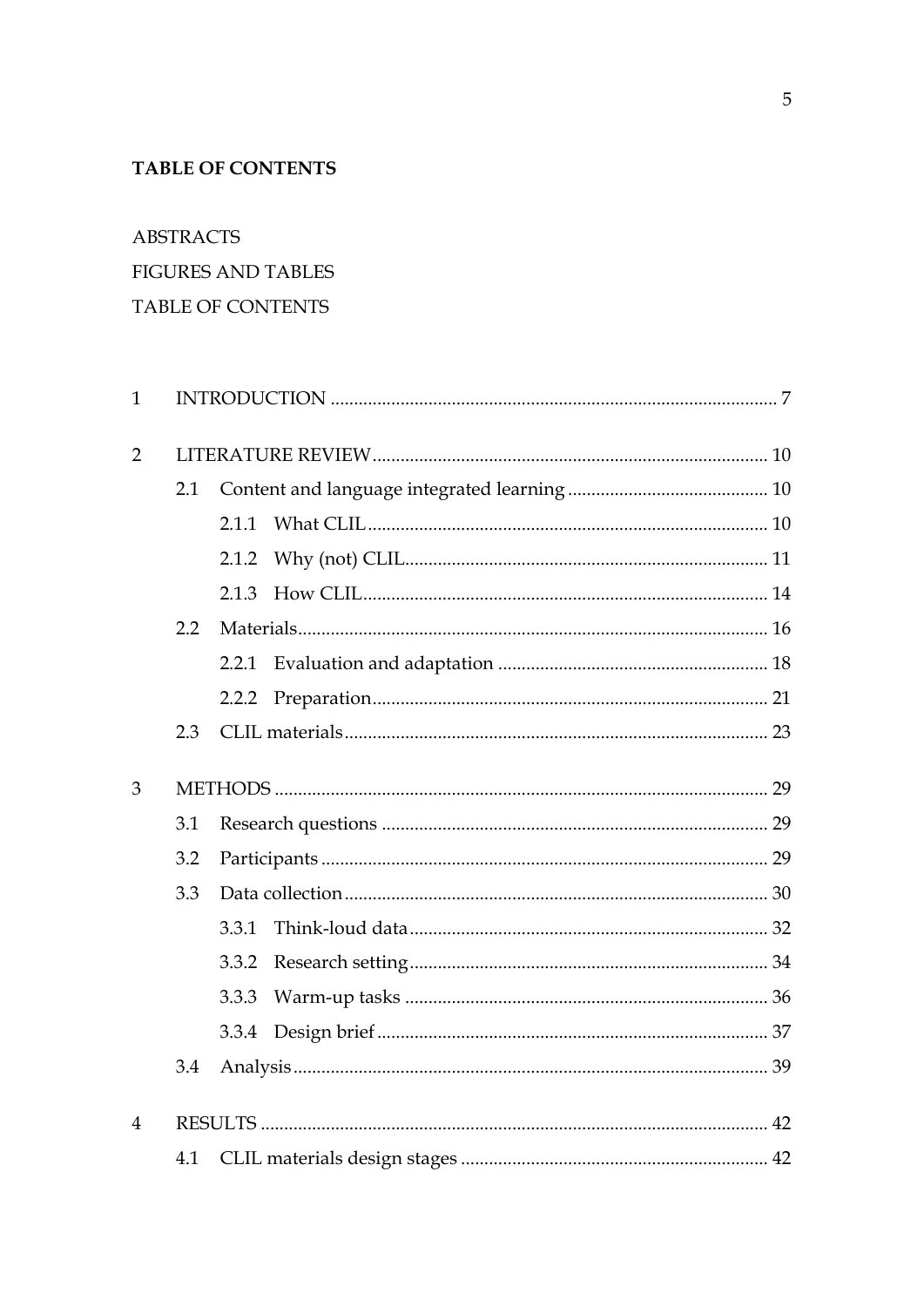**TABLE OF CONTENTS**

ABSTRACTS
FIGURES AND TABLES
TABLE OF CONTENTS

1 INTRODUCTION ............................................................ 7

2 LITERATURE REVIEW ................................................... 10
  2.1 Content and language integrated learning ................... 10
    2.1.1 What CLIL ................................................... 10
    2.1.2 Why (not) CLIL .............................................. 11
    2.1.3 How CLIL .................................................... 14
  2.2 Materials ......................................................... 16
    2.2.1 Evaluation and adaptation .................................. 18
    2.2.2 Preparation .................................................. 21
  2.3 CLIL materials .................................................... 23

3 METHODS ................................................................ 29
  3.1 Research questions .............................................. 29
  3.2 Participants ....................................................... 29
  3.3 Data collection .................................................... 30
    3.3.1 Think-loud data ............................................. 32
    3.3.2 Research setting ............................................ 34
    3.3.3 Warm-up tasks ............................................... 36
    3.3.4 Design brief ................................................. 37
  3.4 Analysis ........................................................... 39

4 RESULTS ................................................................ 42
  4.1 CLIL materials design stages ................................... 42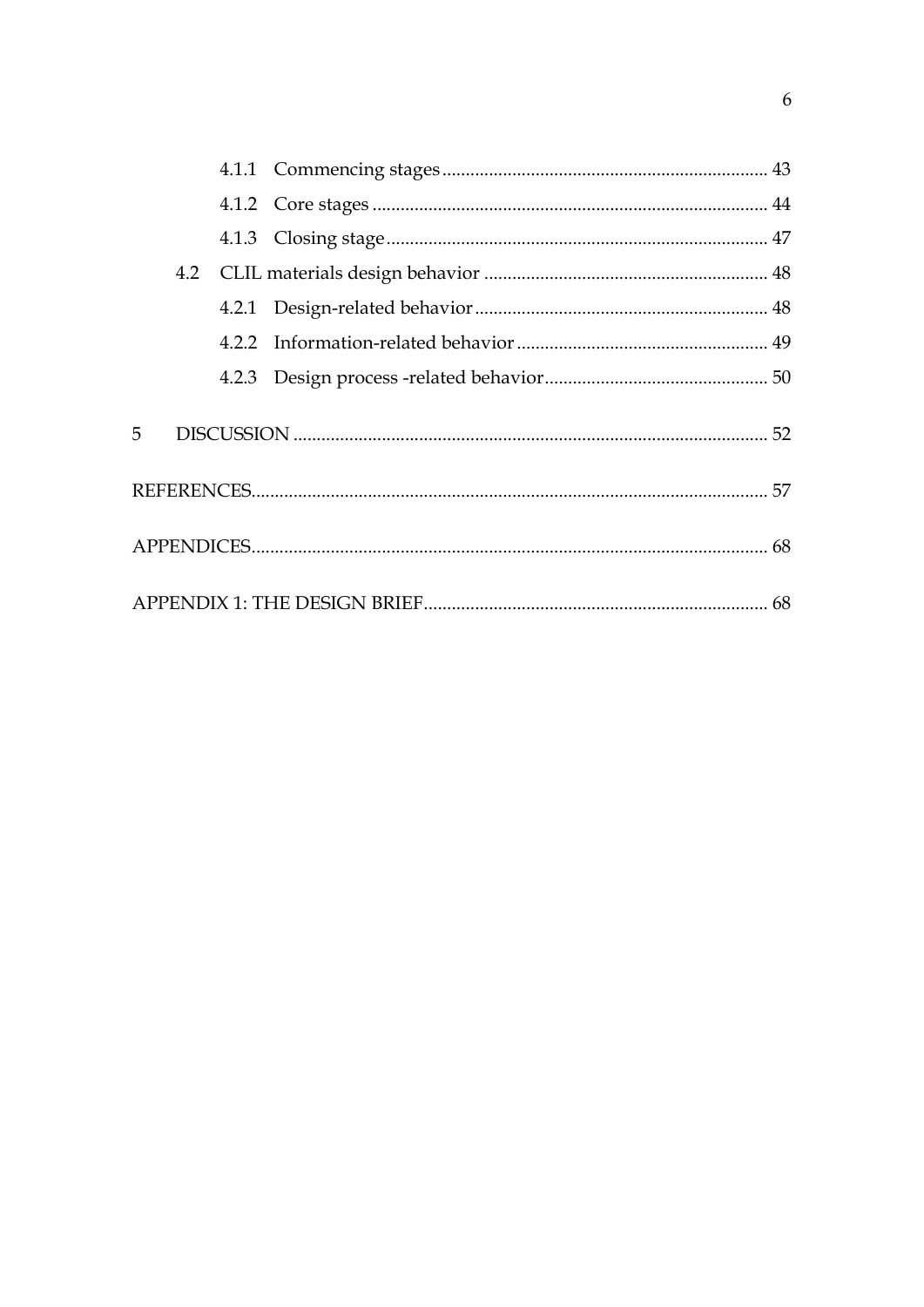4.1.1 Commencing stages ..... 43

4.1.2 Core stages ..... 44

4.1.3 Closing stage ..... 47

4.2 CLIL materials design behavior ..... 48

4.2.1 Design-related behavior ..... 48

4.2.2 Information-related behavior ..... 49

4.2.3 Design process -related behavior ..... 50

5 DISCUSSION ..... 52

REFERENCES ..... 57

APPENDICES ..... 68

APPENDIX 1: THE DESIGN BRIEF ..... 68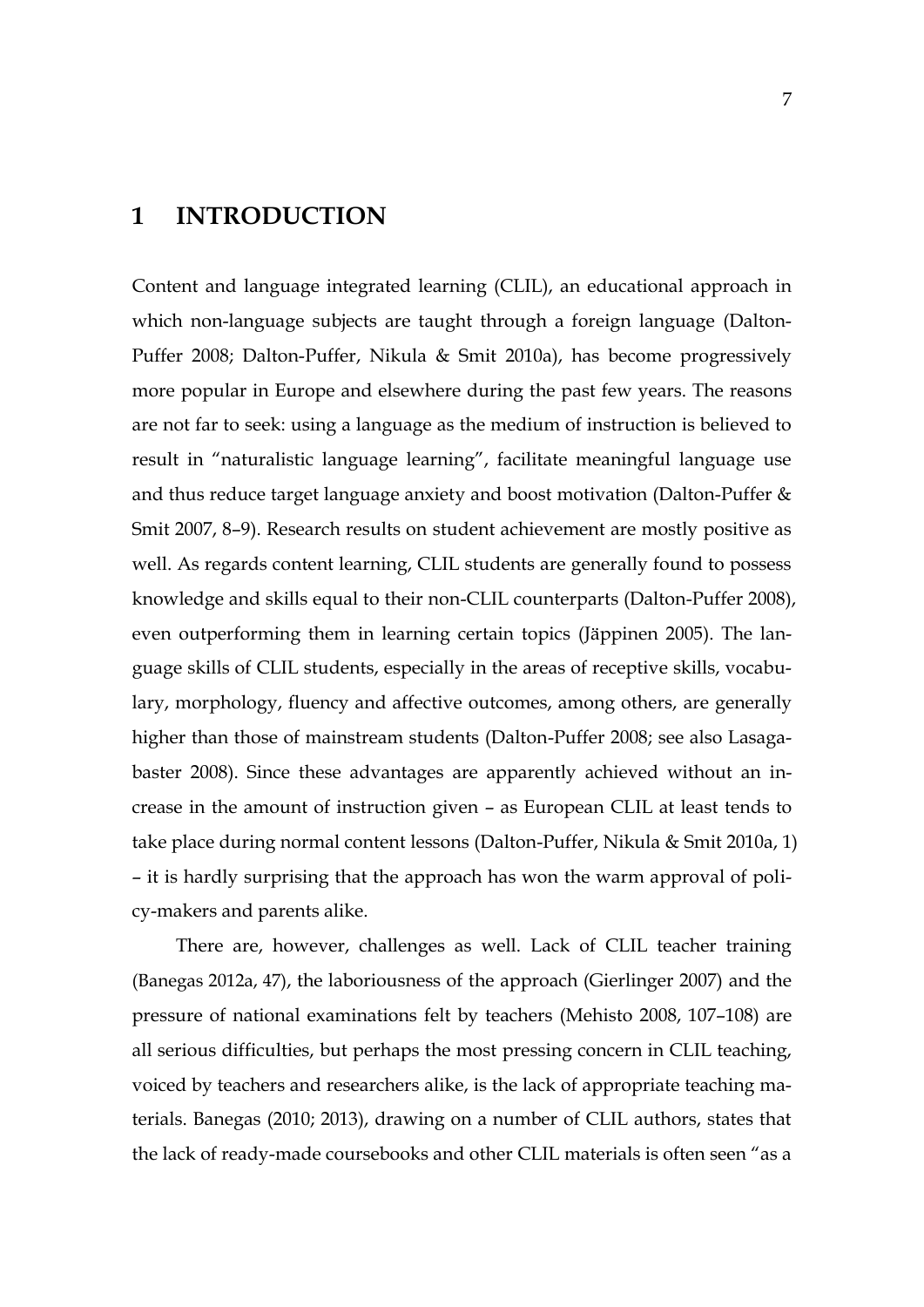# 1 INTRODUCTION

Content and language integrated learning (CLIL), an educational approach in which non-language subjects are taught through a foreign language (Dalton-Puffer 2008; Dalton-Puffer, Nikula & Smit 2010a), has become progressively more popular in Europe and elsewhere during the past few years. The reasons are not far to seek: using a language as the medium of instruction is believed to result in "naturalistic language learning", facilitate meaningful language use and thus reduce target language anxiety and boost motivation (Dalton-Puffer & Smit 2007, 8–9). Research results on student achievement are mostly positive as well. As regards content learning, CLIL students are generally found to possess knowledge and skills equal to their non-CLIL counterparts (Dalton-Puffer 2008), even outperforming them in learning certain topics (Jäppinen 2005). The language skills of CLIL students, especially in the areas of receptive skills, vocabulary, morphology, fluency and affective outcomes, among others, are generally higher than those of mainstream students (Dalton-Puffer 2008; see also Lasagabaster 2008). Since these advantages are apparently achieved without an increase in the amount of instruction given – as European CLIL at least tends to take place during normal content lessons (Dalton-Puffer, Nikula & Smit 2010a, 1) – it is hardly surprising that the approach has won the warm approval of policy-makers and parents alike.

There are, however, challenges as well. Lack of CLIL teacher training (Banegas 2012a, 47), the laboriousness of the approach (Gierlinger 2007) and the pressure of national examinations felt by teachers (Mehisto 2008, 107–108) are all serious difficulties, but perhaps the most pressing concern in CLIL teaching, voiced by teachers and researchers alike, is the lack of appropriate teaching materials. Banegas (2010; 2013), drawing on a number of CLIL authors, states that the lack of ready-made coursebooks and other CLIL materials is often seen "as a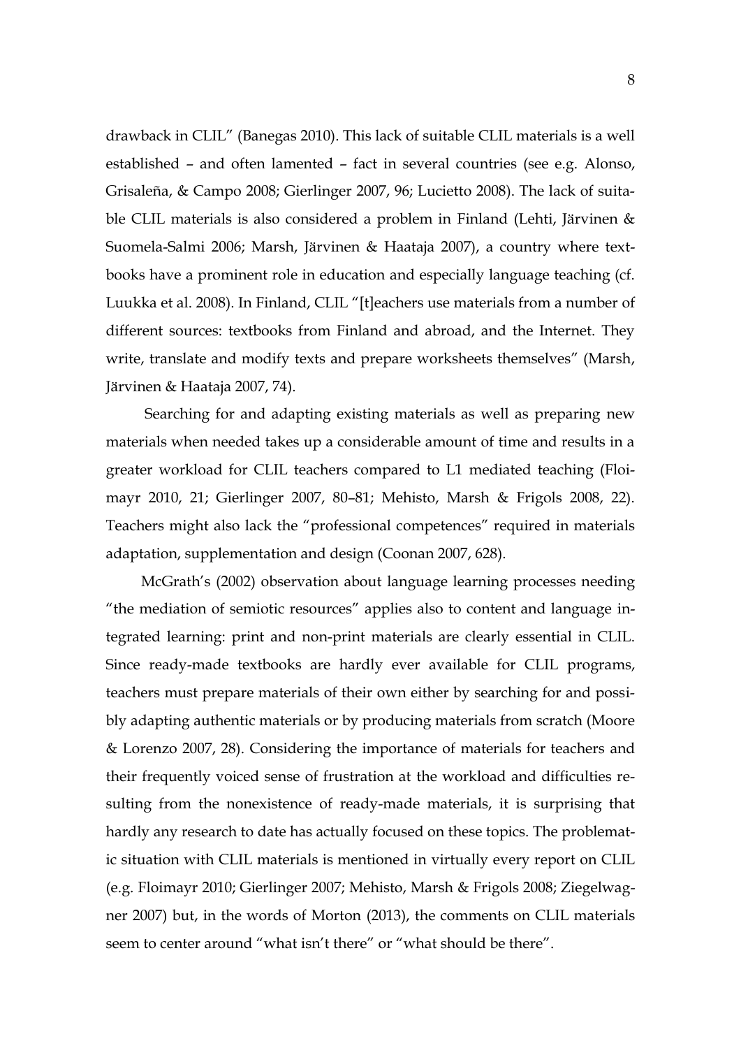drawback in CLIL" (Banegas 2010). This lack of suitable CLIL materials is a well established – and often lamented – fact in several countries (see e.g. Alonso, Grisaleña, & Campo 2008; Gierlinger 2007, 96; Lucietto 2008). The lack of suitable CLIL materials is also considered a problem in Finland (Lehti, Järvinen & Suomela-Salmi 2006; Marsh, Järvinen & Haataja 2007), a country where textbooks have a prominent role in education and especially language teaching (cf. Luukka et al. 2008). In Finland, CLIL "[t]eachers use materials from a number of different sources: textbooks from Finland and abroad, and the Internet. They write, translate and modify texts and prepare worksheets themselves" (Marsh, Järvinen & Haataja 2007, 74).

Searching for and adapting existing materials as well as preparing new materials when needed takes up a considerable amount of time and results in a greater workload for CLIL teachers compared to L1 mediated teaching (Floimayr 2010, 21; Gierlinger 2007, 80–81; Mehisto, Marsh & Frigols 2008, 22). Teachers might also lack the "professional competences" required in materials adaptation, supplementation and design (Coonan 2007, 628).

McGrath's (2002) observation about language learning processes needing "the mediation of semiotic resources" applies also to content and language integrated learning: print and non-print materials are clearly essential in CLIL. Since ready-made textbooks are hardly ever available for CLIL programs, teachers must prepare materials of their own either by searching for and possibly adapting authentic materials or by producing materials from scratch (Moore & Lorenzo 2007, 28). Considering the importance of materials for teachers and their frequently voiced sense of frustration at the workload and difficulties resulting from the nonexistence of ready-made materials, it is surprising that hardly any research to date has actually focused on these topics. The problematic situation with CLIL materials is mentioned in virtually every report on CLIL (e.g. Floimayr 2010; Gierlinger 2007; Mehisto, Marsh & Frigols 2008; Ziegelwagner 2007) but, in the words of Morton (2013), the comments on CLIL materials seem to center around "what isn't there" or "what should be there".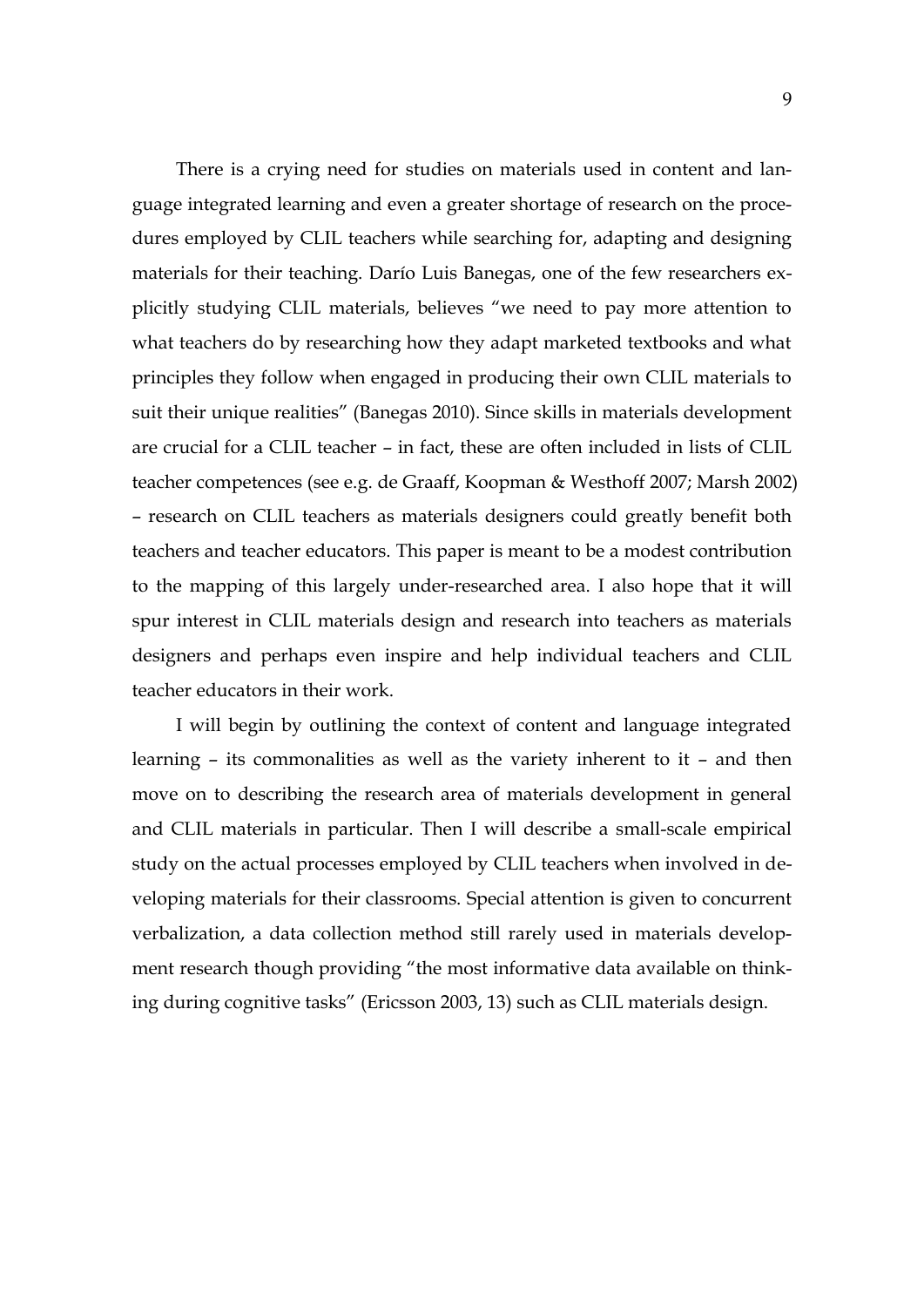There is a crying need for studies on materials used in content and language integrated learning and even a greater shortage of research on the procedures employed by CLIL teachers while searching for, adapting and designing materials for their teaching. Darío Luis Banegas, one of the few researchers explicitly studying CLIL materials, believes "we need to pay more attention to what teachers do by researching how they adapt marketed textbooks and what principles they follow when engaged in producing their own CLIL materials to suit their unique realities" (Banegas 2010). Since skills in materials development are crucial for a CLIL teacher – in fact, these are often included in lists of CLIL teacher competences (see e.g. de Graaff, Koopman & Westhoff 2007; Marsh 2002) – research on CLIL teachers as materials designers could greatly benefit both teachers and teacher educators. This paper is meant to be a modest contribution to the mapping of this largely under-researched area. I also hope that it will spur interest in CLIL materials design and research into teachers as materials designers and perhaps even inspire and help individual teachers and CLIL teacher educators in their work.

I will begin by outlining the context of content and language integrated learning – its commonalities as well as the variety inherent to it – and then move on to describing the research area of materials development in general and CLIL materials in particular. Then I will describe a small-scale empirical study on the actual processes employed by CLIL teachers when involved in developing materials for their classrooms. Special attention is given to concurrent verbalization, a data collection method still rarely used in materials development research though providing "the most informative data available on thinking during cognitive tasks" (Ericsson 2003, 13) such as CLIL materials design.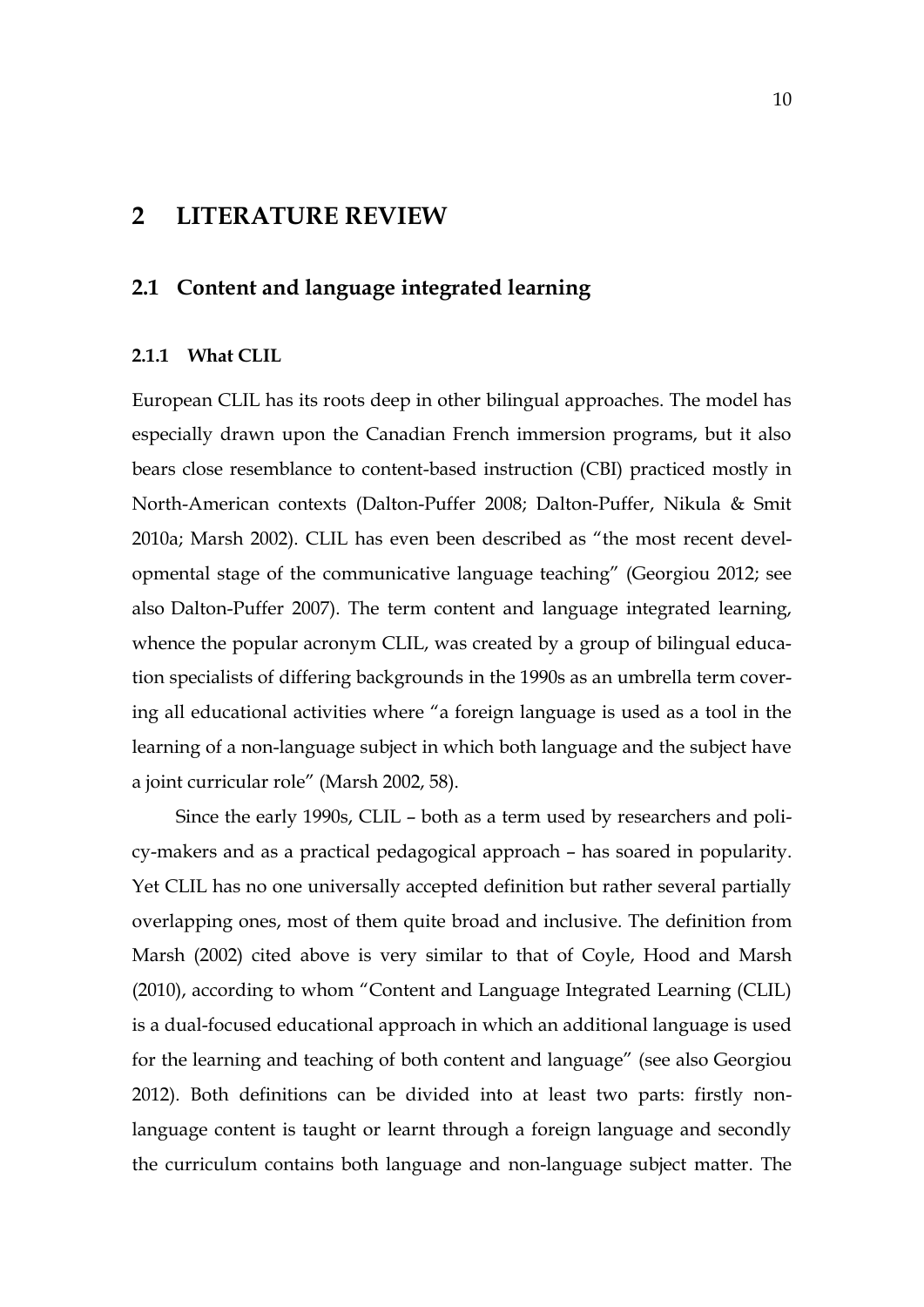# 2 LITERATURE REVIEW

## 2.1 Content and language integrated learning

### 2.1.1 What CLIL

European CLIL has its roots deep in other bilingual approaches. The model has especially drawn upon the Canadian French immersion programs, but it also bears close resemblance to content-based instruction (CBI) practiced mostly in North-American contexts (Dalton-Puffer 2008; Dalton-Puffer, Nikula & Smit 2010a; Marsh 2002). CLIL has even been described as "the most recent developmental stage of the communicative language teaching" (Georgiou 2012; see also Dalton-Puffer 2007). The term content and language integrated learning, whence the popular acronym CLIL, was created by a group of bilingual education specialists of differing backgrounds in the 1990s as an umbrella term covering all educational activities where "a foreign language is used as a tool in the learning of a non-language subject in which both language and the subject have a joint curricular role" (Marsh 2002, 58).

Since the early 1990s, CLIL – both as a term used by researchers and policy-makers and as a practical pedagogical approach – has soared in popularity. Yet CLIL has no one universally accepted definition but rather several partially overlapping ones, most of them quite broad and inclusive. The definition from Marsh (2002) cited above is very similar to that of Coyle, Hood and Marsh (2010), according to whom "Content and Language Integrated Learning (CLIL) is a dual-focused educational approach in which an additional language is used for the learning and teaching of both content and language" (see also Georgiou 2012). Both definitions can be divided into at least two parts: firstly non-language content is taught or learnt through a foreign language and secondly the curriculum contains both language and non-language subject matter. The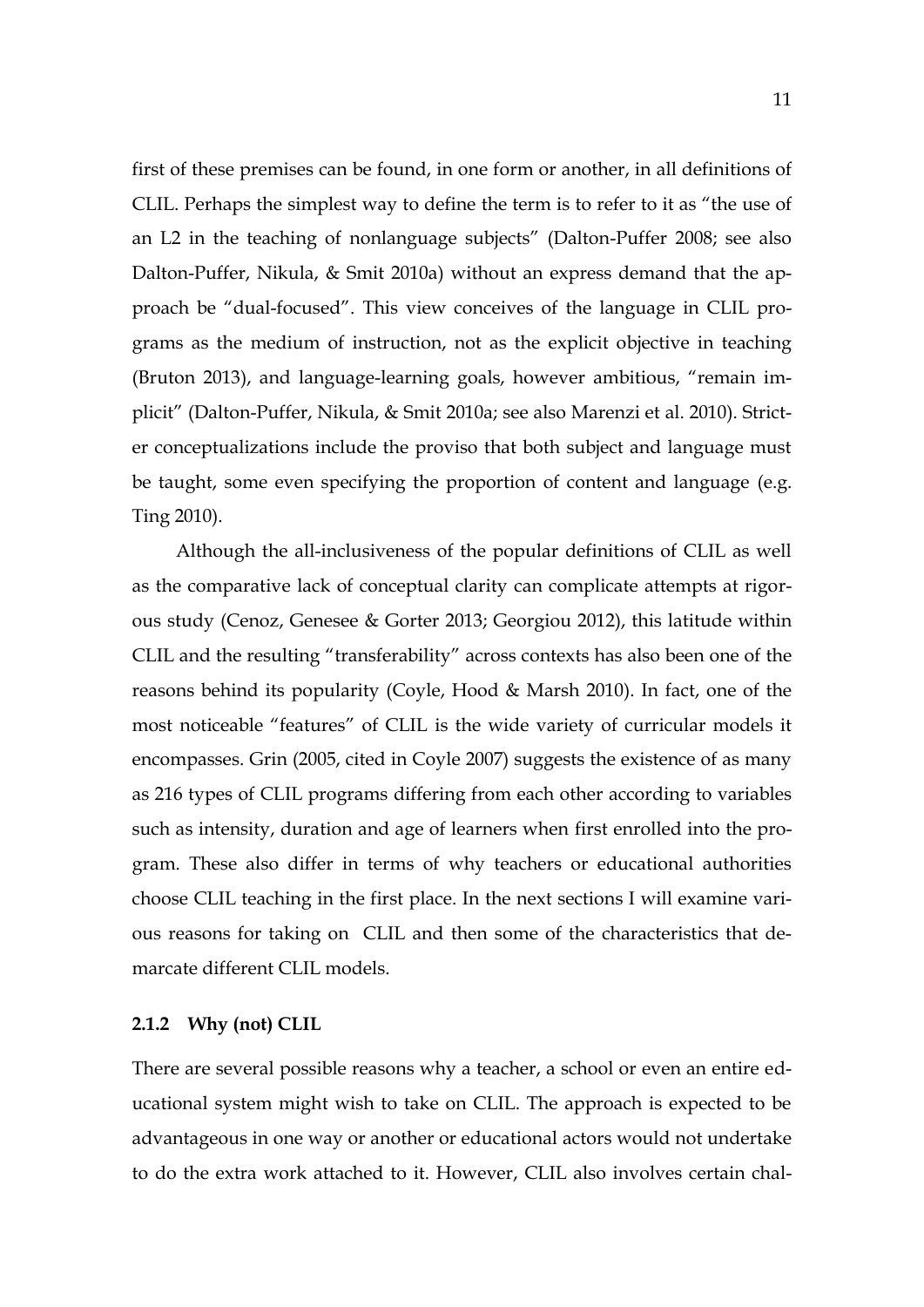first of these premises can be found, in one form or another, in all definitions of CLIL. Perhaps the simplest way to define the term is to refer to it as "the use of an L2 in the teaching of nonlanguage subjects" (Dalton-Puffer 2008; see also Dalton-Puffer, Nikula, & Smit 2010a) without an express demand that the approach be "dual-focused". This view conceives of the language in CLIL programs as the medium of instruction, not as the explicit objective in teaching (Bruton 2013), and language-learning goals, however ambitious, "remain implicit" (Dalton-Puffer, Nikula, & Smit 2010a; see also Marenzi et al. 2010). Stricter conceptualizations include the proviso that both subject and language must be taught, some even specifying the proportion of content and language (e.g. Ting 2010).

Although the all-inclusiveness of the popular definitions of CLIL as well as the comparative lack of conceptual clarity can complicate attempts at rigorous study (Cenoz, Genesee & Gorter 2013; Georgiou 2012), this latitude within CLIL and the resulting "transferability" across contexts has also been one of the reasons behind its popularity (Coyle, Hood & Marsh 2010). In fact, one of the most noticeable "features" of CLIL is the wide variety of curricular models it encompasses. Grin (2005, cited in Coyle 2007) suggests the existence of as many as 216 types of CLIL programs differing from each other according to variables such as intensity, duration and age of learners when first enrolled into the program. These also differ in terms of why teachers or educational authorities choose CLIL teaching in the first place. In the next sections I will examine various reasons for taking on CLIL and then some of the characteristics that demarcate different CLIL models.

### 2.1.2 Why (not) CLIL

There are several possible reasons why a teacher, a school or even an entire educational system might wish to take on CLIL. The approach is expected to be advantageous in one way or another or educational actors would not undertake to do the extra work attached to it. However, CLIL also involves certain chal-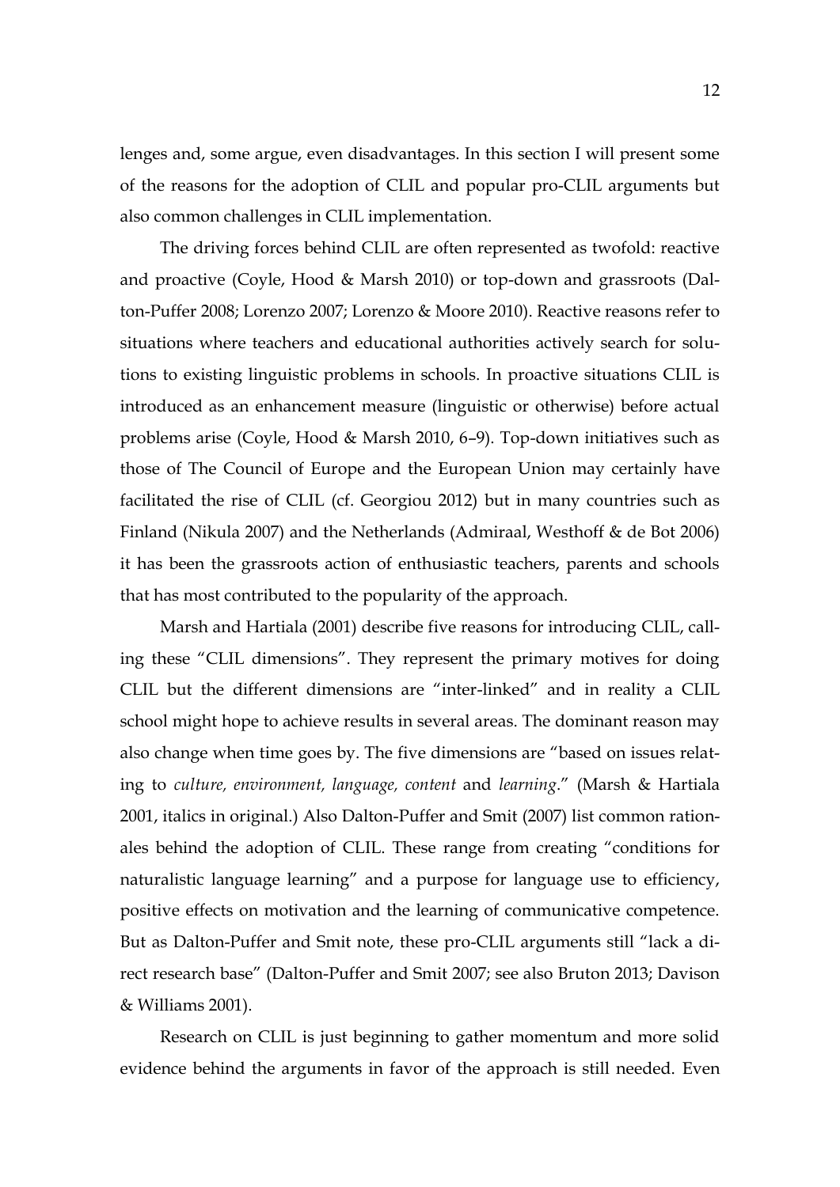lenges and, some argue, even disadvantages. In this section I will present some of the reasons for the adoption of CLIL and popular pro-CLIL arguments but also common challenges in CLIL implementation.

The driving forces behind CLIL are often represented as twofold: reactive and proactive (Coyle, Hood & Marsh 2010) or top-down and grassroots (Dalton-Puffer 2008; Lorenzo 2007; Lorenzo & Moore 2010). Reactive reasons refer to situations where teachers and educational authorities actively search for solutions to existing linguistic problems in schools. In proactive situations CLIL is introduced as an enhancement measure (linguistic or otherwise) before actual problems arise (Coyle, Hood & Marsh 2010, 6–9). Top-down initiatives such as those of The Council of Europe and the European Union may certainly have facilitated the rise of CLIL (cf. Georgiou 2012) but in many countries such as Finland (Nikula 2007) and the Netherlands (Admiraal, Westhoff & de Bot 2006) it has been the grassroots action of enthusiastic teachers, parents and schools that has most contributed to the popularity of the approach.

Marsh and Hartiala (2001) describe five reasons for introducing CLIL, calling these "CLIL dimensions". They represent the primary motives for doing CLIL but the different dimensions are "inter-linked" and in reality a CLIL school might hope to achieve results in several areas. The dominant reason may also change when time goes by. The five dimensions are "based on issues relating to *culture, environment, language, content* and *learning*." (Marsh & Hartiala 2001, italics in original.) Also Dalton-Puffer and Smit (2007) list common rationales behind the adoption of CLIL. These range from creating "conditions for naturalistic language learning" and a purpose for language use to efficiency, positive effects on motivation and the learning of communicative competence. But as Dalton-Puffer and Smit note, these pro-CLIL arguments still "lack a direct research base" (Dalton-Puffer and Smit 2007; see also Bruton 2013; Davison & Williams 2001).

Research on CLIL is just beginning to gather momentum and more solid evidence behind the arguments in favor of the approach is still needed. Even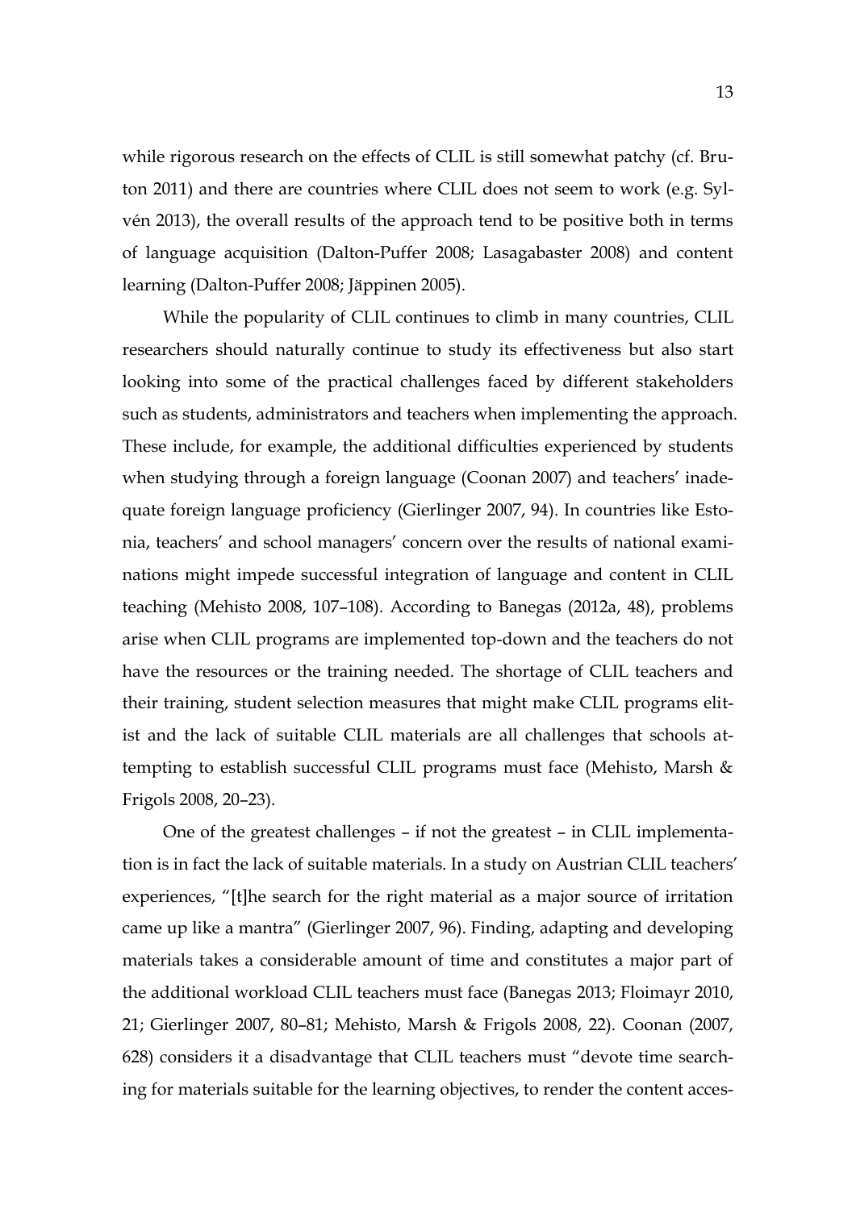while rigorous research on the effects of CLIL is still somewhat patchy (cf. Bruton 2011) and there are countries where CLIL does not seem to work (e.g. Sylvén 2013), the overall results of the approach tend to be positive both in terms of language acquisition (Dalton-Puffer 2008; Lasagabaster 2008) and content learning (Dalton-Puffer 2008; Jäppinen 2005).

While the popularity of CLIL continues to climb in many countries, CLIL researchers should naturally continue to study its effectiveness but also start looking into some of the practical challenges faced by different stakeholders such as students, administrators and teachers when implementing the approach. These include, for example, the additional difficulties experienced by students when studying through a foreign language (Coonan 2007) and teachers' inadequate foreign language proficiency (Gierlinger 2007, 94). In countries like Estonia, teachers' and school managers' concern over the results of national examinations might impede successful integration of language and content in CLIL teaching (Mehisto 2008, 107–108). According to Banegas (2012a, 48), problems arise when CLIL programs are implemented top-down and the teachers do not have the resources or the training needed. The shortage of CLIL teachers and their training, student selection measures that might make CLIL programs elitist and the lack of suitable CLIL materials are all challenges that schools attempting to establish successful CLIL programs must face (Mehisto, Marsh & Frigols 2008, 20–23).

One of the greatest challenges – if not the greatest – in CLIL implementation is in fact the lack of suitable materials. In a study on Austrian CLIL teachers' experiences, "[t]he search for the right material as a major source of irritation came up like a mantra" (Gierlinger 2007, 96). Finding, adapting and developing materials takes a considerable amount of time and constitutes a major part of the additional workload CLIL teachers must face (Banegas 2013; Floimayr 2010, 21; Gierlinger 2007, 80–81; Mehisto, Marsh & Frigols 2008, 22). Coonan (2007, 628) considers it a disadvantage that CLIL teachers must "devote time searching for materials suitable for the learning objectives, to render the content acces-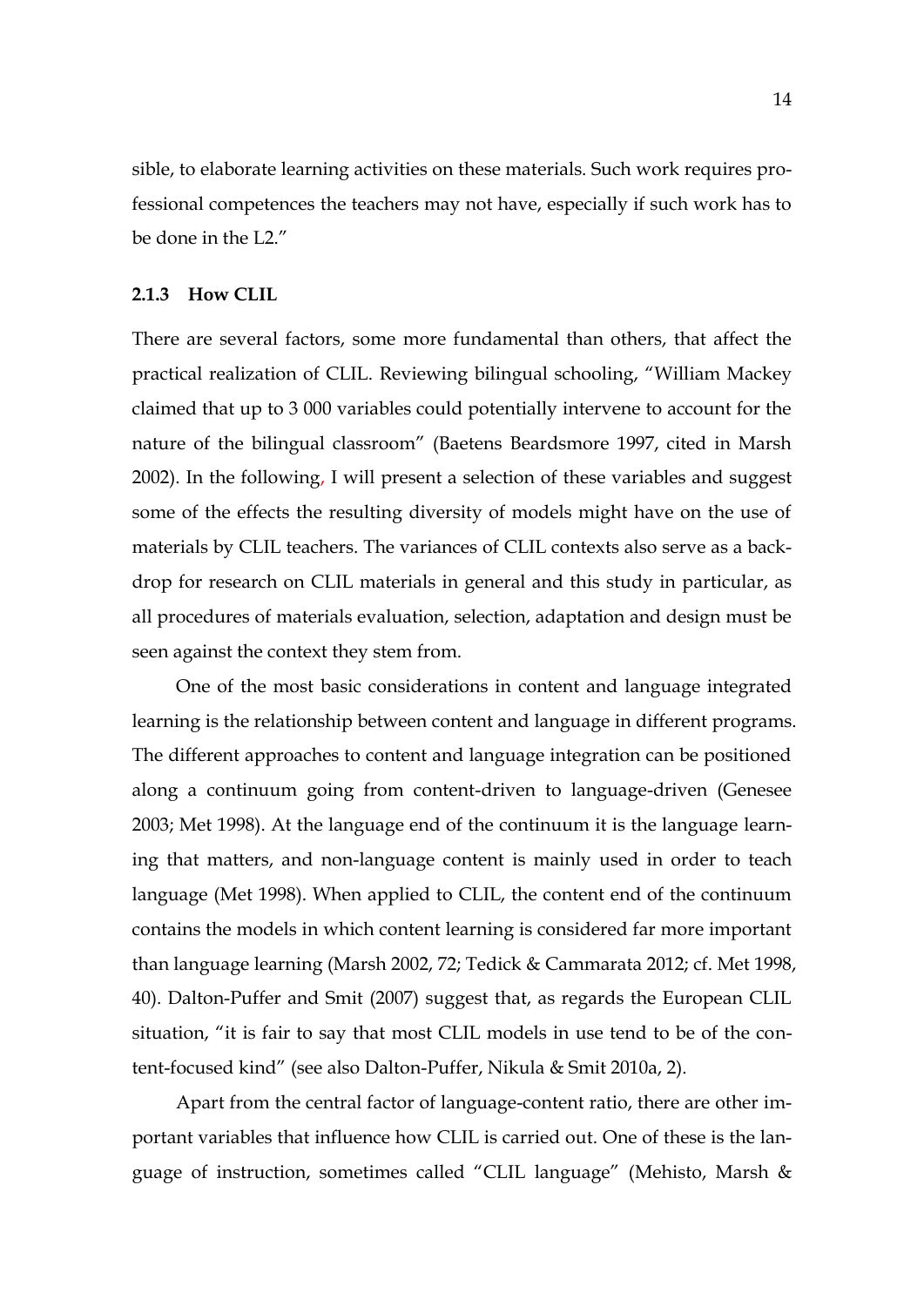sible, to elaborate learning activities on these materials. Such work requires professional competences the teachers may not have, especially if such work has to be done in the L2."

### 2.1.3 How CLIL

There are several factors, some more fundamental than others, that affect the practical realization of CLIL. Reviewing bilingual schooling, "William Mackey claimed that up to 3 000 variables could potentially intervene to account for the nature of the bilingual classroom" (Baetens Beardsmore 1997, cited in Marsh 2002). In the following, I will present a selection of these variables and suggest some of the effects the resulting diversity of models might have on the use of materials by CLIL teachers. The variances of CLIL contexts also serve as a backdrop for research on CLIL materials in general and this study in particular, as all procedures of materials evaluation, selection, adaptation and design must be seen against the context they stem from.

One of the most basic considerations in content and language integrated learning is the relationship between content and language in different programs. The different approaches to content and language integration can be positioned along a continuum going from content-driven to language-driven (Genesee 2003; Met 1998). At the language end of the continuum it is the language learning that matters, and non-language content is mainly used in order to teach language (Met 1998). When applied to CLIL, the content end of the continuum contains the models in which content learning is considered far more important than language learning (Marsh 2002, 72; Tedick & Cammarata 2012; cf. Met 1998, 40). Dalton-Puffer and Smit (2007) suggest that, as regards the European CLIL situation, "it is fair to say that most CLIL models in use tend to be of the content-focused kind" (see also Dalton-Puffer, Nikula & Smit 2010a, 2).

Apart from the central factor of language-content ratio, there are other important variables that influence how CLIL is carried out. One of these is the language of instruction, sometimes called "CLIL language" (Mehisto, Marsh &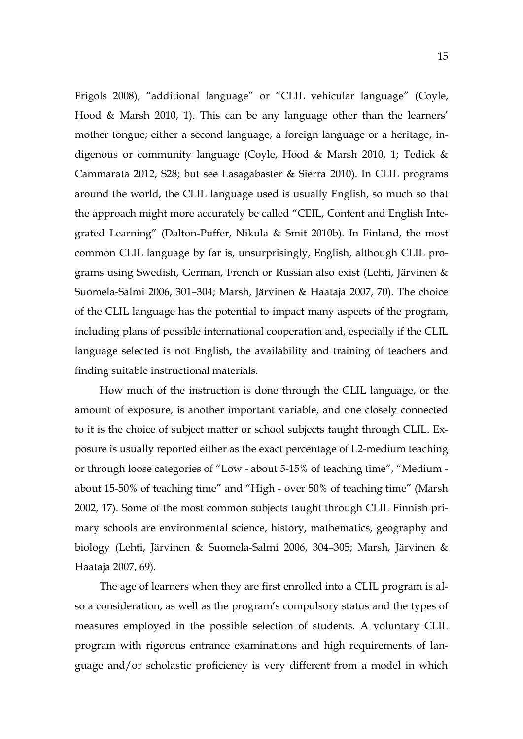Frigols 2008), "additional language" or "CLIL vehicular language" (Coyle, Hood & Marsh 2010, 1). This can be any language other than the learners' mother tongue; either a second language, a foreign language or a heritage, indigenous or community language (Coyle, Hood & Marsh 2010, 1; Tedick & Cammarata 2012, S28; but see Lasagabaster & Sierra 2010). In CLIL programs around the world, the CLIL language used is usually English, so much so that the approach might more accurately be called "CEIL, Content and English Integrated Learning" (Dalton-Puffer, Nikula & Smit 2010b). In Finland, the most common CLIL language by far is, unsurprisingly, English, although CLIL programs using Swedish, German, French or Russian also exist (Lehti, Järvinen & Suomela-Salmi 2006, 301–304; Marsh, Järvinen & Haataja 2007, 70). The choice of the CLIL language has the potential to impact many aspects of the program, including plans of possible international cooperation and, especially if the CLIL language selected is not English, the availability and training of teachers and finding suitable instructional materials.

How much of the instruction is done through the CLIL language, or the amount of exposure, is another important variable, and one closely connected to it is the choice of subject matter or school subjects taught through CLIL. Exposure is usually reported either as the exact percentage of L2-medium teaching or through loose categories of "Low - about 5-15% of teaching time", "Medium - about 15-50% of teaching time" and "High - over 50% of teaching time" (Marsh 2002, 17). Some of the most common subjects taught through CLIL Finnish primary schools are environmental science, history, mathematics, geography and biology (Lehti, Järvinen & Suomela-Salmi 2006, 304–305; Marsh, Järvinen & Haataja 2007, 69).

The age of learners when they are first enrolled into a CLIL program is also a consideration, as well as the program's compulsory status and the types of measures employed in the possible selection of students. A voluntary CLIL program with rigorous entrance examinations and high requirements of language and/or scholastic proficiency is very different from a model in which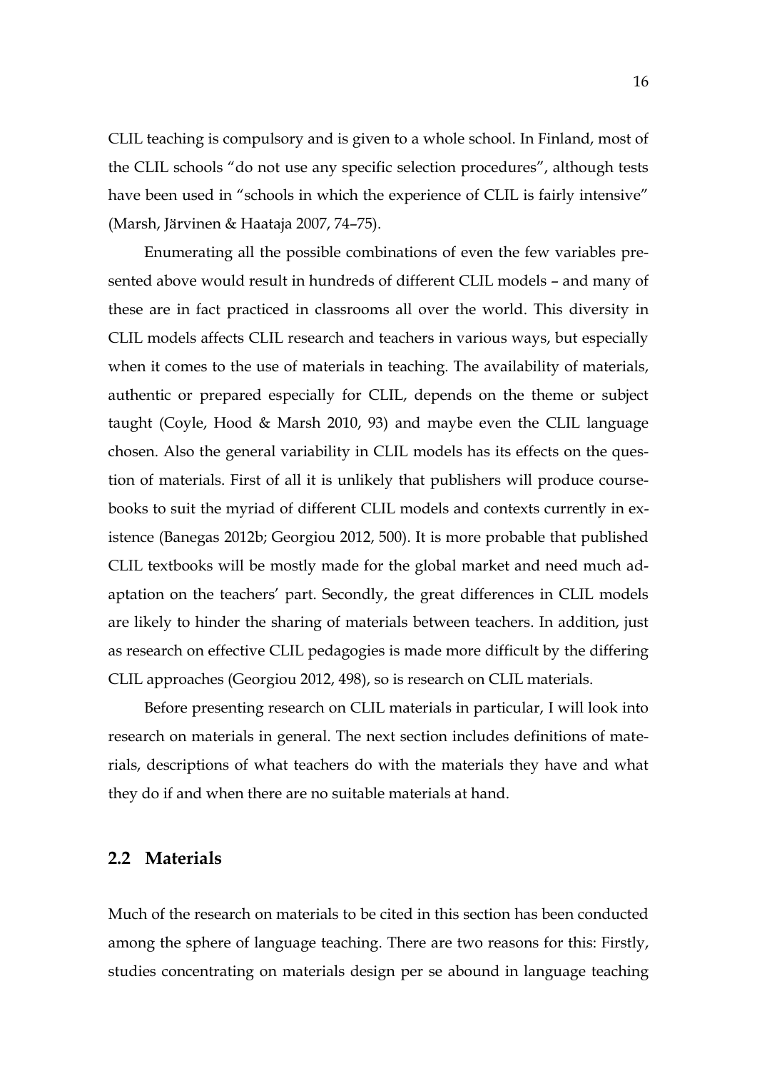CLIL teaching is compulsory and is given to a whole school. In Finland, most of the CLIL schools "do not use any specific selection procedures", although tests have been used in "schools in which the experience of CLIL is fairly intensive" (Marsh, Järvinen & Haataja 2007, 74–75).

Enumerating all the possible combinations of even the few variables presented above would result in hundreds of different CLIL models – and many of these are in fact practiced in classrooms all over the world. This diversity in CLIL models affects CLIL research and teachers in various ways, but especially when it comes to the use of materials in teaching. The availability of materials, authentic or prepared especially for CLIL, depends on the theme or subject taught (Coyle, Hood & Marsh 2010, 93) and maybe even the CLIL language chosen. Also the general variability in CLIL models has its effects on the question of materials. First of all it is unlikely that publishers will produce coursebooks to suit the myriad of different CLIL models and contexts currently in existence (Banegas 2012b; Georgiou 2012, 500). It is more probable that published CLIL textbooks will be mostly made for the global market and need much adaptation on the teachers' part. Secondly, the great differences in CLIL models are likely to hinder the sharing of materials between teachers. In addition, just as research on effective CLIL pedagogies is made more difficult by the differing CLIL approaches (Georgiou 2012, 498), so is research on CLIL materials.

Before presenting research on CLIL materials in particular, I will look into research on materials in general. The next section includes definitions of materials, descriptions of what teachers do with the materials they have and what they do if and when there are no suitable materials at hand.

## 2.2 Materials

Much of the research on materials to be cited in this section has been conducted among the sphere of language teaching. There are two reasons for this: Firstly, studies concentrating on materials design per se abound in language teaching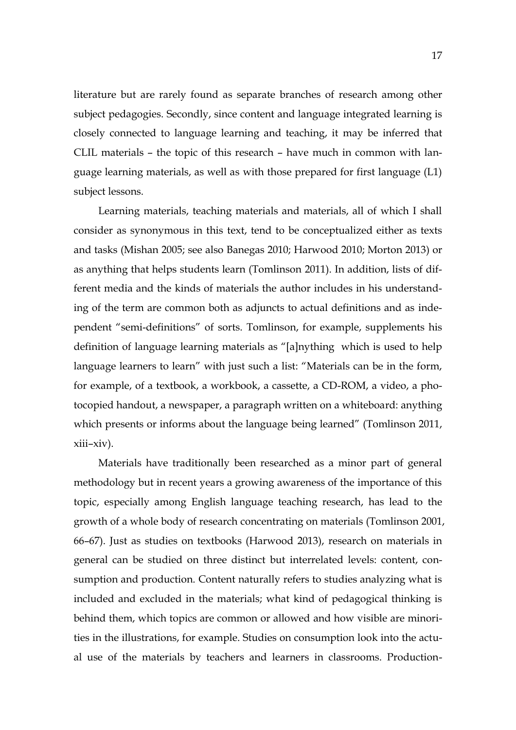literature but are rarely found as separate branches of research among other subject pedagogies. Secondly, since content and language integrated learning is closely connected to language learning and teaching, it may be inferred that CLIL materials – the topic of this research – have much in common with language learning materials, as well as with those prepared for first language (L1) subject lessons.

Learning materials, teaching materials and materials, all of which I shall consider as synonymous in this text, tend to be conceptualized either as texts and tasks (Mishan 2005; see also Banegas 2010; Harwood 2010; Morton 2013) or as anything that helps students learn (Tomlinson 2011). In addition, lists of different media and the kinds of materials the author includes in his understanding of the term are common both as adjuncts to actual definitions and as independent "semi-definitions" of sorts. Tomlinson, for example, supplements his definition of language learning materials as "[a]nything which is used to help language learners to learn" with just such a list: "Materials can be in the form, for example, of a textbook, a workbook, a cassette, a CD-ROM, a video, a photocopied handout, a newspaper, a paragraph written on a whiteboard: anything which presents or informs about the language being learned" (Tomlinson 2011, xiii–xiv).

Materials have traditionally been researched as a minor part of general methodology but in recent years a growing awareness of the importance of this topic, especially among English language teaching research, has lead to the growth of a whole body of research concentrating on materials (Tomlinson 2001, 66–67). Just as studies on textbooks (Harwood 2013), research on materials in general can be studied on three distinct but interrelated levels: content, consumption and production. Content naturally refers to studies analyzing what is included and excluded in the materials; what kind of pedagogical thinking is behind them, which topics are common or allowed and how visible are minorities in the illustrations, for example. Studies on consumption look into the actual use of the materials by teachers and learners in classrooms. Production-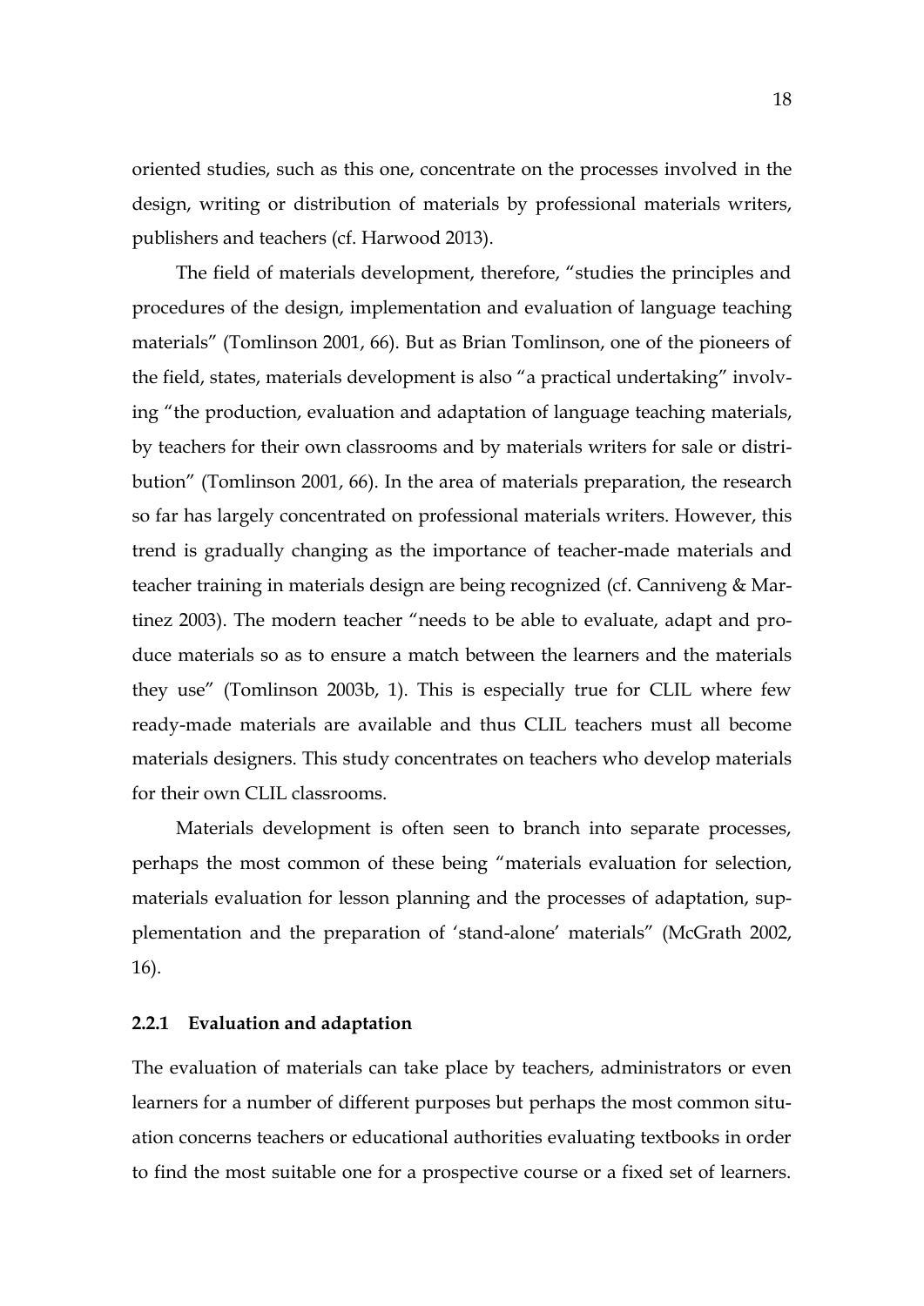oriented studies, such as this one, concentrate on the processes involved in the design, writing or distribution of materials by professional materials writers, publishers and teachers (cf. Harwood 2013).

The field of materials development, therefore, "studies the principles and procedures of the design, implementation and evaluation of language teaching materials" (Tomlinson 2001, 66). But as Brian Tomlinson, one of the pioneers of the field, states, materials development is also "a practical undertaking" involving "the production, evaluation and adaptation of language teaching materials, by teachers for their own classrooms and by materials writers for sale or distribution" (Tomlinson 2001, 66). In the area of materials preparation, the research so far has largely concentrated on professional materials writers. However, this trend is gradually changing as the importance of teacher-made materials and teacher training in materials design are being recognized (cf. Canniveng & Martinez 2003). The modern teacher "needs to be able to evaluate, adapt and produce materials so as to ensure a match between the learners and the materials they use" (Tomlinson 2003b, 1). This is especially true for CLIL where few ready-made materials are available and thus CLIL teachers must all become materials designers. This study concentrates on teachers who develop materials for their own CLIL classrooms.

Materials development is often seen to branch into separate processes, perhaps the most common of these being "materials evaluation for selection, materials evaluation for lesson planning and the processes of adaptation, supplementation and the preparation of 'stand-alone' materials" (McGrath 2002, 16).

### 2.2.1 Evaluation and adaptation

The evaluation of materials can take place by teachers, administrators or even learners for a number of different purposes but perhaps the most common situation concerns teachers or educational authorities evaluating textbooks in order to find the most suitable one for a prospective course or a fixed set of learners.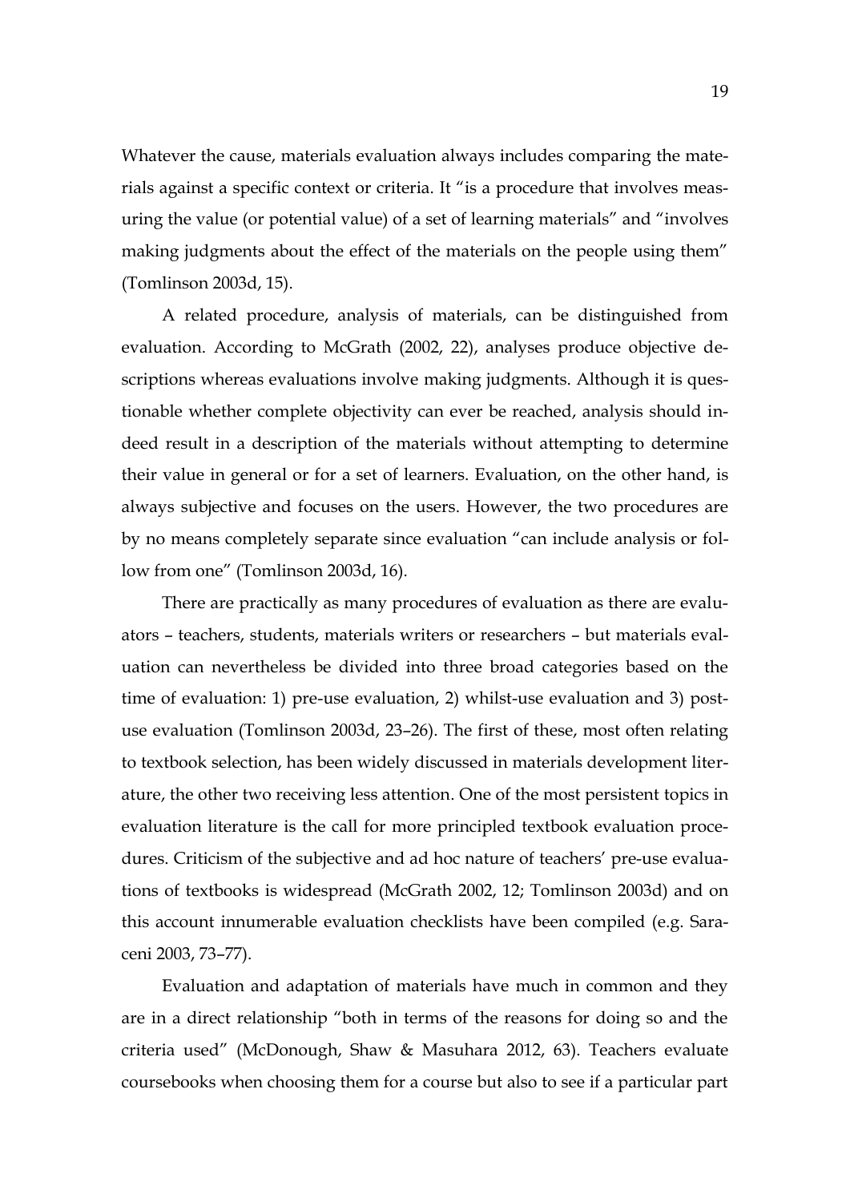Whatever the cause, materials evaluation always includes comparing the materials against a specific context or criteria. It "is a procedure that involves measuring the value (or potential value) of a set of learning materials" and "involves making judgments about the effect of the materials on the people using them" (Tomlinson 2003d, 15).

A related procedure, analysis of materials, can be distinguished from evaluation. According to McGrath (2002, 22), analyses produce objective descriptions whereas evaluations involve making judgments. Although it is questionable whether complete objectivity can ever be reached, analysis should indeed result in a description of the materials without attempting to determine their value in general or for a set of learners. Evaluation, on the other hand, is always subjective and focuses on the users. However, the two procedures are by no means completely separate since evaluation "can include analysis or follow from one" (Tomlinson 2003d, 16).

There are practically as many procedures of evaluation as there are evaluators – teachers, students, materials writers or researchers – but materials evaluation can nevertheless be divided into three broad categories based on the time of evaluation: 1) pre-use evaluation, 2) whilst-use evaluation and 3) post-use evaluation (Tomlinson 2003d, 23–26). The first of these, most often relating to textbook selection, has been widely discussed in materials development literature, the other two receiving less attention. One of the most persistent topics in evaluation literature is the call for more principled textbook evaluation procedures. Criticism of the subjective and ad hoc nature of teachers' pre-use evaluations of textbooks is widespread (McGrath 2002, 12; Tomlinson 2003d) and on this account innumerable evaluation checklists have been compiled (e.g. Saraceni 2003, 73–77).

Evaluation and adaptation of materials have much in common and they are in a direct relationship "both in terms of the reasons for doing so and the criteria used" (McDonough, Shaw & Masuhara 2012, 63). Teachers evaluate coursebooks when choosing them for a course but also to see if a particular part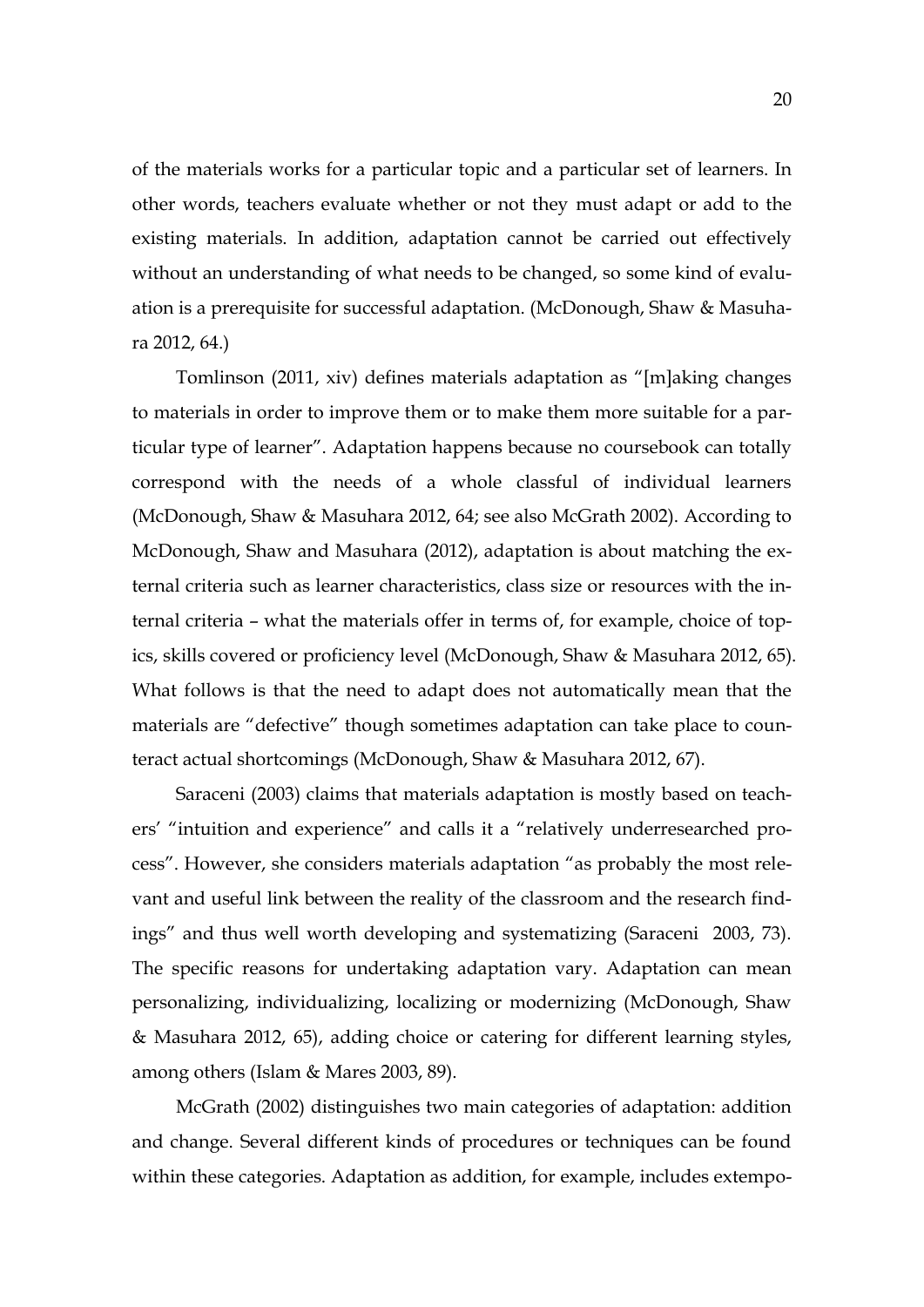of the materials works for a particular topic and a particular set of learners. In other words, teachers evaluate whether or not they must adapt or add to the existing materials. In addition, adaptation cannot be carried out effectively without an understanding of what needs to be changed, so some kind of evaluation is a prerequisite for successful adaptation. (McDonough, Shaw & Masuhara 2012, 64.)

Tomlinson (2011, xiv) defines materials adaptation as "[m]aking changes to materials in order to improve them or to make them more suitable for a particular type of learner". Adaptation happens because no coursebook can totally correspond with the needs of a whole classful of individual learners (McDonough, Shaw & Masuhara 2012, 64; see also McGrath 2002). According to McDonough, Shaw and Masuhara (2012), adaptation is about matching the external criteria such as learner characteristics, class size or resources with the internal criteria – what the materials offer in terms of, for example, choice of topics, skills covered or proficiency level (McDonough, Shaw & Masuhara 2012, 65). What follows is that the need to adapt does not automatically mean that the materials are "defective" though sometimes adaptation can take place to counteract actual shortcomings (McDonough, Shaw & Masuhara 2012, 67).

Saraceni (2003) claims that materials adaptation is mostly based on teachers' "intuition and experience" and calls it a "relatively underresearched process". However, she considers materials adaptation "as probably the most relevant and useful link between the reality of the classroom and the research findings" and thus well worth developing and systematizing (Saraceni 2003, 73). The specific reasons for undertaking adaptation vary. Adaptation can mean personalizing, individualizing, localizing or modernizing (McDonough, Shaw & Masuhara 2012, 65), adding choice or catering for different learning styles, among others (Islam & Mares 2003, 89).

McGrath (2002) distinguishes two main categories of adaptation: addition and change. Several different kinds of procedures or techniques can be found within these categories. Adaptation as addition, for example, includes extempo-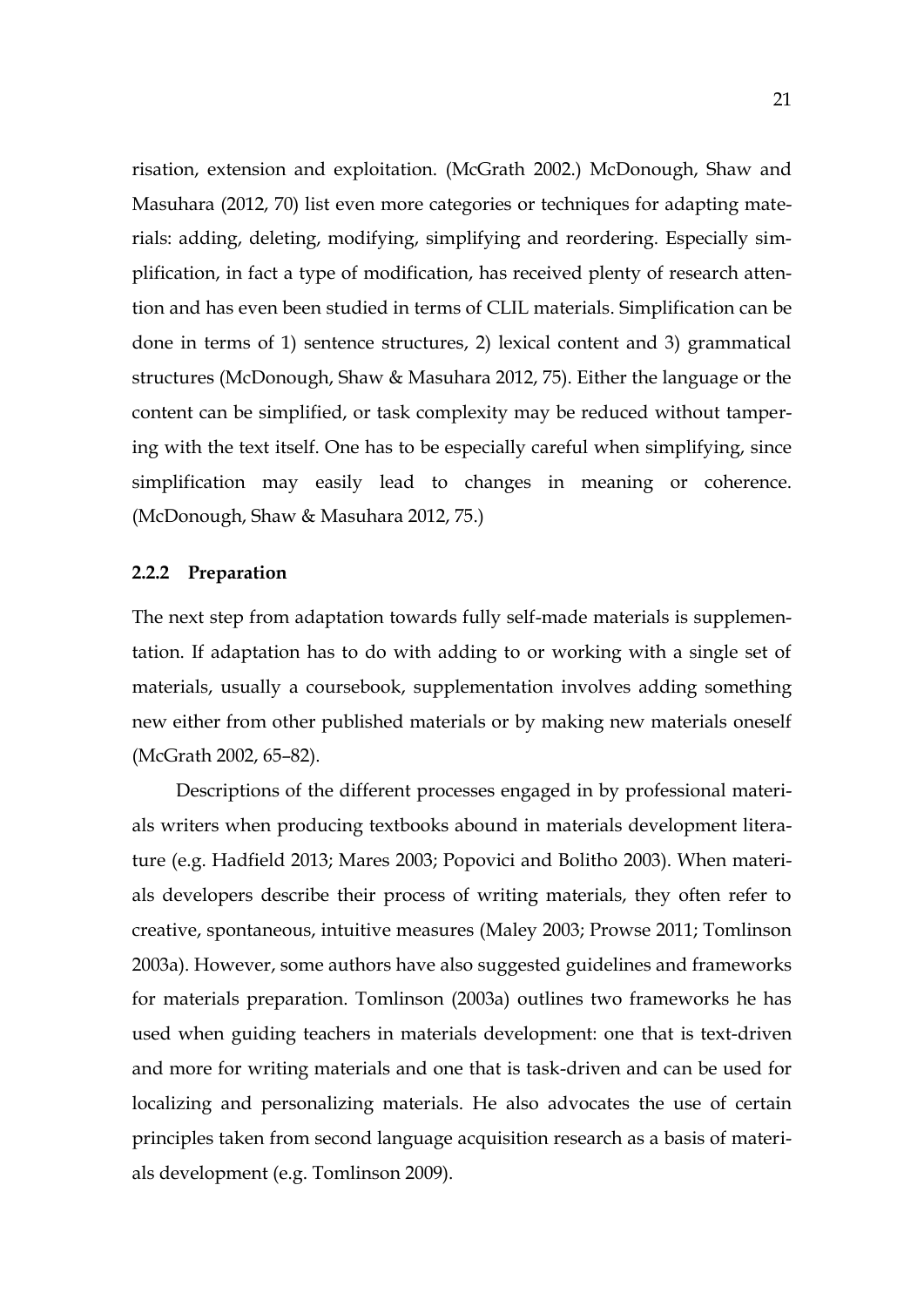risation, extension and exploitation. (McGrath 2002.) McDonough, Shaw and Masuhara (2012, 70) list even more categories or techniques for adapting materials: adding, deleting, modifying, simplifying and reordering. Especially simplification, in fact a type of modification, has received plenty of research attention and has even been studied in terms of CLIL materials. Simplification can be done in terms of 1) sentence structures, 2) lexical content and 3) grammatical structures (McDonough, Shaw & Masuhara 2012, 75). Either the language or the content can be simplified, or task complexity may be reduced without tampering with the text itself. One has to be especially careful when simplifying, since simplification may easily lead to changes in meaning or coherence. (McDonough, Shaw & Masuhara 2012, 75.)

### 2.2.2 Preparation

The next step from adaptation towards fully self-made materials is supplementation. If adaptation has to do with adding to or working with a single set of materials, usually a coursebook, supplementation involves adding something new either from other published materials or by making new materials oneself (McGrath 2002, 65–82).

Descriptions of the different processes engaged in by professional materials writers when producing textbooks abound in materials development literature (e.g. Hadfield 2013; Mares 2003; Popovici and Bolitho 2003). When materials developers describe their process of writing materials, they often refer to creative, spontaneous, intuitive measures (Maley 2003; Prowse 2011; Tomlinson 2003a). However, some authors have also suggested guidelines and frameworks for materials preparation. Tomlinson (2003a) outlines two frameworks he has used when guiding teachers in materials development: one that is text-driven and more for writing materials and one that is task-driven and can be used for localizing and personalizing materials. He also advocates the use of certain principles taken from second language acquisition research as a basis of materials development (e.g. Tomlinson 2009).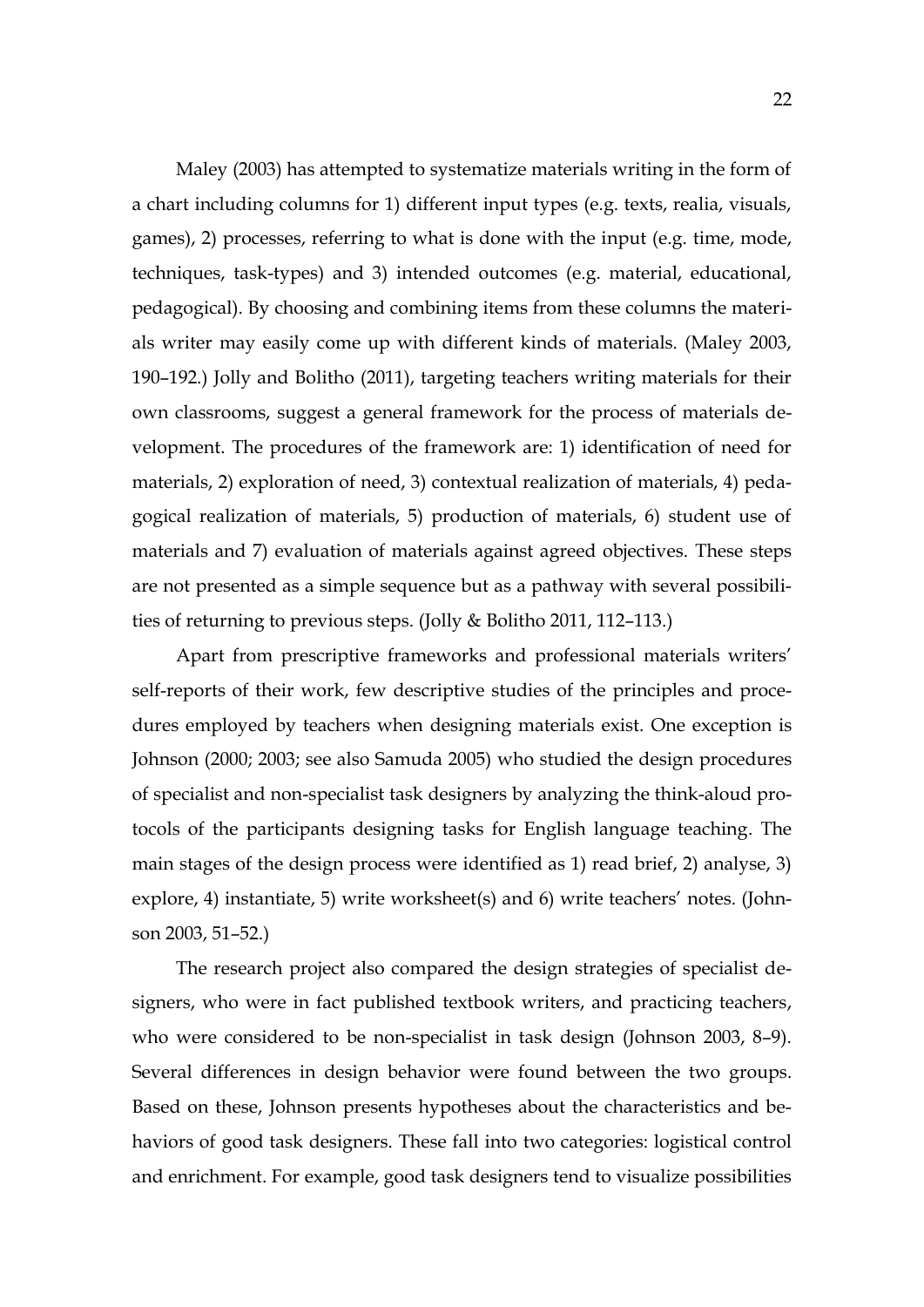Maley (2003) has attempted to systematize materials writing in the form of a chart including columns for 1) different input types (e.g. texts, realia, visuals, games), 2) processes, referring to what is done with the input (e.g. time, mode, techniques, task-types) and 3) intended outcomes (e.g. material, educational, pedagogical). By choosing and combining items from these columns the materials writer may easily come up with different kinds of materials. (Maley 2003, 190–192.) Jolly and Bolitho (2011), targeting teachers writing materials for their own classrooms, suggest a general framework for the process of materials development. The procedures of the framework are: 1) identification of need for materials, 2) exploration of need, 3) contextual realization of materials, 4) pedagogical realization of materials, 5) production of materials, 6) student use of materials and 7) evaluation of materials against agreed objectives. These steps are not presented as a simple sequence but as a pathway with several possibilities of returning to previous steps. (Jolly & Bolitho 2011, 112–113.)

Apart from prescriptive frameworks and professional materials writers' self-reports of their work, few descriptive studies of the principles and procedures employed by teachers when designing materials exist. One exception is Johnson (2000; 2003; see also Samuda 2005) who studied the design procedures of specialist and non-specialist task designers by analyzing the think-aloud protocols of the participants designing tasks for English language teaching. The main stages of the design process were identified as 1) read brief, 2) analyse, 3) explore, 4) instantiate, 5) write worksheet(s) and 6) write teachers' notes. (Johnson 2003, 51–52.)

The research project also compared the design strategies of specialist designers, who were in fact published textbook writers, and practicing teachers, who were considered to be non-specialist in task design (Johnson 2003, 8–9). Several differences in design behavior were found between the two groups. Based on these, Johnson presents hypotheses about the characteristics and behaviors of good task designers. These fall into two categories: logistical control and enrichment. For example, good task designers tend to visualize possibilities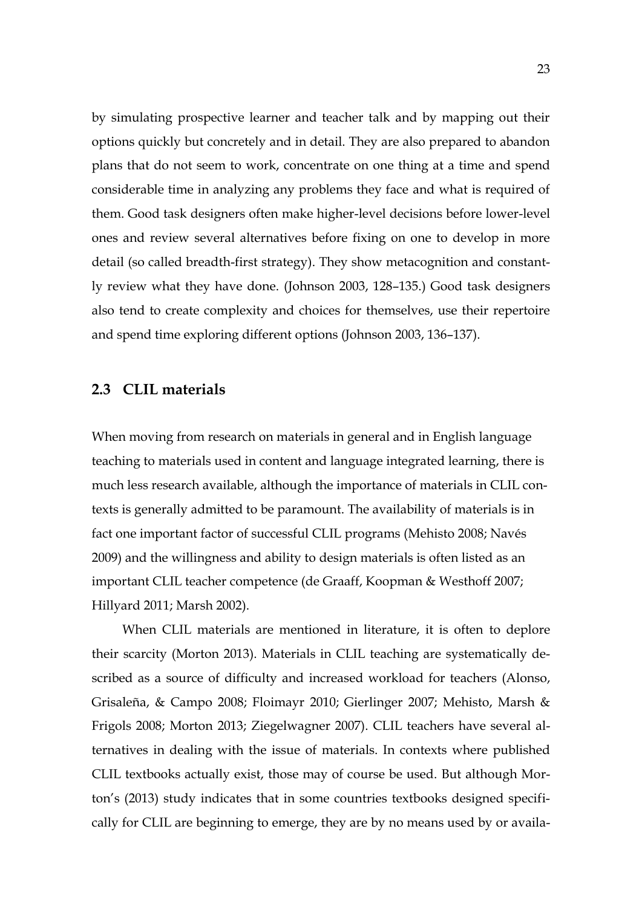by simulating prospective learner and teacher talk and by mapping out their options quickly but concretely and in detail. They are also prepared to abandon plans that do not seem to work, concentrate on one thing at a time and spend considerable time in analyzing any problems they face and what is required of them. Good task designers often make higher-level decisions before lower-level ones and review several alternatives before fixing on one to develop in more detail (so called breadth-first strategy). They show metacognition and constantly review what they have done. (Johnson 2003, 128–135.) Good task designers also tend to create complexity and choices for themselves, use their repertoire and spend time exploring different options (Johnson 2003, 136–137).

## 2.3 CLIL materials

When moving from research on materials in general and in English language teaching to materials used in content and language integrated learning, there is much less research available, although the importance of materials in CLIL contexts is generally admitted to be paramount. The availability of materials is in fact one important factor of successful CLIL programs (Mehisto 2008; Navés 2009) and the willingness and ability to design materials is often listed as an important CLIL teacher competence (de Graaff, Koopman & Westhoff 2007; Hillyard 2011; Marsh 2002).

When CLIL materials are mentioned in literature, it is often to deplore their scarcity (Morton 2013). Materials in CLIL teaching are systematically described as a source of difficulty and increased workload for teachers (Alonso, Grisaleña, & Campo 2008; Floimayr 2010; Gierlinger 2007; Mehisto, Marsh & Frigols 2008; Morton 2013; Ziegelwagner 2007). CLIL teachers have several alternatives in dealing with the issue of materials. In contexts where published CLIL textbooks actually exist, those may of course be used. But although Morton's (2013) study indicates that in some countries textbooks designed specifically for CLIL are beginning to emerge, they are by no means used by or availa-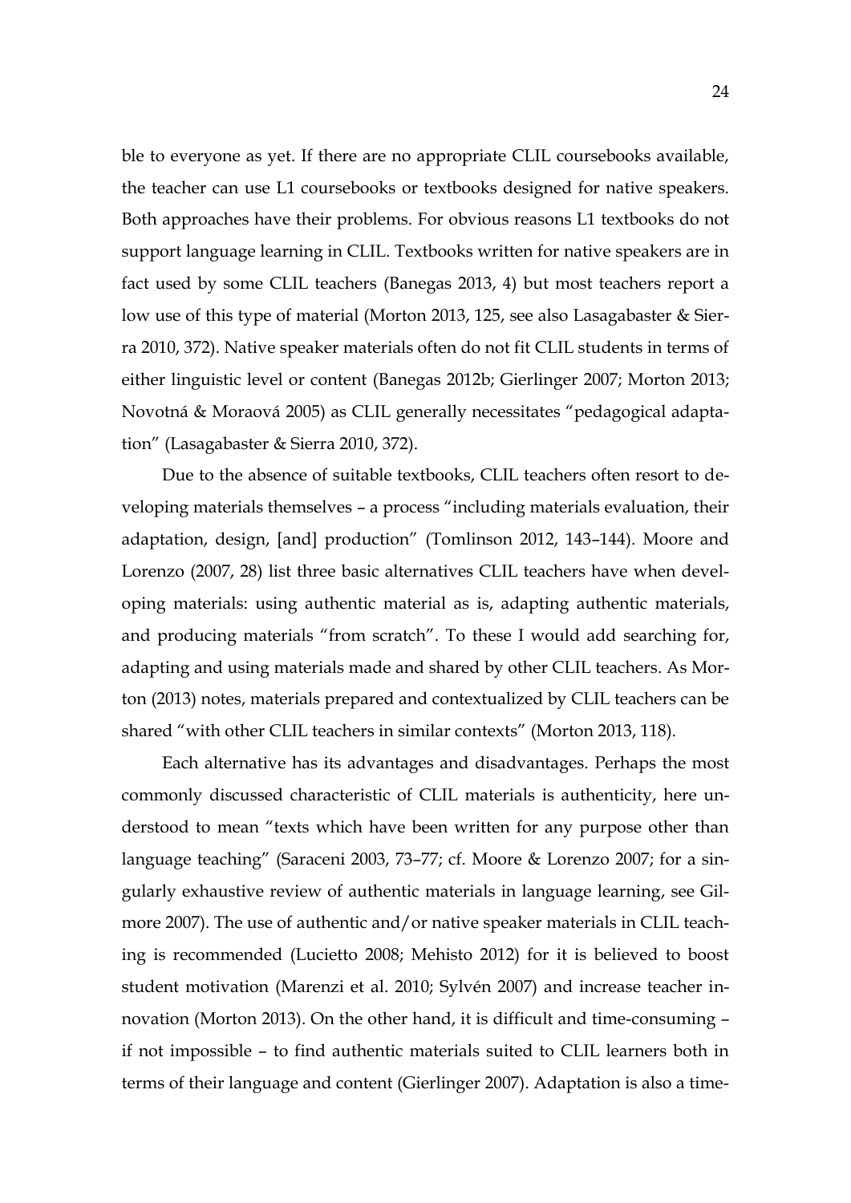ble to everyone as yet. If there are no appropriate CLIL coursebooks available, the teacher can use L1 coursebooks or textbooks designed for native speakers. Both approaches have their problems. For obvious reasons L1 textbooks do not support language learning in CLIL. Textbooks written for native speakers are in fact used by some CLIL teachers (Banegas 2013, 4) but most teachers report a low use of this type of material (Morton 2013, 125, see also Lasagabaster & Sierra 2010, 372). Native speaker materials often do not fit CLIL students in terms of either linguistic level or content (Banegas 2012b; Gierlinger 2007; Morton 2013; Novotná & Moraová 2005) as CLIL generally necessitates "pedagogical adaptation" (Lasagabaster & Sierra 2010, 372).

Due to the absence of suitable textbooks, CLIL teachers often resort to developing materials themselves – a process "including materials evaluation, their adaptation, design, [and] production" (Tomlinson 2012, 143–144). Moore and Lorenzo (2007, 28) list three basic alternatives CLIL teachers have when developing materials: using authentic material as is, adapting authentic materials, and producing materials "from scratch". To these I would add searching for, adapting and using materials made and shared by other CLIL teachers. As Morton (2013) notes, materials prepared and contextualized by CLIL teachers can be shared "with other CLIL teachers in similar contexts" (Morton 2013, 118).

Each alternative has its advantages and disadvantages. Perhaps the most commonly discussed characteristic of CLIL materials is authenticity, here understood to mean "texts which have been written for any purpose other than language teaching" (Saraceni 2003, 73–77; cf. Moore & Lorenzo 2007; for a singularly exhaustive review of authentic materials in language learning, see Gilmore 2007). The use of authentic and/or native speaker materials in CLIL teaching is recommended (Lucietto 2008; Mehisto 2012) for it is believed to boost student motivation (Marenzi et al. 2010; Sylvén 2007) and increase teacher innovation (Morton 2013). On the other hand, it is difficult and time-consuming – if not impossible – to find authentic materials suited to CLIL learners both in terms of their language and content (Gierlinger 2007). Adaptation is also a time-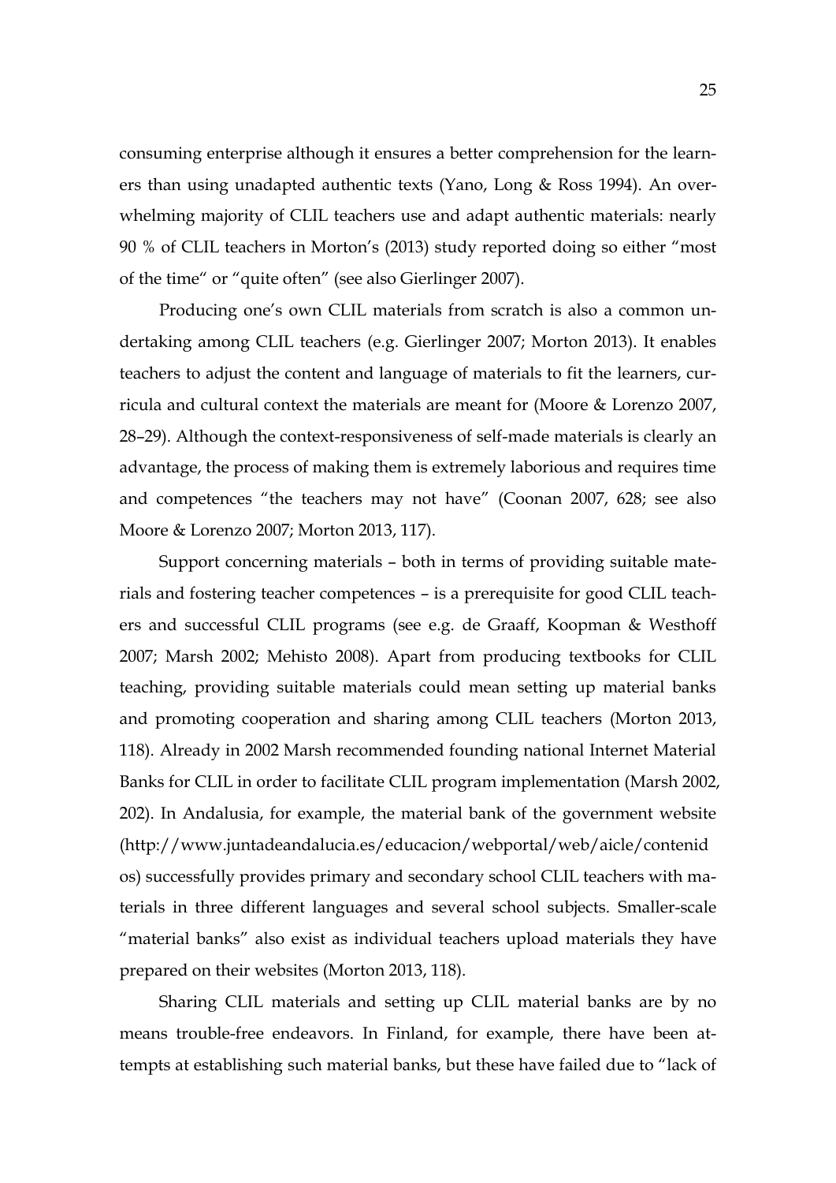consuming enterprise although it ensures a better comprehension for the learners than using unadapted authentic texts (Yano, Long & Ross 1994). An overwhelming majority of CLIL teachers use and adapt authentic materials: nearly 90 % of CLIL teachers in Morton's (2013) study reported doing so either "most of the time" or "quite often" (see also Gierlinger 2007).

Producing one's own CLIL materials from scratch is also a common undertaking among CLIL teachers (e.g. Gierlinger 2007; Morton 2013). It enables teachers to adjust the content and language of materials to fit the learners, curricula and cultural context the materials are meant for (Moore & Lorenzo 2007, 28–29). Although the context-responsiveness of self-made materials is clearly an advantage, the process of making them is extremely laborious and requires time and competences "the teachers may not have" (Coonan 2007, 628; see also Moore & Lorenzo 2007; Morton 2013, 117).

Support concerning materials – both in terms of providing suitable materials and fostering teacher competences – is a prerequisite for good CLIL teachers and successful CLIL programs (see e.g. de Graaff, Koopman & Westhoff 2007; Marsh 2002; Mehisto 2008). Apart from producing textbooks for CLIL teaching, providing suitable materials could mean setting up material banks and promoting cooperation and sharing among CLIL teachers (Morton 2013, 118). Already in 2002 Marsh recommended founding national Internet Material Banks for CLIL in order to facilitate CLIL program implementation (Marsh 2002, 202). In Andalusia, for example, the material bank of the government website (http://www.juntadeandalucia.es/educacion/webportal/web/aicle/contenidos) successfully provides primary and secondary school CLIL teachers with materials in three different languages and several school subjects. Smaller-scale "material banks" also exist as individual teachers upload materials they have prepared on their websites (Morton 2013, 118).

Sharing CLIL materials and setting up CLIL material banks are by no means trouble-free endeavors. In Finland, for example, there have been attempts at establishing such material banks, but these have failed due to "lack of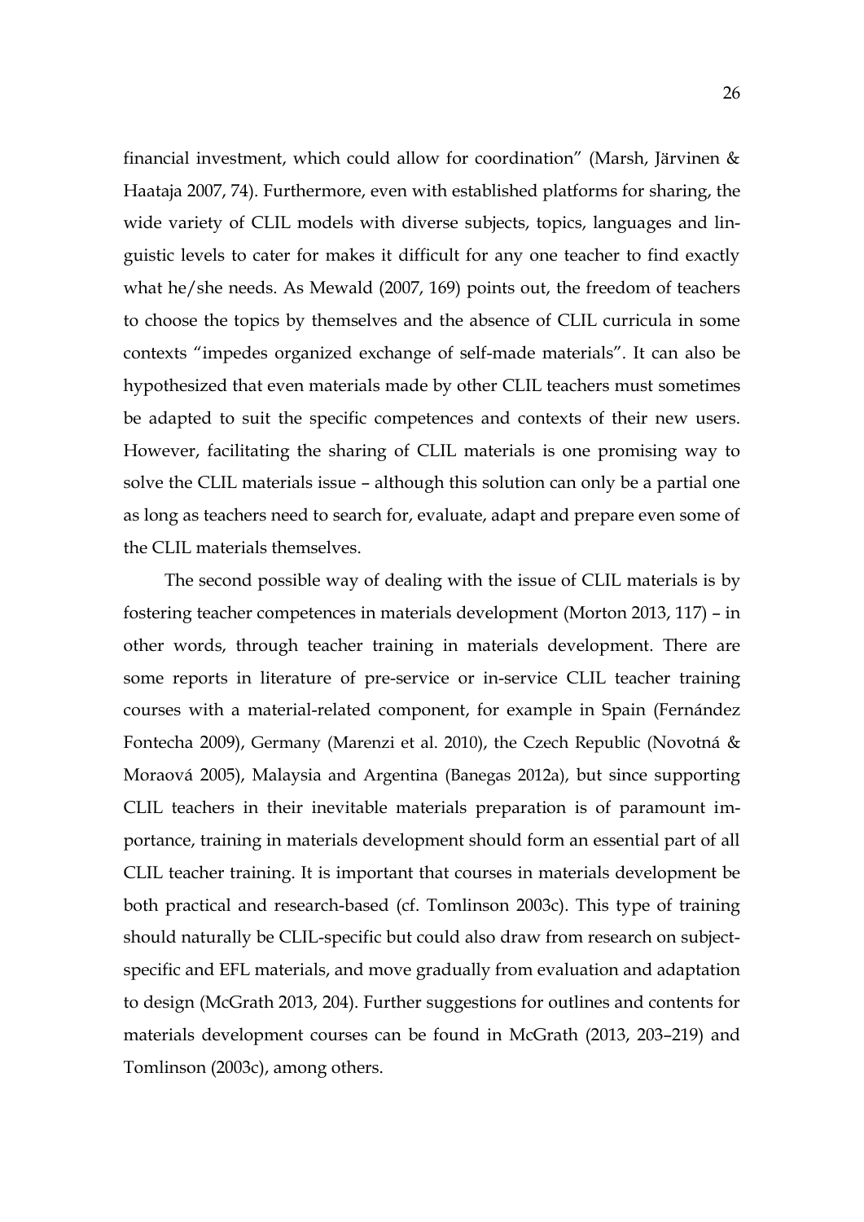financial investment, which could allow for coordination" (Marsh, Järvinen & Haataja 2007, 74). Furthermore, even with established platforms for sharing, the wide variety of CLIL models with diverse subjects, topics, languages and linguistic levels to cater for makes it difficult for any one teacher to find exactly what he/she needs. As Mewald (2007, 169) points out, the freedom of teachers to choose the topics by themselves and the absence of CLIL curricula in some contexts "impedes organized exchange of self-made materials". It can also be hypothesized that even materials made by other CLIL teachers must sometimes be adapted to suit the specific competences and contexts of their new users. However, facilitating the sharing of CLIL materials is one promising way to solve the CLIL materials issue – although this solution can only be a partial one as long as teachers need to search for, evaluate, adapt and prepare even some of the CLIL materials themselves.

The second possible way of dealing with the issue of CLIL materials is by fostering teacher competences in materials development (Morton 2013, 117) – in other words, through teacher training in materials development. There are some reports in literature of pre-service or in-service CLIL teacher training courses with a material-related component, for example in Spain (Fernández Fontecha 2009), Germany (Marenzi et al. 2010), the Czech Republic (Novotná & Moraová 2005), Malaysia and Argentina (Banegas 2012a), but since supporting CLIL teachers in their inevitable materials preparation is of paramount importance, training in materials development should form an essential part of all CLIL teacher training. It is important that courses in materials development be both practical and research-based (cf. Tomlinson 2003c). This type of training should naturally be CLIL-specific but could also draw from research on subject-specific and EFL materials, and move gradually from evaluation and adaptation to design (McGrath 2013, 204). Further suggestions for outlines and contents for materials development courses can be found in McGrath (2013, 203–219) and Tomlinson (2003c), among others.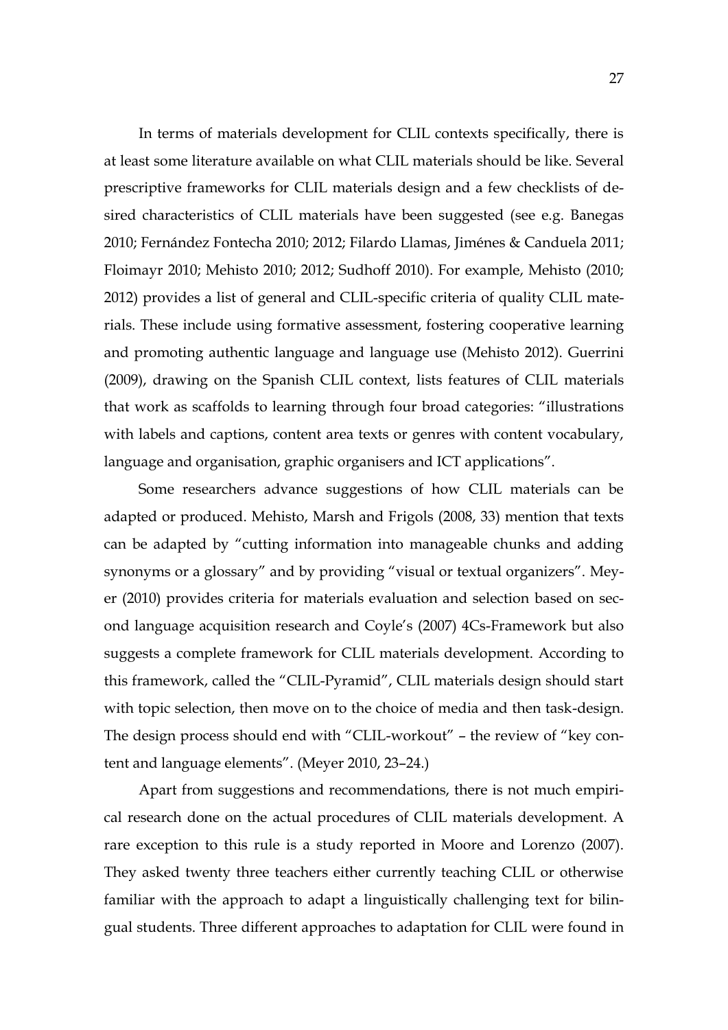In terms of materials development for CLIL contexts specifically, there is at least some literature available on what CLIL materials should be like. Several prescriptive frameworks for CLIL materials design and a few checklists of desired characteristics of CLIL materials have been suggested (see e.g. Banegas 2010; Fernández Fontecha 2010; 2012; Filardo Llamas, Jiménes & Canduela 2011; Floimayr 2010; Mehisto 2010; 2012; Sudhoff 2010). For example, Mehisto (2010; 2012) provides a list of general and CLIL-specific criteria of quality CLIL materials. These include using formative assessment, fostering cooperative learning and promoting authentic language and language use (Mehisto 2012). Guerrini (2009), drawing on the Spanish CLIL context, lists features of CLIL materials that work as scaffolds to learning through four broad categories: "illustrations with labels and captions, content area texts or genres with content vocabulary, language and organisation, graphic organisers and ICT applications".

Some researchers advance suggestions of how CLIL materials can be adapted or produced. Mehisto, Marsh and Frigols (2008, 33) mention that texts can be adapted by "cutting information into manageable chunks and adding synonyms or a glossary" and by providing "visual or textual organizers". Meyer (2010) provides criteria for materials evaluation and selection based on second language acquisition research and Coyle's (2007) 4Cs-Framework but also suggests a complete framework for CLIL materials development. According to this framework, called the "CLIL-Pyramid", CLIL materials design should start with topic selection, then move on to the choice of media and then task-design. The design process should end with "CLIL-workout" – the review of "key content and language elements". (Meyer 2010, 23–24.)

Apart from suggestions and recommendations, there is not much empirical research done on the actual procedures of CLIL materials development. A rare exception to this rule is a study reported in Moore and Lorenzo (2007). They asked twenty three teachers either currently teaching CLIL or otherwise familiar with the approach to adapt a linguistically challenging text for bilingual students. Three different approaches to adaptation for CLIL were found in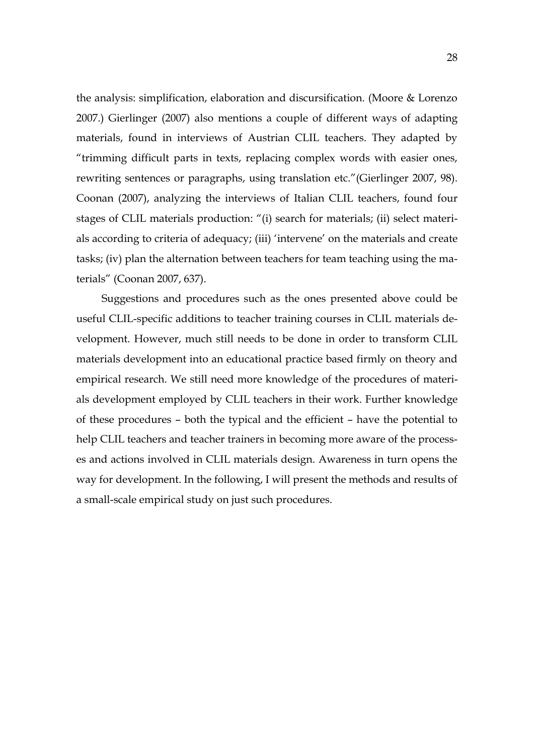the analysis: simplification, elaboration and discursification. (Moore & Lorenzo 2007.) Gierlinger (2007) also mentions a couple of different ways of adapting materials, found in interviews of Austrian CLIL teachers. They adapted by "trimming difficult parts in texts, replacing complex words with easier ones, rewriting sentences or paragraphs, using translation etc."(Gierlinger 2007, 98). Coonan (2007), analyzing the interviews of Italian CLIL teachers, found four stages of CLIL materials production: "(i) search for materials; (ii) select materials according to criteria of adequacy; (iii) 'intervene' on the materials and create tasks; (iv) plan the alternation between teachers for team teaching using the materials" (Coonan 2007, 637).

Suggestions and procedures such as the ones presented above could be useful CLIL-specific additions to teacher training courses in CLIL materials development. However, much still needs to be done in order to transform CLIL materials development into an educational practice based firmly on theory and empirical research. We still need more knowledge of the procedures of materials development employed by CLIL teachers in their work. Further knowledge of these procedures – both the typical and the efficient – have the potential to help CLIL teachers and teacher trainers in becoming more aware of the processes and actions involved in CLIL materials design. Awareness in turn opens the way for development. In the following, I will present the methods and results of a small-scale empirical study on just such procedures.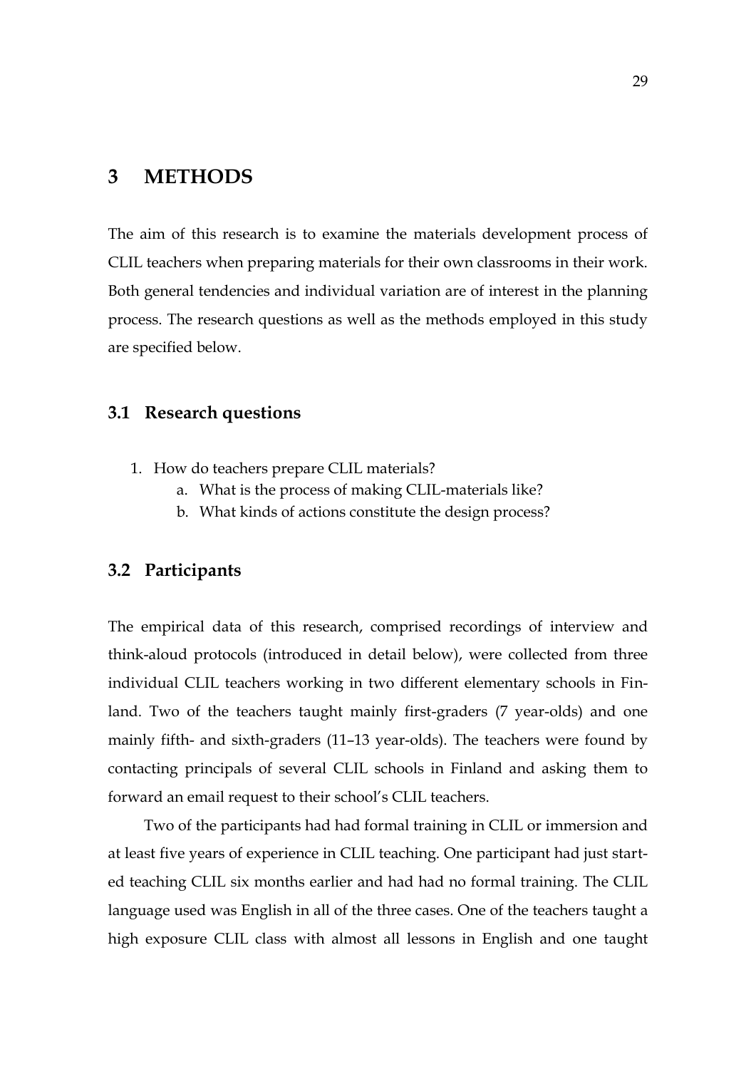# 3 METHODS

The aim of this research is to examine the materials development process of CLIL teachers when preparing materials for their own classrooms in their work. Both general tendencies and individual variation are of interest in the planning process. The research questions as well as the methods employed in this study are specified below.

## 3.1 Research questions

1. How do teachers prepare CLIL materials?
   a. What is the process of making CLIL-materials like?
   b. What kinds of actions constitute the design process?

## 3.2 Participants

The empirical data of this research, comprised recordings of interview and think-aloud protocols (introduced in detail below), were collected from three individual CLIL teachers working in two different elementary schools in Finland. Two of the teachers taught mainly first-graders (7 year-olds) and one mainly fifth- and sixth-graders (11–13 year-olds). The teachers were found by contacting principals of several CLIL schools in Finland and asking them to forward an email request to their school's CLIL teachers.

Two of the participants had had formal training in CLIL or immersion and at least five years of experience in CLIL teaching. One participant had just started teaching CLIL six months earlier and had had no formal training. The CLIL language used was English in all of the three cases. One of the teachers taught a high exposure CLIL class with almost all lessons in English and one taught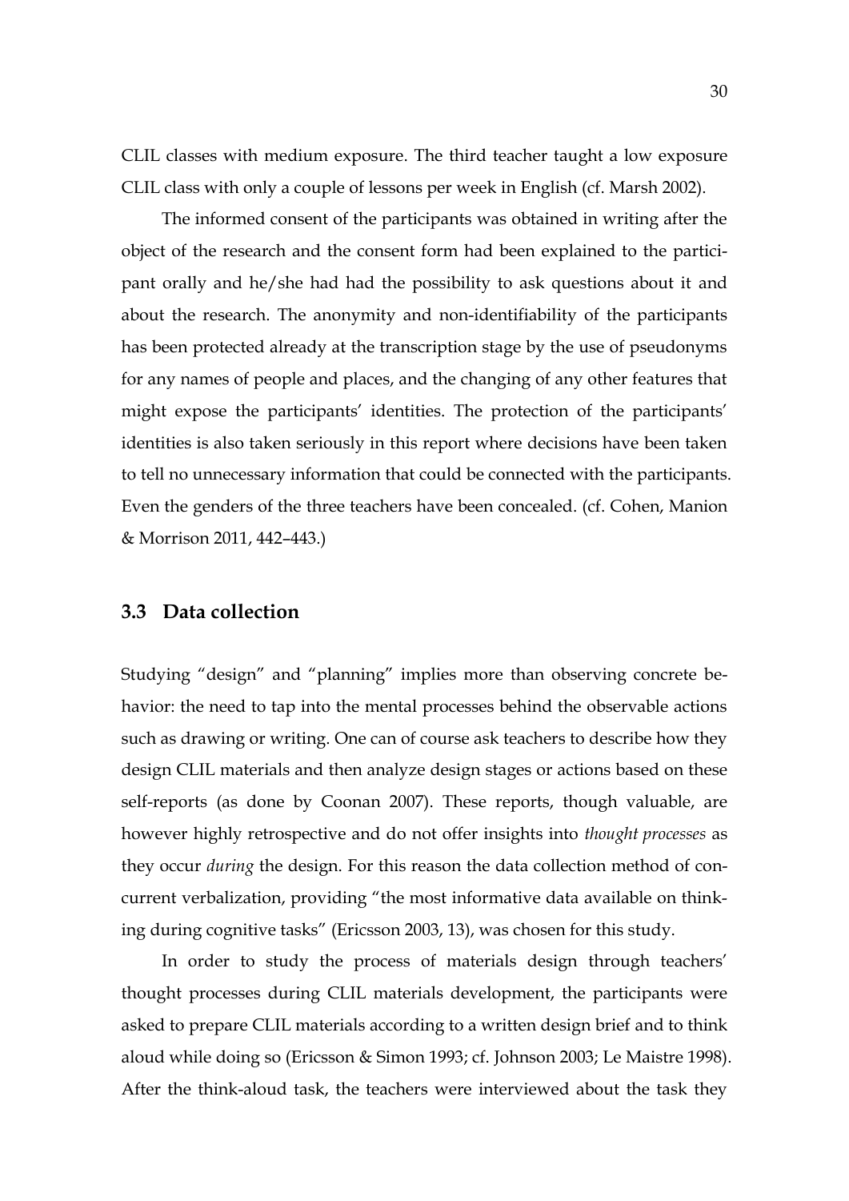CLIL classes with medium exposure. The third teacher taught a low exposure CLIL class with only a couple of lessons per week in English (cf. Marsh 2002).

The informed consent of the participants was obtained in writing after the object of the research and the consent form had been explained to the participant orally and he/she had had the possibility to ask questions about it and about the research. The anonymity and non-identifiability of the participants has been protected already at the transcription stage by the use of pseudonyms for any names of people and places, and the changing of any other features that might expose the participants' identities. The protection of the participants' identities is also taken seriously in this report where decisions have been taken to tell no unnecessary information that could be connected with the participants. Even the genders of the three teachers have been concealed. (cf. Cohen, Manion & Morrison 2011, 442–443.)

## 3.3 Data collection

Studying "design" and "planning" implies more than observing concrete behavior: the need to tap into the mental processes behind the observable actions such as drawing or writing. One can of course ask teachers to describe how they design CLIL materials and then analyze design stages or actions based on these self-reports (as done by Coonan 2007). These reports, though valuable, are however highly retrospective and do not offer insights into *thought processes* as they occur *during* the design. For this reason the data collection method of concurrent verbalization, providing "the most informative data available on thinking during cognitive tasks" (Ericsson 2003, 13), was chosen for this study.

In order to study the process of materials design through teachers' thought processes during CLIL materials development, the participants were asked to prepare CLIL materials according to a written design brief and to think aloud while doing so (Ericsson & Simon 1993; cf. Johnson 2003; Le Maistre 1998). After the think-aloud task, the teachers were interviewed about the task they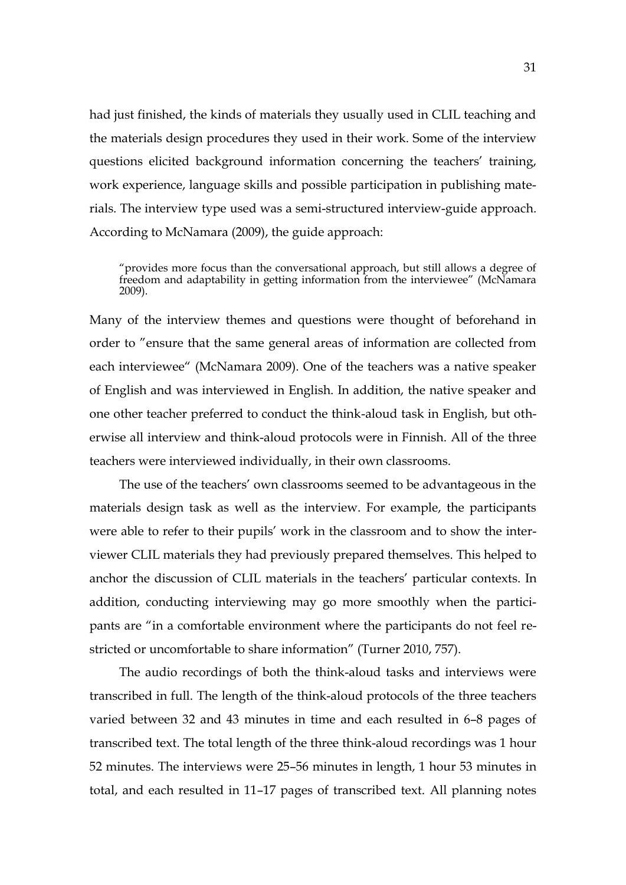had just finished, the kinds of materials they usually used in CLIL teaching and the materials design procedures they used in their work. Some of the interview questions elicited background information concerning the teachers' training, work experience, language skills and possible participation in publishing materials. The interview type used was a semi-structured interview-guide approach. According to McNamara (2009), the guide approach:

> "provides more focus than the conversational approach, but still allows a degree of freedom and adaptability in getting information from the interviewee" (McNamara 2009).

Many of the interview themes and questions were thought of beforehand in order to "ensure that the same general areas of information are collected from each interviewee" (McNamara 2009). One of the teachers was a native speaker of English and was interviewed in English. In addition, the native speaker and one other teacher preferred to conduct the think-aloud task in English, but otherwise all interview and think-aloud protocols were in Finnish. All of the three teachers were interviewed individually, in their own classrooms.

The use of the teachers' own classrooms seemed to be advantageous in the materials design task as well as the interview. For example, the participants were able to refer to their pupils' work in the classroom and to show the interviewer CLIL materials they had previously prepared themselves. This helped to anchor the discussion of CLIL materials in the teachers' particular contexts. In addition, conducting interviewing may go more smoothly when the participants are "in a comfortable environment where the participants do not feel restricted or uncomfortable to share information" (Turner 2010, 757).

The audio recordings of both the think-aloud tasks and interviews were transcribed in full. The length of the think-aloud protocols of the three teachers varied between 32 and 43 minutes in time and each resulted in 6–8 pages of transcribed text. The total length of the three think-aloud recordings was 1 hour 52 minutes. The interviews were 25–56 minutes in length, 1 hour 53 minutes in total, and each resulted in 11–17 pages of transcribed text. All planning notes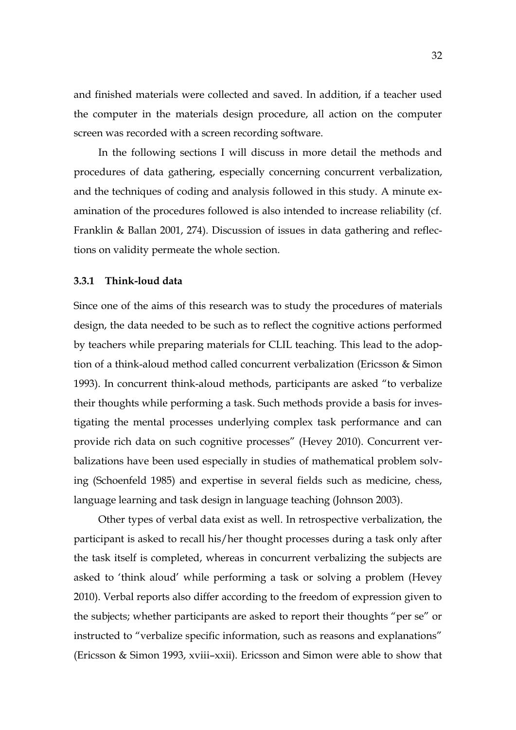and finished materials were collected and saved. In addition, if a teacher used the computer in the materials design procedure, all action on the computer screen was recorded with a screen recording software.

In the following sections I will discuss in more detail the methods and procedures of data gathering, especially concerning concurrent verbalization, and the techniques of coding and analysis followed in this study. A minute examination of the procedures followed is also intended to increase reliability (cf. Franklin & Ballan 2001, 274). Discussion of issues in data gathering and reflections on validity permeate the whole section.

### 3.3.1 Think-loud data

Since one of the aims of this research was to study the procedures of materials design, the data needed to be such as to reflect the cognitive actions performed by teachers while preparing materials for CLIL teaching. This lead to the adoption of a think-aloud method called concurrent verbalization (Ericsson & Simon 1993). In concurrent think-aloud methods, participants are asked "to verbalize their thoughts while performing a task. Such methods provide a basis for investigating the mental processes underlying complex task performance and can provide rich data on such cognitive processes" (Hevey 2010). Concurrent verbalizations have been used especially in studies of mathematical problem solving (Schoenfeld 1985) and expertise in several fields such as medicine, chess, language learning and task design in language teaching (Johnson 2003).

Other types of verbal data exist as well. In retrospective verbalization, the participant is asked to recall his/her thought processes during a task only after the task itself is completed, whereas in concurrent verbalizing the subjects are asked to 'think aloud' while performing a task or solving a problem (Hevey 2010). Verbal reports also differ according to the freedom of expression given to the subjects; whether participants are asked to report their thoughts "per se" or instructed to "verbalize specific information, such as reasons and explanations" (Ericsson & Simon 1993, xviii–xxii). Ericsson and Simon were able to show that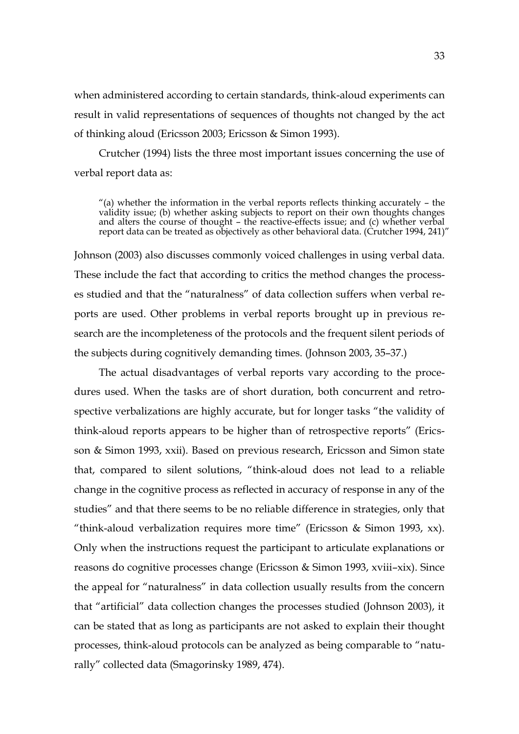when administered according to certain standards, think-aloud experiments can result in valid representations of sequences of thoughts not changed by the act of thinking aloud (Ericsson 2003; Ericsson & Simon 1993).

Crutcher (1994) lists the three most important issues concerning the use of verbal report data as:

> "(a) whether the information in the verbal reports reflects thinking accurately – the validity issue; (b) whether asking subjects to report on their own thoughts changes and alters the course of thought – the reactive-effects issue; and (c) whether verbal report data can be treated as objectively as other behavioral data. (Crutcher 1994, 241)"

Johnson (2003) also discusses commonly voiced challenges in using verbal data. These include the fact that according to critics the method changes the processes studied and that the "naturalness" of data collection suffers when verbal reports are used. Other problems in verbal reports brought up in previous research are the incompleteness of the protocols and the frequent silent periods of the subjects during cognitively demanding times. (Johnson 2003, 35–37.)

The actual disadvantages of verbal reports vary according to the procedures used. When the tasks are of short duration, both concurrent and retrospective verbalizations are highly accurate, but for longer tasks "the validity of think-aloud reports appears to be higher than of retrospective reports" (Ericsson & Simon 1993, xxii). Based on previous research, Ericsson and Simon state that, compared to silent solutions, "think-aloud does not lead to a reliable change in the cognitive process as reflected in accuracy of response in any of the studies" and that there seems to be no reliable difference in strategies, only that "think-aloud verbalization requires more time" (Ericsson & Simon 1993, xx). Only when the instructions request the participant to articulate explanations or reasons do cognitive processes change (Ericsson & Simon 1993, xviii–xix). Since the appeal for "naturalness" in data collection usually results from the concern that "artificial" data collection changes the processes studied (Johnson 2003), it can be stated that as long as participants are not asked to explain their thought processes, think-aloud protocols can be analyzed as being comparable to "naturally" collected data (Smagorinsky 1989, 474).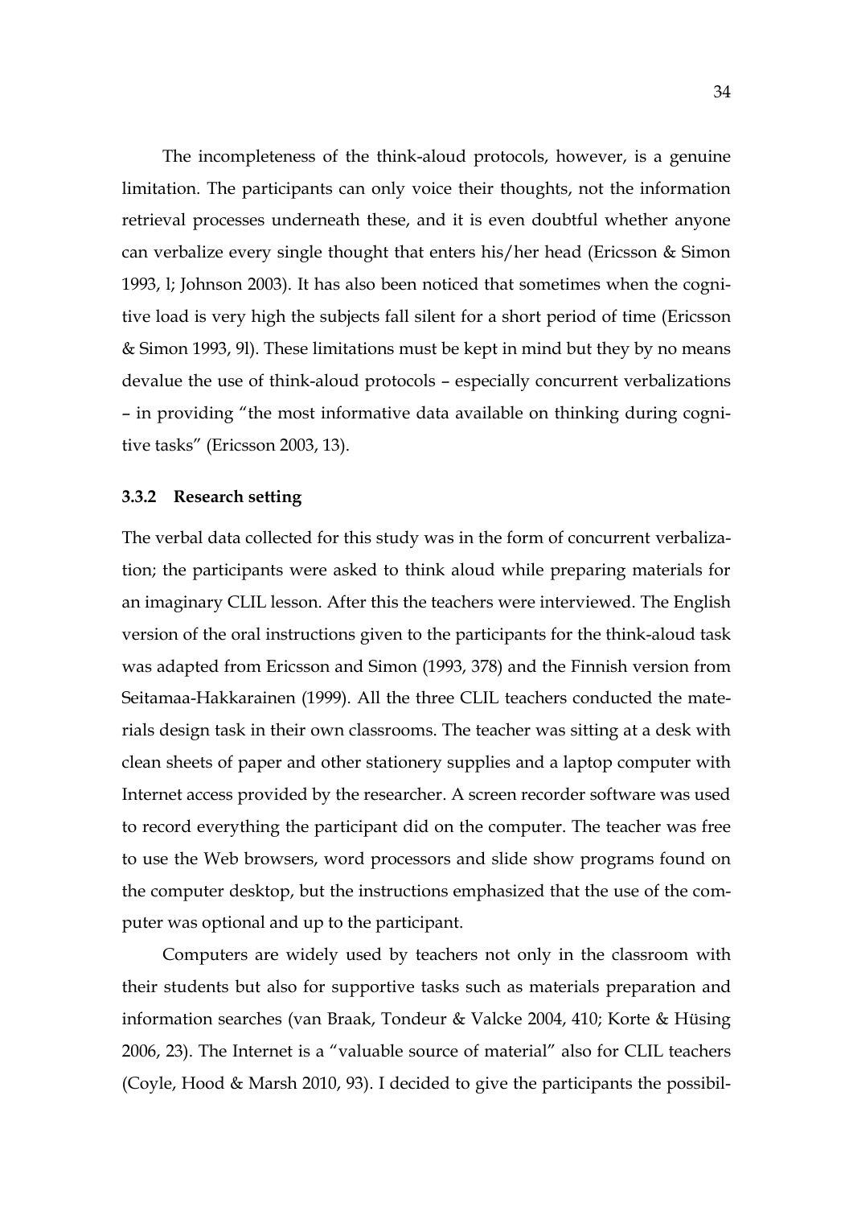The incompleteness of the think-aloud protocols, however, is a genuine limitation. The participants can only voice their thoughts, not the information retrieval processes underneath these, and it is even doubtful whether anyone can verbalize every single thought that enters his/her head (Ericsson & Simon 1993, l; Johnson 2003). It has also been noticed that sometimes when the cognitive load is very high the subjects fall silent for a short period of time (Ericsson & Simon 1993, 9l). These limitations must be kept in mind but they by no means devalue the use of think-aloud protocols – especially concurrent verbalizations – in providing "the most informative data available on thinking during cognitive tasks" (Ericsson 2003, 13).

### 3.3.2 Research setting

The verbal data collected for this study was in the form of concurrent verbalization; the participants were asked to think aloud while preparing materials for an imaginary CLIL lesson. After this the teachers were interviewed. The English version of the oral instructions given to the participants for the think-aloud task was adapted from Ericsson and Simon (1993, 378) and the Finnish version from Seitamaa-Hakkarainen (1999). All the three CLIL teachers conducted the materials design task in their own classrooms. The teacher was sitting at a desk with clean sheets of paper and other stationery supplies and a laptop computer with Internet access provided by the researcher. A screen recorder software was used to record everything the participant did on the computer. The teacher was free to use the Web browsers, word processors and slide show programs found on the computer desktop, but the instructions emphasized that the use of the computer was optional and up to the participant.

Computers are widely used by teachers not only in the classroom with their students but also for supportive tasks such as materials preparation and information searches (van Braak, Tondeur & Valcke 2004, 410; Korte & Hüsing 2006, 23). The Internet is a "valuable source of material" also for CLIL teachers (Coyle, Hood & Marsh 2010, 93). I decided to give the participants the possibil-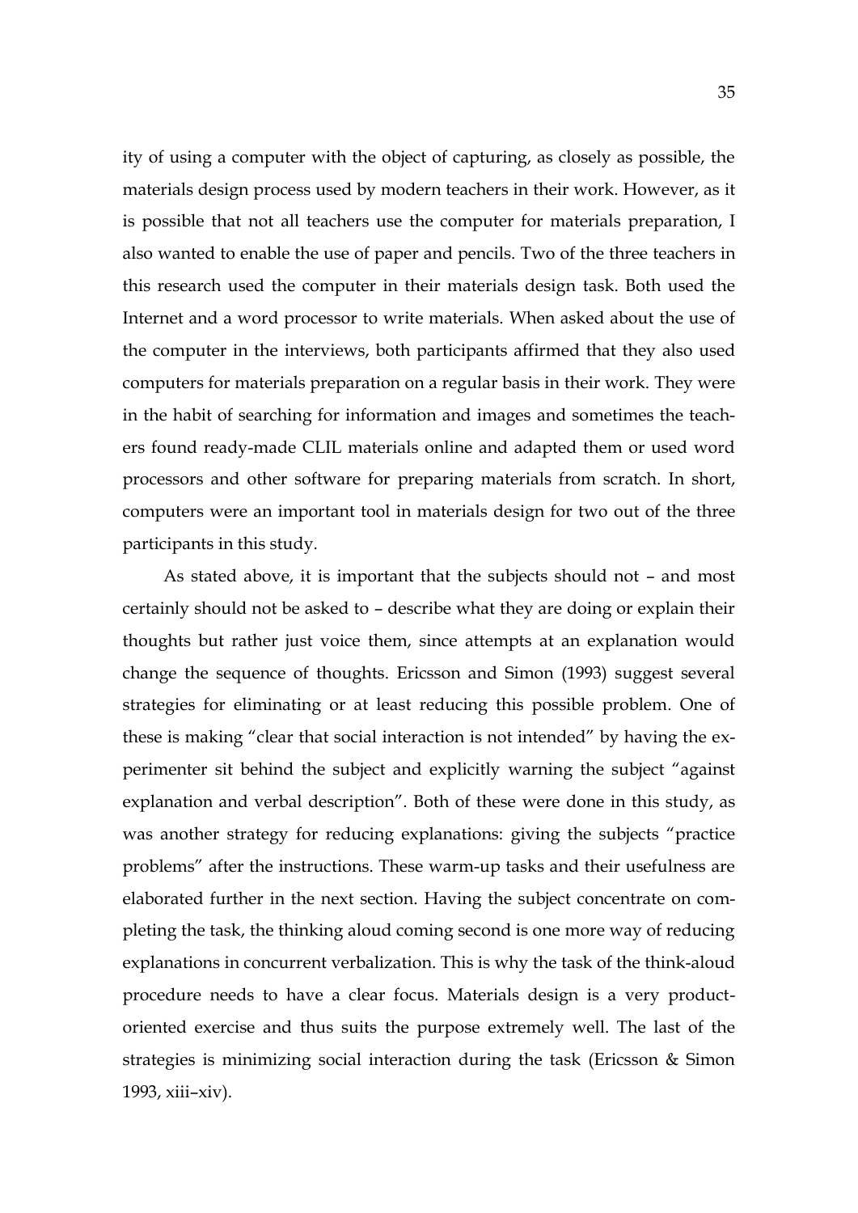ity of using a computer with the object of capturing, as closely as possible, the materials design process used by modern teachers in their work. However, as it is possible that not all teachers use the computer for materials preparation, I also wanted to enable the use of paper and pencils. Two of the three teachers in this research used the computer in their materials design task. Both used the Internet and a word processor to write materials. When asked about the use of the computer in the interviews, both participants affirmed that they also used computers for materials preparation on a regular basis in their work. They were in the habit of searching for information and images and sometimes the teachers found ready-made CLIL materials online and adapted them or used word processors and other software for preparing materials from scratch. In short, computers were an important tool in materials design for two out of the three participants in this study.

As stated above, it is important that the subjects should not – and most certainly should not be asked to – describe what they are doing or explain their thoughts but rather just voice them, since attempts at an explanation would change the sequence of thoughts. Ericsson and Simon (1993) suggest several strategies for eliminating or at least reducing this possible problem. One of these is making "clear that social interaction is not intended" by having the experimenter sit behind the subject and explicitly warning the subject "against explanation and verbal description". Both of these were done in this study, as was another strategy for reducing explanations: giving the subjects "practice problems" after the instructions. These warm-up tasks and their usefulness are elaborated further in the next section. Having the subject concentrate on completing the task, the thinking aloud coming second is one more way of reducing explanations in concurrent verbalization. This is why the task of the think-aloud procedure needs to have a clear focus. Materials design is a very product-oriented exercise and thus suits the purpose extremely well. The last of the strategies is minimizing social interaction during the task (Ericsson & Simon 1993, xiii–xiv).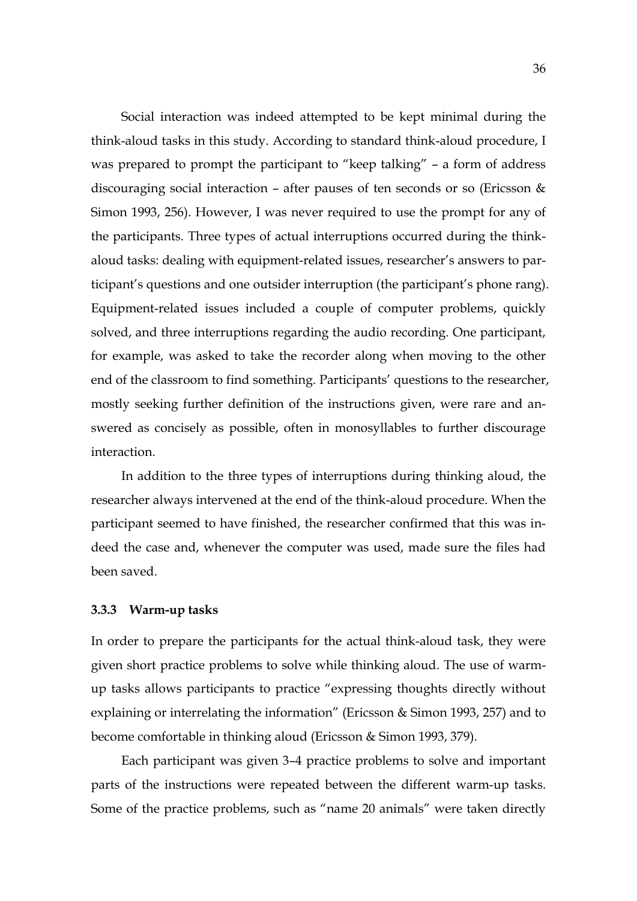Social interaction was indeed attempted to be kept minimal during the think-aloud tasks in this study. According to standard think-aloud procedure, I was prepared to prompt the participant to "keep talking" – a form of address discouraging social interaction – after pauses of ten seconds or so (Ericsson & Simon 1993, 256). However, I was never required to use the prompt for any of the participants. Three types of actual interruptions occurred during the think-aloud tasks: dealing with equipment-related issues, researcher's answers to participant's questions and one outsider interruption (the participant's phone rang). Equipment-related issues included a couple of computer problems, quickly solved, and three interruptions regarding the audio recording. One participant, for example, was asked to take the recorder along when moving to the other end of the classroom to find something. Participants' questions to the researcher, mostly seeking further definition of the instructions given, were rare and answered as concisely as possible, often in monosyllables to further discourage interaction.

In addition to the three types of interruptions during thinking aloud, the researcher always intervened at the end of the think-aloud procedure. When the participant seemed to have finished, the researcher confirmed that this was indeed the case and, whenever the computer was used, made sure the files had been saved.

### 3.3.3 Warm-up tasks

In order to prepare the participants for the actual think-aloud task, they were given short practice problems to solve while thinking aloud. The use of warm-up tasks allows participants to practice "expressing thoughts directly without explaining or interrelating the information" (Ericsson & Simon 1993, 257) and to become comfortable in thinking aloud (Ericsson & Simon 1993, 379).

Each participant was given 3–4 practice problems to solve and important parts of the instructions were repeated between the different warm-up tasks. Some of the practice problems, such as "name 20 animals" were taken directly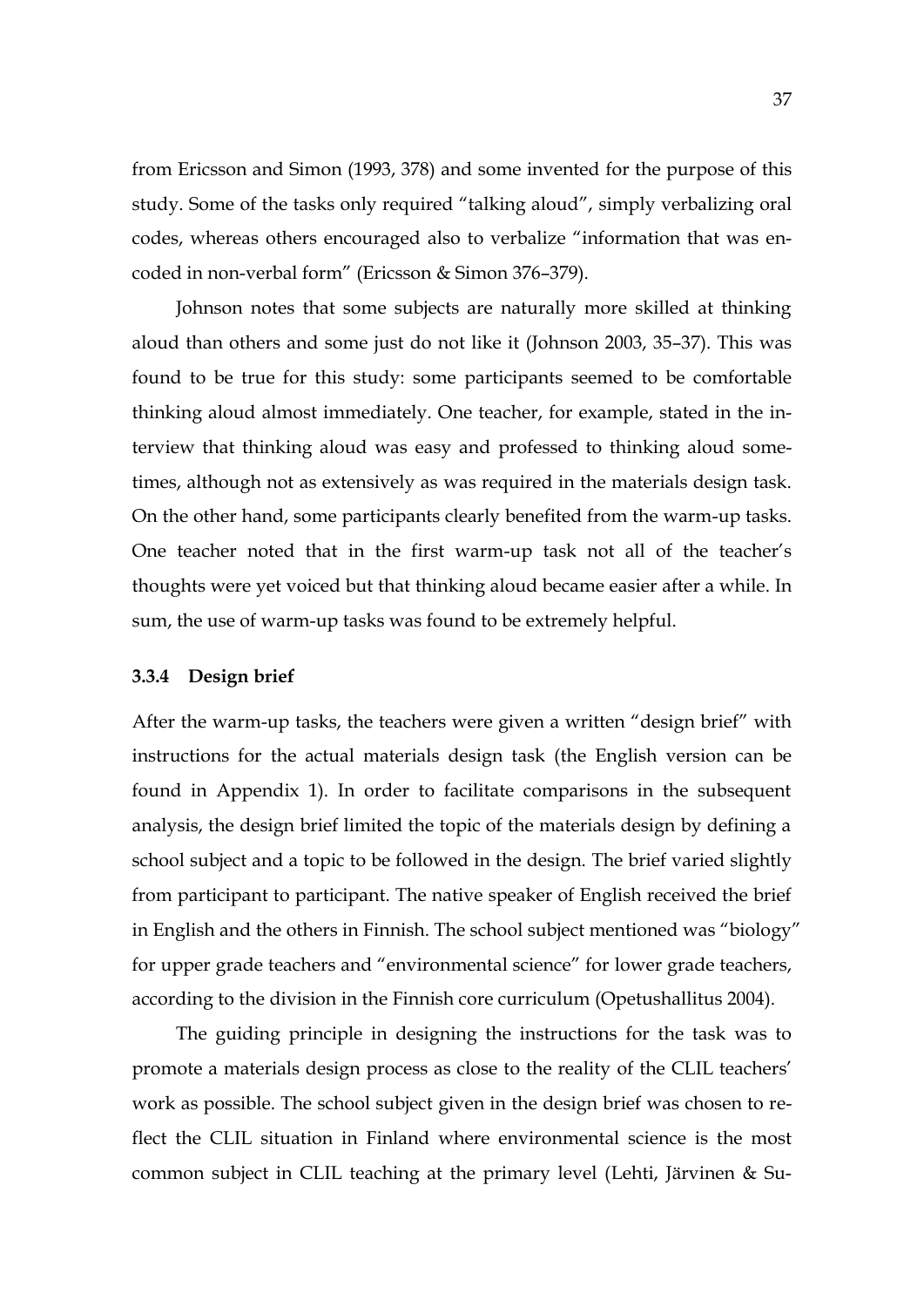from Ericsson and Simon (1993, 378) and some invented for the purpose of this study. Some of the tasks only required "talking aloud", simply verbalizing oral codes, whereas others encouraged also to verbalize "information that was encoded in non-verbal form" (Ericsson & Simon 376–379).

Johnson notes that some subjects are naturally more skilled at thinking aloud than others and some just do not like it (Johnson 2003, 35–37). This was found to be true for this study: some participants seemed to be comfortable thinking aloud almost immediately. One teacher, for example, stated in the interview that thinking aloud was easy and professed to thinking aloud sometimes, although not as extensively as was required in the materials design task. On the other hand, some participants clearly benefited from the warm-up tasks. One teacher noted that in the first warm-up task not all of the teacher's thoughts were yet voiced but that thinking aloud became easier after a while. In sum, the use of warm-up tasks was found to be extremely helpful.

### 3.3.4 Design brief

After the warm-up tasks, the teachers were given a written "design brief" with instructions for the actual materials design task (the English version can be found in Appendix 1). In order to facilitate comparisons in the subsequent analysis, the design brief limited the topic of the materials design by defining a school subject and a topic to be followed in the design. The brief varied slightly from participant to participant. The native speaker of English received the brief in English and the others in Finnish. The school subject mentioned was "biology" for upper grade teachers and "environmental science" for lower grade teachers, according to the division in the Finnish core curriculum (Opetushallitus 2004).

The guiding principle in designing the instructions for the task was to promote a materials design process as close to the reality of the CLIL teachers' work as possible. The school subject given in the design brief was chosen to reflect the CLIL situation in Finland where environmental science is the most common subject in CLIL teaching at the primary level (Lehti, Järvinen & Su-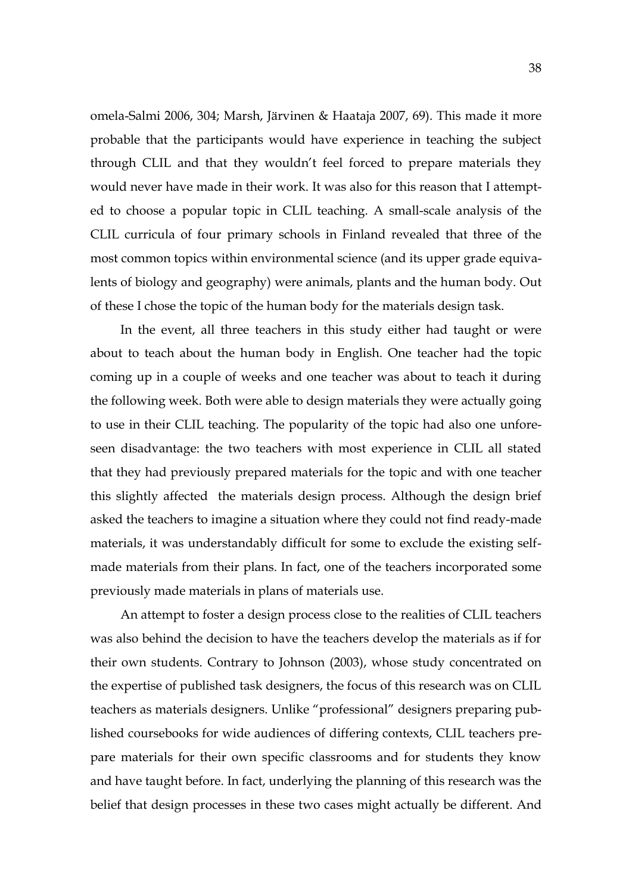omela-Salmi 2006, 304; Marsh, Järvinen & Haataja 2007, 69). This made it more probable that the participants would have experience in teaching the subject through CLIL and that they wouldn't feel forced to prepare materials they would never have made in their work. It was also for this reason that I attempted to choose a popular topic in CLIL teaching. A small-scale analysis of the CLIL curricula of four primary schools in Finland revealed that three of the most common topics within environmental science (and its upper grade equivalents of biology and geography) were animals, plants and the human body. Out of these I chose the topic of the human body for the materials design task.

In the event, all three teachers in this study either had taught or were about to teach about the human body in English. One teacher had the topic coming up in a couple of weeks and one teacher was about to teach it during the following week. Both were able to design materials they were actually going to use in their CLIL teaching. The popularity of the topic had also one unforeseen disadvantage: the two teachers with most experience in CLIL all stated that they had previously prepared materials for the topic and with one teacher this slightly affected the materials design process. Although the design brief asked the teachers to imagine a situation where they could not find ready-made materials, it was understandably difficult for some to exclude the existing self-made materials from their plans. In fact, one of the teachers incorporated some previously made materials in plans of materials use.

An attempt to foster a design process close to the realities of CLIL teachers was also behind the decision to have the teachers develop the materials as if for their own students. Contrary to Johnson (2003), whose study concentrated on the expertise of published task designers, the focus of this research was on CLIL teachers as materials designers. Unlike "professional" designers preparing published coursebooks for wide audiences of differing contexts, CLIL teachers prepare materials for their own specific classrooms and for students they know and have taught before. In fact, underlying the planning of this research was the belief that design processes in these two cases might actually be different. And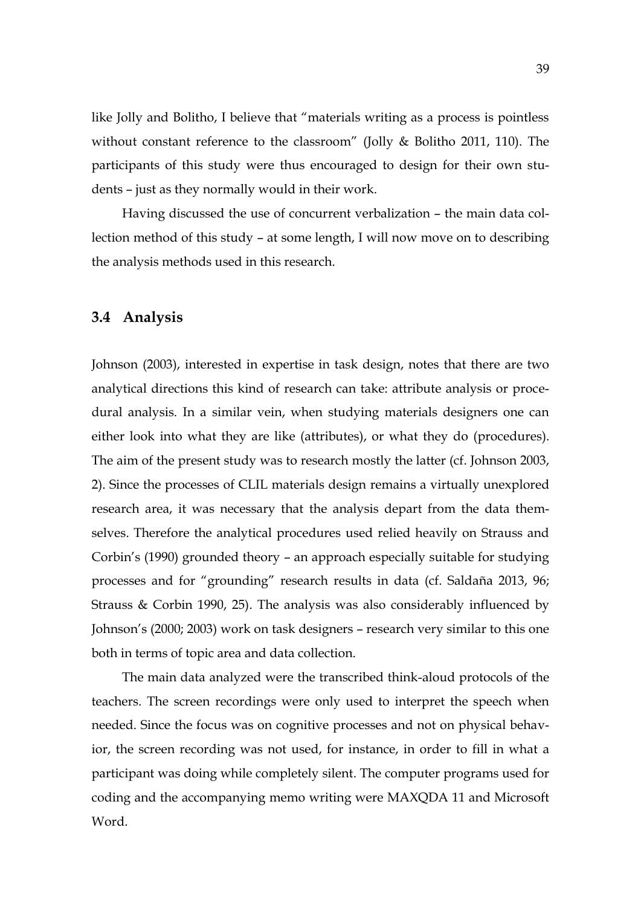like Jolly and Bolitho, I believe that "materials writing as a process is pointless without constant reference to the classroom" (Jolly & Bolitho 2011, 110). The participants of this study were thus encouraged to design for their own students – just as they normally would in their work.

Having discussed the use of concurrent verbalization – the main data collection method of this study – at some length, I will now move on to describing the analysis methods used in this research.

## 3.4 Analysis

Johnson (2003), interested in expertise in task design, notes that there are two analytical directions this kind of research can take: attribute analysis or procedural analysis. In a similar vein, when studying materials designers one can either look into what they are like (attributes), or what they do (procedures). The aim of the present study was to research mostly the latter (cf. Johnson 2003, 2). Since the processes of CLIL materials design remains a virtually unexplored research area, it was necessary that the analysis depart from the data themselves. Therefore the analytical procedures used relied heavily on Strauss and Corbin's (1990) grounded theory – an approach especially suitable for studying processes and for "grounding" research results in data (cf. Saldaña 2013, 96; Strauss & Corbin 1990, 25). The analysis was also considerably influenced by Johnson's (2000; 2003) work on task designers – research very similar to this one both in terms of topic area and data collection.

The main data analyzed were the transcribed think-aloud protocols of the teachers. The screen recordings were only used to interpret the speech when needed. Since the focus was on cognitive processes and not on physical behavior, the screen recording was not used, for instance, in order to fill in what a participant was doing while completely silent. The computer programs used for coding and the accompanying memo writing were MAXQDA 11 and Microsoft Word.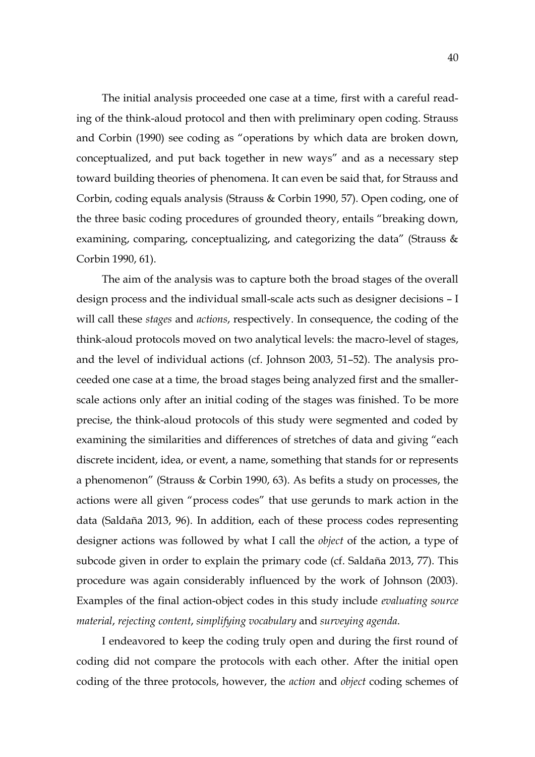The initial analysis proceeded one case at a time, first with a careful reading of the think-aloud protocol and then with preliminary open coding. Strauss and Corbin (1990) see coding as "operations by which data are broken down, conceptualized, and put back together in new ways" and as a necessary step toward building theories of phenomena. It can even be said that, for Strauss and Corbin, coding equals analysis (Strauss & Corbin 1990, 57). Open coding, one of the three basic coding procedures of grounded theory, entails "breaking down, examining, comparing, conceptualizing, and categorizing the data" (Strauss & Corbin 1990, 61).

The aim of the analysis was to capture both the broad stages of the overall design process and the individual small-scale acts such as designer decisions – I will call these *stages* and *actions*, respectively. In consequence, the coding of the think-aloud protocols moved on two analytical levels: the macro-level of stages, and the level of individual actions (cf. Johnson 2003, 51–52). The analysis proceeded one case at a time, the broad stages being analyzed first and the smaller-scale actions only after an initial coding of the stages was finished. To be more precise, the think-aloud protocols of this study were segmented and coded by examining the similarities and differences of stretches of data and giving "each discrete incident, idea, or event, a name, something that stands for or represents a phenomenon" (Strauss & Corbin 1990, 63). As befits a study on processes, the actions were all given "process codes" that use gerunds to mark action in the data (Saldaña 2013, 96). In addition, each of these process codes representing designer actions was followed by what I call the *object* of the action, a type of subcode given in order to explain the primary code (cf. Saldaña 2013, 77). This procedure was again considerably influenced by the work of Johnson (2003). Examples of the final action-object codes in this study include *evaluating source material*, *rejecting content*, *simplifying vocabulary* and *surveying agenda*.

I endeavored to keep the coding truly open and during the first round of coding did not compare the protocols with each other. After the initial open coding of the three protocols, however, the *action* and *object* coding schemes of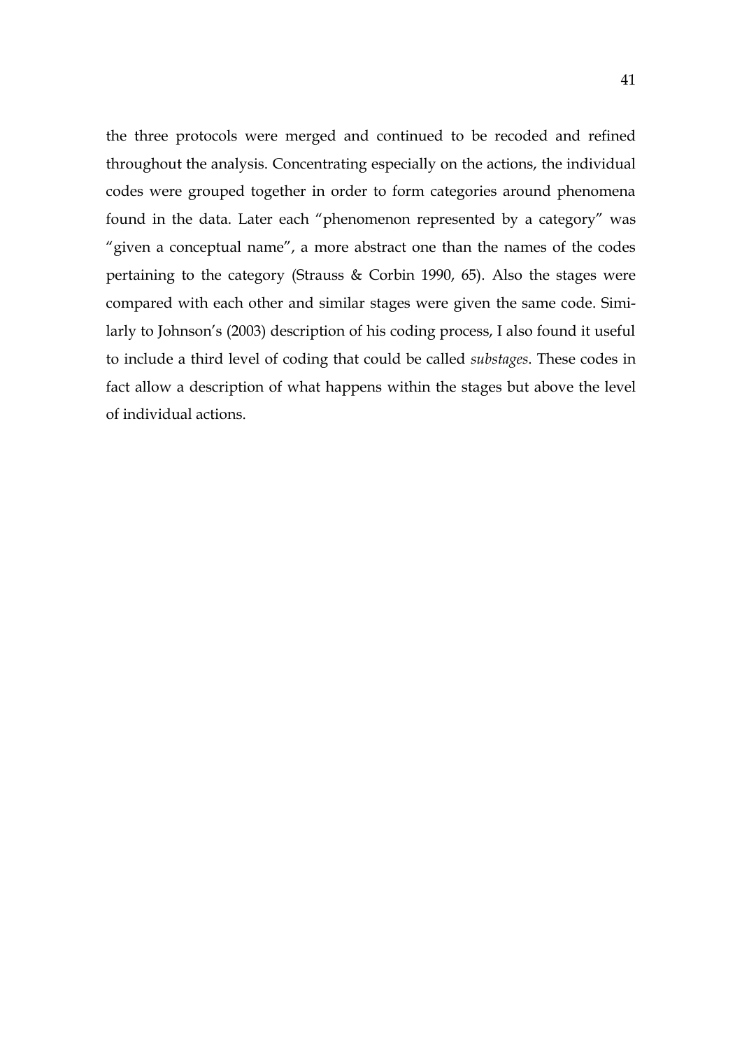the three protocols were merged and continued to be recoded and refined throughout the analysis. Concentrating especially on the actions, the individual codes were grouped together in order to form categories around phenomena found in the data. Later each "phenomenon represented by a category" was "given a conceptual name", a more abstract one than the names of the codes pertaining to the category (Strauss & Corbin 1990, 65). Also the stages were compared with each other and similar stages were given the same code. Similarly to Johnson's (2003) description of his coding process, I also found it useful to include a third level of coding that could be called *substages*. These codes in fact allow a description of what happens within the stages but above the level of individual actions.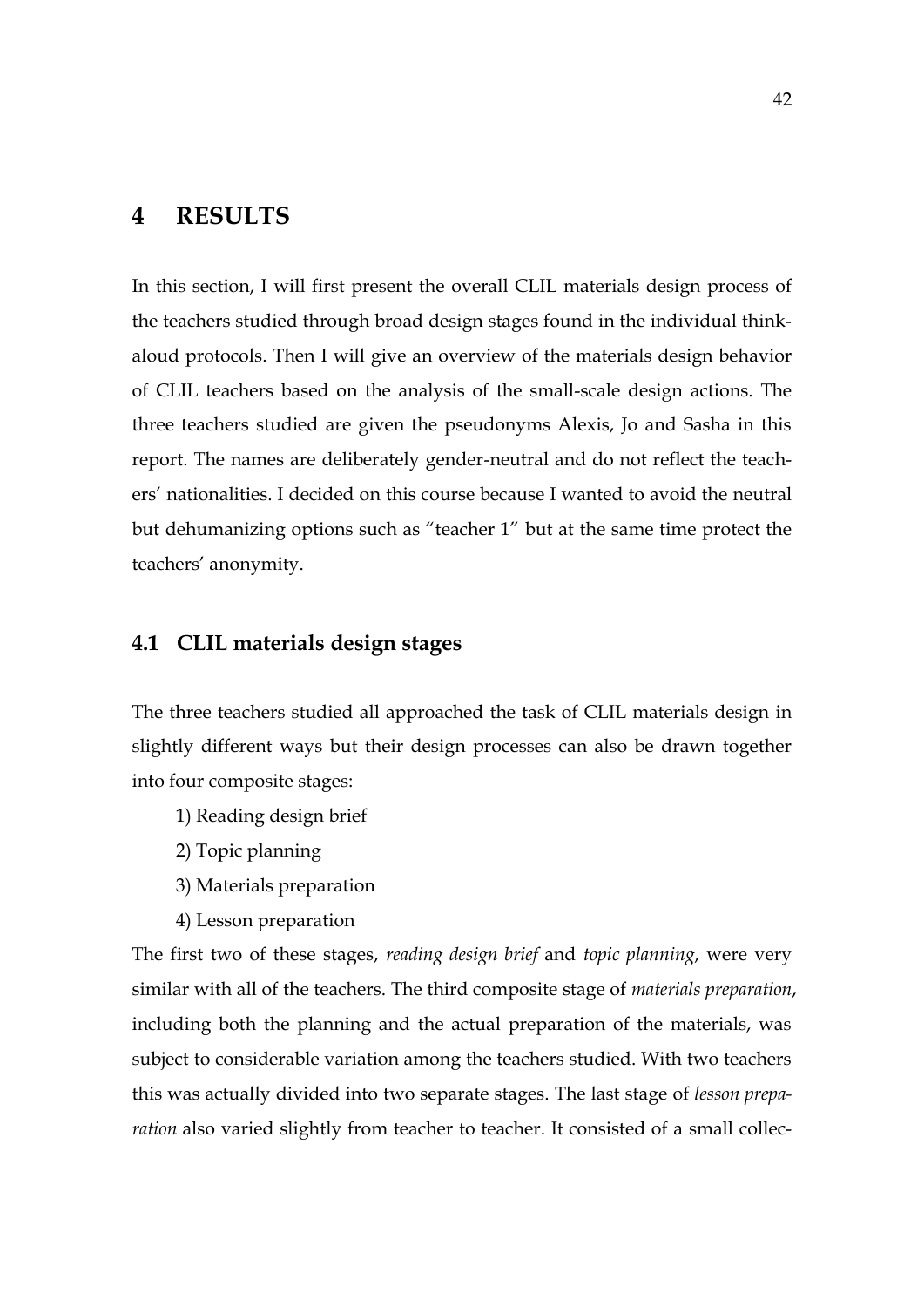# 4 RESULTS

In this section, I will first present the overall CLIL materials design process of the teachers studied through broad design stages found in the individual think-aloud protocols. Then I will give an overview of the materials design behavior of CLIL teachers based on the analysis of the small-scale design actions. The three teachers studied are given the pseudonyms Alexis, Jo and Sasha in this report. The names are deliberately gender-neutral and do not reflect the teachers' nationalities. I decided on this course because I wanted to avoid the neutral but dehumanizing options such as "teacher 1" but at the same time protect the teachers' anonymity.

## 4.1 CLIL materials design stages

The three teachers studied all approached the task of CLIL materials design in slightly different ways but their design processes can also be drawn together into four composite stages:

1) Reading design brief
2) Topic planning
3) Materials preparation
4) Lesson preparation

The first two of these stages, *reading design brief* and *topic planning*, were very similar with all of the teachers. The third composite stage of *materials preparation*, including both the planning and the actual preparation of the materials, was subject to considerable variation among the teachers studied. With two teachers this was actually divided into two separate stages. The last stage of *lesson preparation* also varied slightly from teacher to teacher. It consisted of a small collec-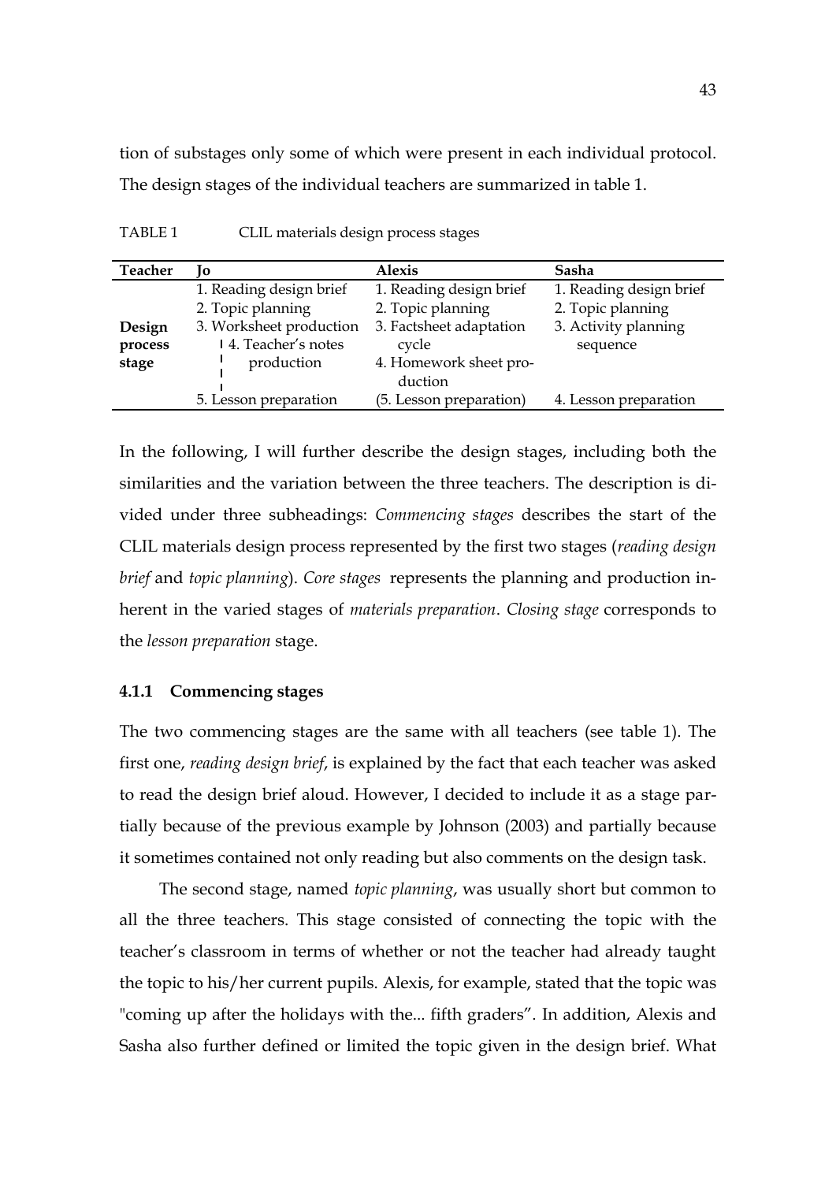tion of substages only some of which were present in each individual protocol. The design stages of the individual teachers are summarized in table 1.

TABLE 1 CLIL materials design process stages

| Teacher | Jo | Alexis | Sasha |
|---|---|---|---|
| Design process stage | 1. Reading design brief | 1. Reading design brief | 1. Reading design brief |
| | 2. Topic planning | 2. Topic planning | 2. Topic planning |
| | 3. Worksheet production | 3. Factsheet adaptation cycle | 3. Activity planning sequence |
| | 4. Teacher's notes production | 4. Homework sheet production | |
| | 5. Lesson preparation | (5. Lesson preparation) | 4. Lesson preparation |

In the following, I will further describe the design stages, including both the similarities and the variation between the three teachers. The description is divided under three subheadings: *Commencing stages* describes the start of the CLIL materials design process represented by the first two stages (*reading design brief* and *topic planning*). *Core stages* represents the planning and production inherent in the varied stages of *materials preparation*. *Closing stage* corresponds to the *lesson preparation* stage.

### 4.1.1 Commencing stages

The two commencing stages are the same with all teachers (see table 1). The first one, *reading design brief*, is explained by the fact that each teacher was asked to read the design brief aloud. However, I decided to include it as a stage partially because of the previous example by Johnson (2003) and partially because it sometimes contained not only reading but also comments on the design task.

The second stage, named *topic planning*, was usually short but common to all the three teachers. This stage consisted of connecting the topic with the teacher's classroom in terms of whether or not the teacher had already taught the topic to his/her current pupils. Alexis, for example, stated that the topic was "coming up after the holidays with the... fifth graders". In addition, Alexis and Sasha also further defined or limited the topic given in the design brief. What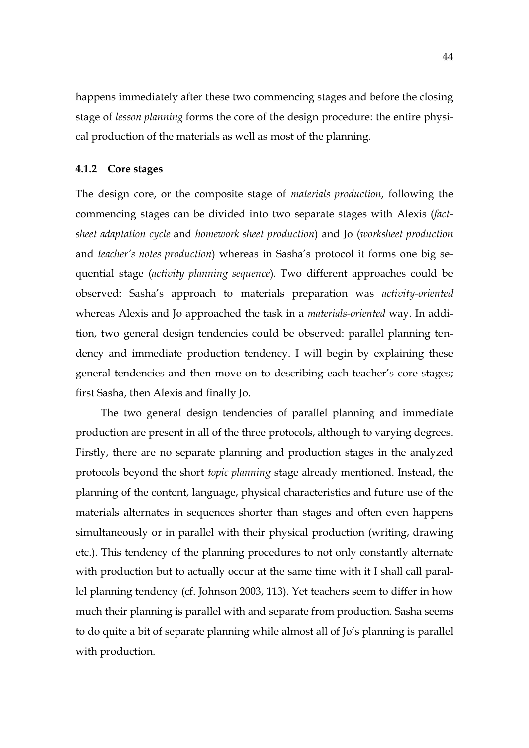happens immediately after these two commencing stages and before the closing stage of *lesson planning* forms the core of the design procedure: the entire physical production of the materials as well as most of the planning.

### 4.1.2 Core stages

The design core, or the composite stage of *materials production*, following the commencing stages can be divided into two separate stages with Alexis (*fact-sheet adaptation cycle* and *homework sheet production*) and Jo (*worksheet production* and *teacher's notes production*) whereas in Sasha's protocol it forms one big sequential stage (*activity planning sequence*). Two different approaches could be observed: Sasha's approach to materials preparation was *activity-oriented* whereas Alexis and Jo approached the task in a *materials-oriented* way. In addition, two general design tendencies could be observed: parallel planning tendency and immediate production tendency. I will begin by explaining these general tendencies and then move on to describing each teacher's core stages; first Sasha, then Alexis and finally Jo.

The two general design tendencies of parallel planning and immediate production are present in all of the three protocols, although to varying degrees. Firstly, there are no separate planning and production stages in the analyzed protocols beyond the short *topic planning* stage already mentioned. Instead, the planning of the content, language, physical characteristics and future use of the materials alternates in sequences shorter than stages and often even happens simultaneously or in parallel with their physical production (writing, drawing etc.). This tendency of the planning procedures to not only constantly alternate with production but to actually occur at the same time with it I shall call parallel planning tendency (cf. Johnson 2003, 113). Yet teachers seem to differ in how much their planning is parallel with and separate from production. Sasha seems to do quite a bit of separate planning while almost all of Jo's planning is parallel with production.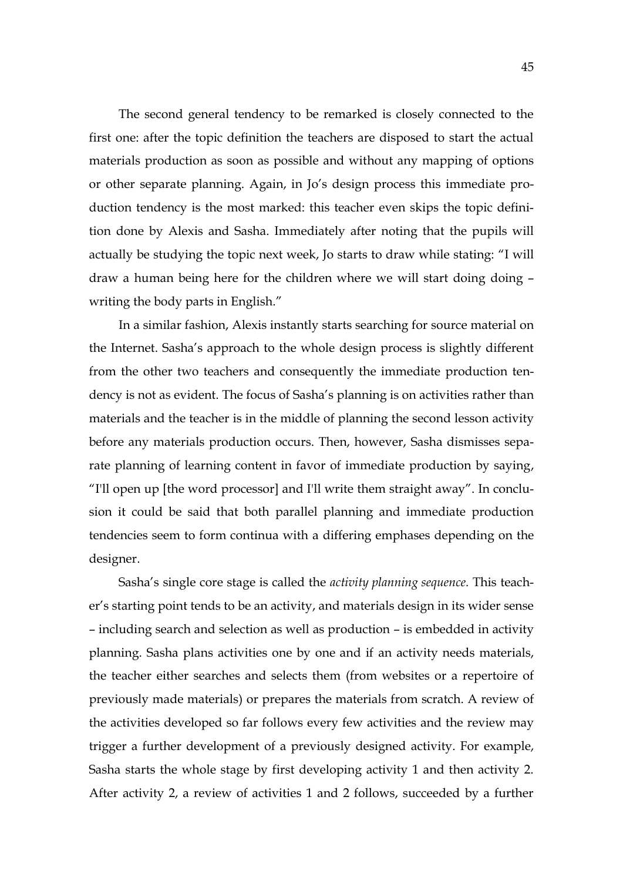The second general tendency to be remarked is closely connected to the first one: after the topic definition the teachers are disposed to start the actual materials production as soon as possible and without any mapping of options or other separate planning. Again, in Jo's design process this immediate production tendency is the most marked: this teacher even skips the topic definition done by Alexis and Sasha. Immediately after noting that the pupils will actually be studying the topic next week, Jo starts to draw while stating: "I will draw a human being here for the children where we will start doing doing – writing the body parts in English."

In a similar fashion, Alexis instantly starts searching for source material on the Internet. Sasha's approach to the whole design process is slightly different from the other two teachers and consequently the immediate production tendency is not as evident. The focus of Sasha's planning is on activities rather than materials and the teacher is in the middle of planning the second lesson activity before any materials production occurs. Then, however, Sasha dismisses separate planning of learning content in favor of immediate production by saying, "I'll open up [the word processor] and I'll write them straight away". In conclusion it could be said that both parallel planning and immediate production tendencies seem to form continua with a differing emphases depending on the designer.

Sasha's single core stage is called the *activity planning sequence.* This teacher's starting point tends to be an activity, and materials design in its wider sense – including search and selection as well as production – is embedded in activity planning. Sasha plans activities one by one and if an activity needs materials, the teacher either searches and selects them (from websites or a repertoire of previously made materials) or prepares the materials from scratch. A review of the activities developed so far follows every few activities and the review may trigger a further development of a previously designed activity. For example, Sasha starts the whole stage by first developing activity 1 and then activity 2. After activity 2, a review of activities 1 and 2 follows, succeeded by a further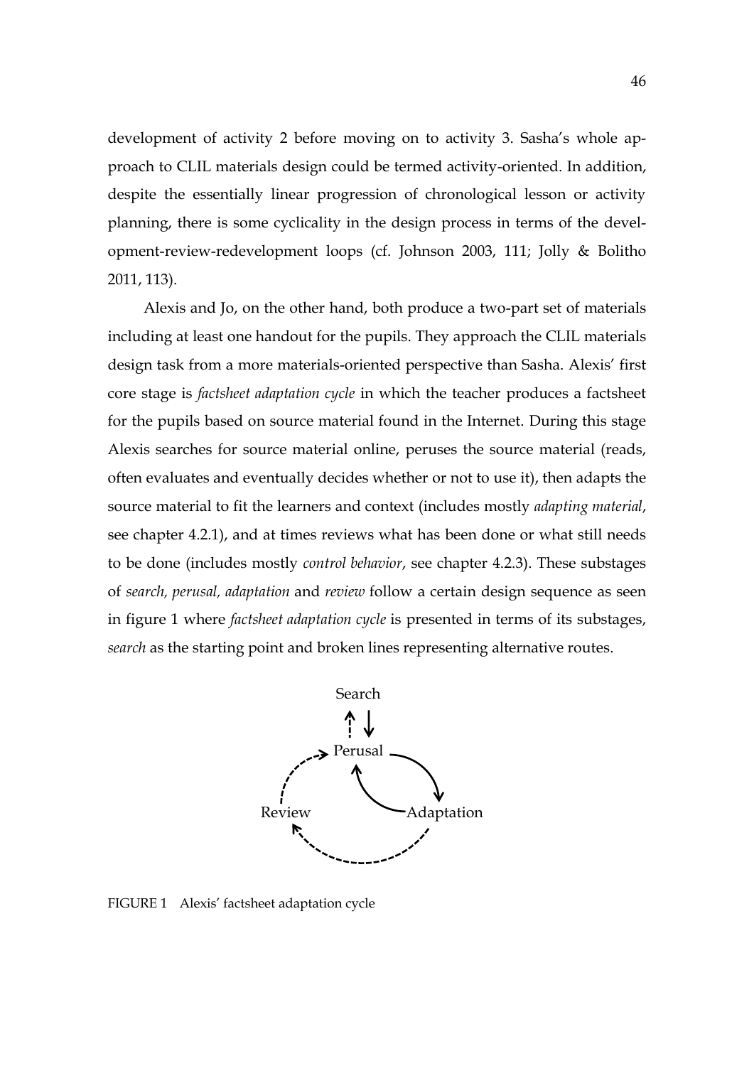development of activity 2 before moving on to activity 3. Sasha's whole approach to CLIL materials design could be termed activity-oriented. In addition, despite the essentially linear progression of chronological lesson or activity planning, there is some cyclicality in the design process in terms of the development-review-redevelopment loops (cf. Johnson 2003, 111; Jolly & Bolitho 2011, 113).

Alexis and Jo, on the other hand, both produce a two-part set of materials including at least one handout for the pupils. They approach the CLIL materials design task from a more materials-oriented perspective than Sasha. Alexis' first core stage is *factsheet adaptation cycle* in which the teacher produces a factsheet for the pupils based on source material found in the Internet. During this stage Alexis searches for source material online, peruses the source material (reads, often evaluates and eventually decides whether or not to use it), then adapts the source material to fit the learners and context (includes mostly *adapting material*, see chapter 4.2.1), and at times reviews what has been done or what still needs to be done (includes mostly *control behavior*, see chapter 4.2.3). These substages of *search, perusal, adaptation* and *review* follow a certain design sequence as seen in figure 1 where *factsheet adaptation cycle* is presented in terms of its substages, *search* as the starting point and broken lines representing alternative routes.

Search

Perusal

Review

Adaptation

FIGURE 1 Alexis' factsheet adaptation cycle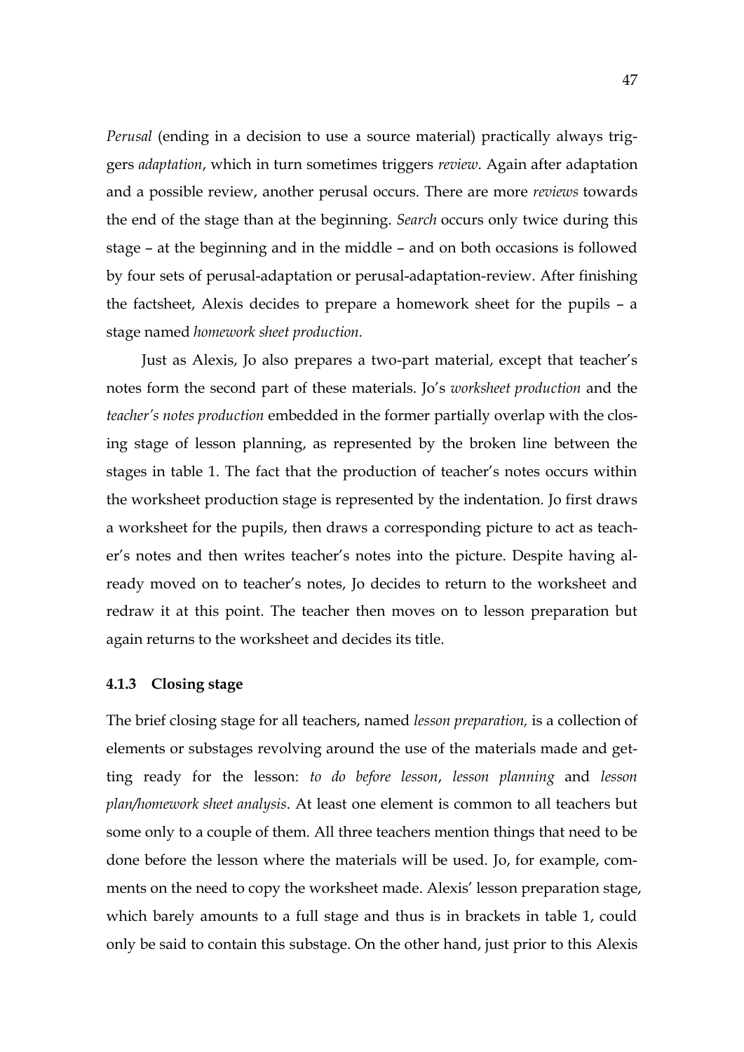*Perusal* (ending in a decision to use a source material) practically always triggers *adaptation*, which in turn sometimes triggers *review*. Again after adaptation and a possible review, another perusal occurs. There are more *reviews* towards the end of the stage than at the beginning. *Search* occurs only twice during this stage – at the beginning and in the middle – and on both occasions is followed by four sets of perusal-adaptation or perusal-adaptation-review. After finishing the factsheet, Alexis decides to prepare a homework sheet for the pupils – a stage named *homework sheet production.*

Just as Alexis, Jo also prepares a two-part material, except that teacher's notes form the second part of these materials. Jo's *worksheet production* and the *teacher's notes production* embedded in the former partially overlap with the closing stage of lesson planning, as represented by the broken line between the stages in table 1. The fact that the production of teacher's notes occurs within the worksheet production stage is represented by the indentation. Jo first draws a worksheet for the pupils, then draws a corresponding picture to act as teacher's notes and then writes teacher's notes into the picture. Despite having already moved on to teacher's notes, Jo decides to return to the worksheet and redraw it at this point. The teacher then moves on to lesson preparation but again returns to the worksheet and decides its title.

### 4.1.3 Closing stage

The brief closing stage for all teachers, named *lesson preparation,* is a collection of elements or substages revolving around the use of the materials made and getting ready for the lesson: *to do before lesson*, *lesson planning* and *lesson plan/homework sheet analysis*. At least one element is common to all teachers but some only to a couple of them. All three teachers mention things that need to be done before the lesson where the materials will be used. Jo, for example, comments on the need to copy the worksheet made. Alexis' lesson preparation stage, which barely amounts to a full stage and thus is in brackets in table 1, could only be said to contain this substage. On the other hand, just prior to this Alexis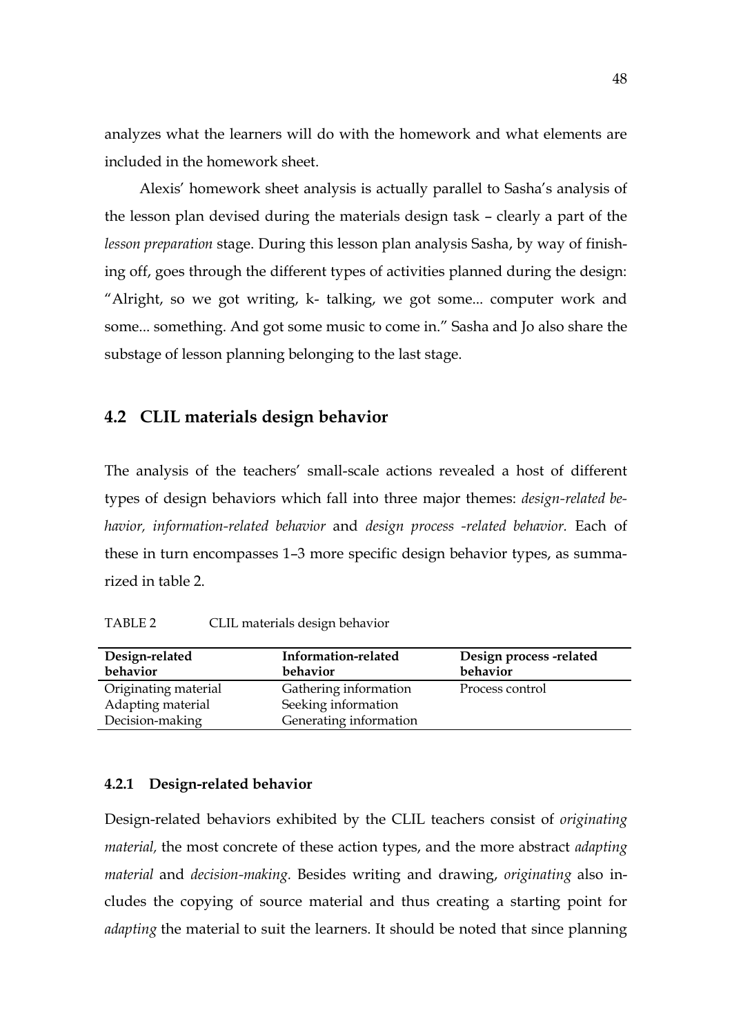analyzes what the learners will do with the homework and what elements are included in the homework sheet.

Alexis' homework sheet analysis is actually parallel to Sasha's analysis of the lesson plan devised during the materials design task – clearly a part of the *lesson preparation* stage. During this lesson plan analysis Sasha, by way of finishing off, goes through the different types of activities planned during the design: "Alright, so we got writing, k- talking, we got some... computer work and some... something. And got some music to come in." Sasha and Jo also share the substage of lesson planning belonging to the last stage.

## 4.2 CLIL materials design behavior

The analysis of the teachers' small-scale actions revealed a host of different types of design behaviors which fall into three major themes: *design-related behavior, information-related behavior* and *design process -related behavior.* Each of these in turn encompasses 1–3 more specific design behavior types, as summarized in table 2.

TABLE 2 CLIL materials design behavior

| Design-related behavior | Information-related behavior | Design process -related behavior |
|---|---|---|
| Originating material | Gathering information | Process control |
| Adapting material | Seeking information | |
| Decision-making | Generating information | |

### 4.2.1 Design-related behavior

Design-related behaviors exhibited by the CLIL teachers consist of *originating material,* the most concrete of these action types, and the more abstract *adapting material* and *decision-making.* Besides writing and drawing, *originating* also includes the copying of source material and thus creating a starting point for *adapting* the material to suit the learners. It should be noted that since planning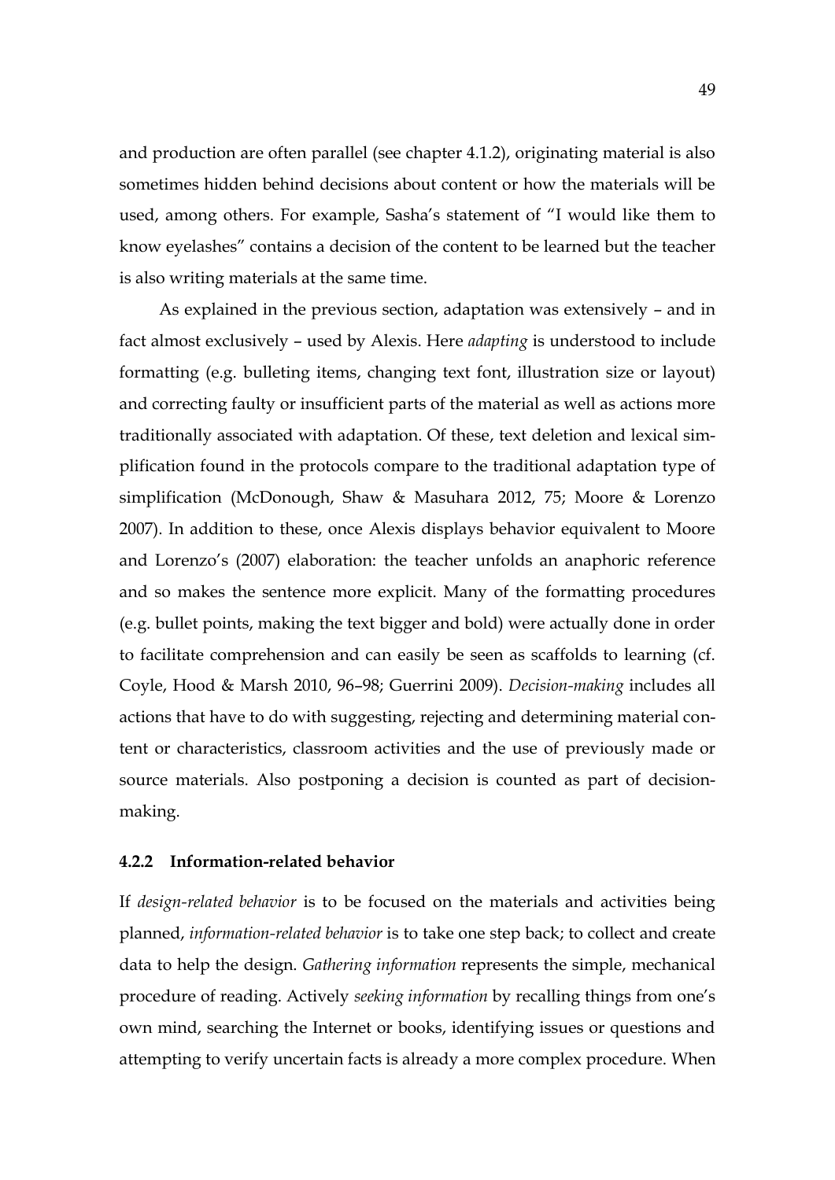and production are often parallel (see chapter 4.1.2), originating material is also sometimes hidden behind decisions about content or how the materials will be used, among others. For example, Sasha's statement of "I would like them to know eyelashes" contains a decision of the content to be learned but the teacher is also writing materials at the same time.

As explained in the previous section, adaptation was extensively – and in fact almost exclusively – used by Alexis. Here *adapting* is understood to include formatting (e.g. bulleting items, changing text font, illustration size or layout) and correcting faulty or insufficient parts of the material as well as actions more traditionally associated with adaptation. Of these, text deletion and lexical simplification found in the protocols compare to the traditional adaptation type of simplification (McDonough, Shaw & Masuhara 2012, 75; Moore & Lorenzo 2007). In addition to these, once Alexis displays behavior equivalent to Moore and Lorenzo's (2007) elaboration: the teacher unfolds an anaphoric reference and so makes the sentence more explicit. Many of the formatting procedures (e.g. bullet points, making the text bigger and bold) were actually done in order to facilitate comprehension and can easily be seen as scaffolds to learning (cf. Coyle, Hood & Marsh 2010, 96–98; Guerrini 2009). *Decision-making* includes all actions that have to do with suggesting, rejecting and determining material content or characteristics, classroom activities and the use of previously made or source materials. Also postponing a decision is counted as part of decision-making.

### 4.2.2 Information-related behavior

If *design-related behavior* is to be focused on the materials and activities being planned, *information-related behavior* is to take one step back; to collect and create data to help the design. *Gathering information* represents the simple, mechanical procedure of reading. Actively *seeking information* by recalling things from one's own mind, searching the Internet or books, identifying issues or questions and attempting to verify uncertain facts is already a more complex procedure. When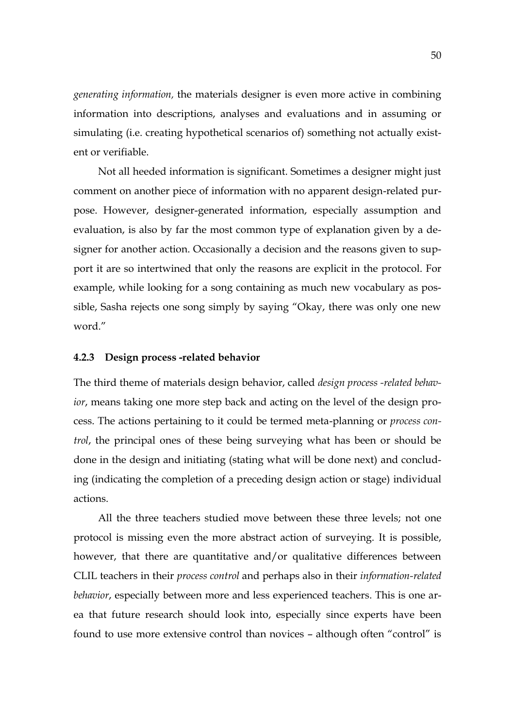*generating information,* the materials designer is even more active in combining information into descriptions, analyses and evaluations and in assuming or simulating (i.e. creating hypothetical scenarios of) something not actually existent or verifiable.

Not all heeded information is significant. Sometimes a designer might just comment on another piece of information with no apparent design-related purpose. However, designer-generated information, especially assumption and evaluation, is also by far the most common type of explanation given by a designer for another action. Occasionally a decision and the reasons given to support it are so intertwined that only the reasons are explicit in the protocol. For example, while looking for a song containing as much new vocabulary as possible, Sasha rejects one song simply by saying "Okay, there was only one new word."

### 4.2.3 Design process -related behavior

The third theme of materials design behavior, called *design process -related behavior*, means taking one more step back and acting on the level of the design process. The actions pertaining to it could be termed meta-planning or *process control*, the principal ones of these being surveying what has been or should be done in the design and initiating (stating what will be done next) and concluding (indicating the completion of a preceding design action or stage) individual actions.

All the three teachers studied move between these three levels; not one protocol is missing even the more abstract action of surveying. It is possible, however, that there are quantitative and/or qualitative differences between CLIL teachers in their *process control* and perhaps also in their *information-related behavior*, especially between more and less experienced teachers. This is one area that future research should look into, especially since experts have been found to use more extensive control than novices – although often "control" is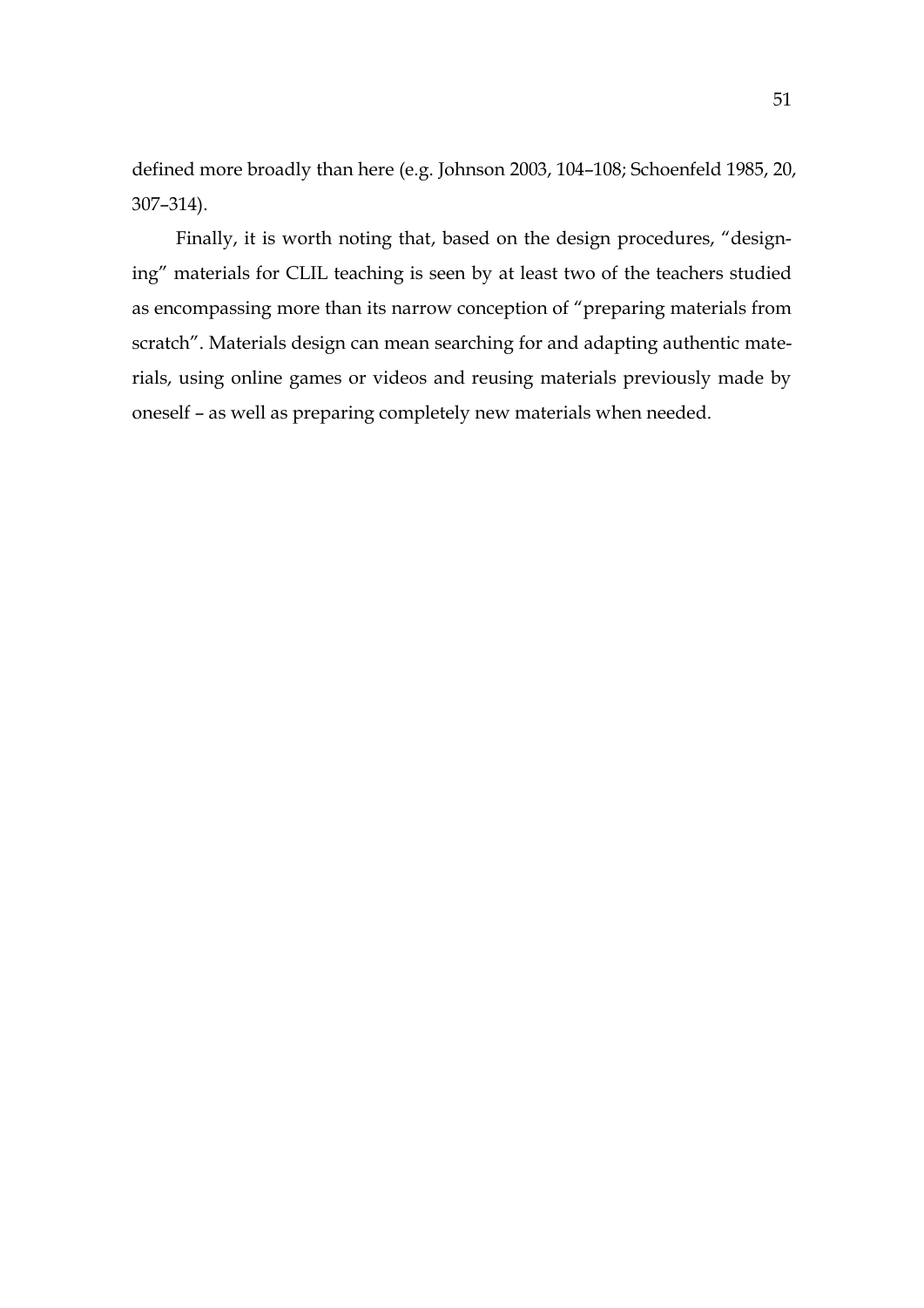defined more broadly than here (e.g. Johnson 2003, 104–108; Schoenfeld 1985, 20, 307–314).

Finally, it is worth noting that, based on the design procedures, "designing" materials for CLIL teaching is seen by at least two of the teachers studied as encompassing more than its narrow conception of "preparing materials from scratch". Materials design can mean searching for and adapting authentic materials, using online games or videos and reusing materials previously made by oneself – as well as preparing completely new materials when needed.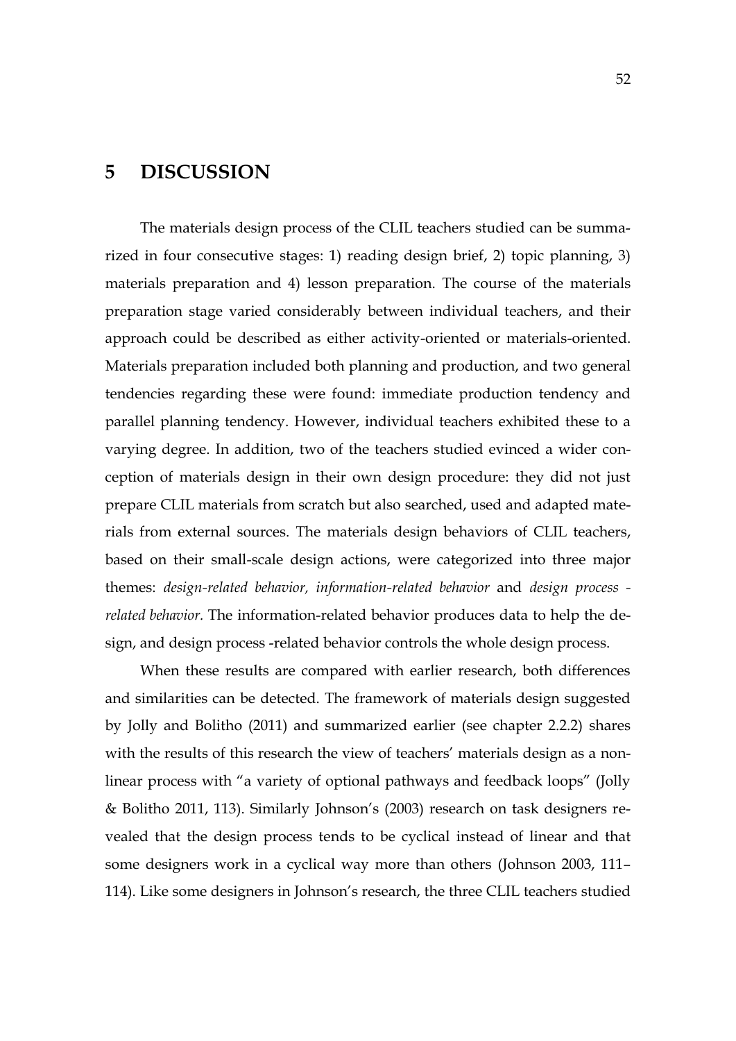# 5 DISCUSSION

The materials design process of the CLIL teachers studied can be summarized in four consecutive stages: 1) reading design brief, 2) topic planning, 3) materials preparation and 4) lesson preparation. The course of the materials preparation stage varied considerably between individual teachers, and their approach could be described as either activity-oriented or materials-oriented. Materials preparation included both planning and production, and two general tendencies regarding these were found: immediate production tendency and parallel planning tendency. However, individual teachers exhibited these to a varying degree. In addition, two of the teachers studied evinced a wider conception of materials design in their own design procedure: they did not just prepare CLIL materials from scratch but also searched, used and adapted materials from external sources. The materials design behaviors of CLIL teachers, based on their small-scale design actions, were categorized into three major themes: *design-related behavior, information-related behavior* and *design process -related behavior.* The information-related behavior produces data to help the design, and design process -related behavior controls the whole design process.

When these results are compared with earlier research, both differences and similarities can be detected. The framework of materials design suggested by Jolly and Bolitho (2011) and summarized earlier (see chapter 2.2.2) shares with the results of this research the view of teachers' materials design as a non-linear process with "a variety of optional pathways and feedback loops" (Jolly & Bolitho 2011, 113). Similarly Johnson's (2003) research on task designers revealed that the design process tends to be cyclical instead of linear and that some designers work in a cyclical way more than others (Johnson 2003, 111–114). Like some designers in Johnson's research, the three CLIL teachers studied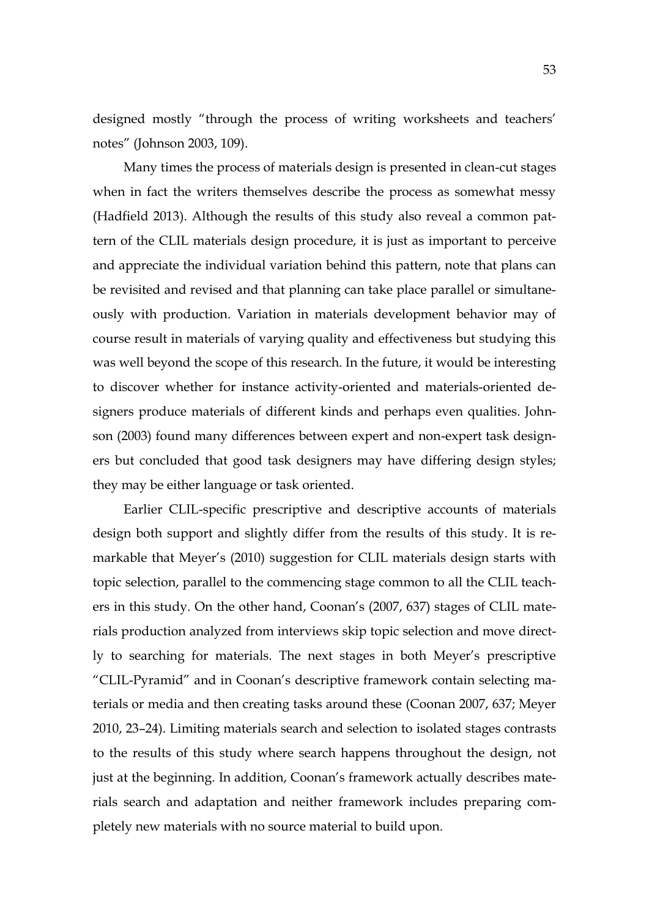designed mostly "through the process of writing worksheets and teachers' notes" (Johnson 2003, 109).

Many times the process of materials design is presented in clean-cut stages when in fact the writers themselves describe the process as somewhat messy (Hadfield 2013). Although the results of this study also reveal a common pattern of the CLIL materials design procedure, it is just as important to perceive and appreciate the individual variation behind this pattern, note that plans can be revisited and revised and that planning can take place parallel or simultaneously with production. Variation in materials development behavior may of course result in materials of varying quality and effectiveness but studying this was well beyond the scope of this research. In the future, it would be interesting to discover whether for instance activity-oriented and materials-oriented designers produce materials of different kinds and perhaps even qualities. Johnson (2003) found many differences between expert and non-expert task designers but concluded that good task designers may have differing design styles; they may be either language or task oriented.

Earlier CLIL-specific prescriptive and descriptive accounts of materials design both support and slightly differ from the results of this study. It is remarkable that Meyer's (2010) suggestion for CLIL materials design starts with topic selection, parallel to the commencing stage common to all the CLIL teachers in this study. On the other hand, Coonan's (2007, 637) stages of CLIL materials production analyzed from interviews skip topic selection and move directly to searching for materials. The next stages in both Meyer's prescriptive "CLIL-Pyramid" and in Coonan's descriptive framework contain selecting materials or media and then creating tasks around these (Coonan 2007, 637; Meyer 2010, 23–24). Limiting materials search and selection to isolated stages contrasts to the results of this study where search happens throughout the design, not just at the beginning. In addition, Coonan's framework actually describes materials search and adaptation and neither framework includes preparing completely new materials with no source material to build upon.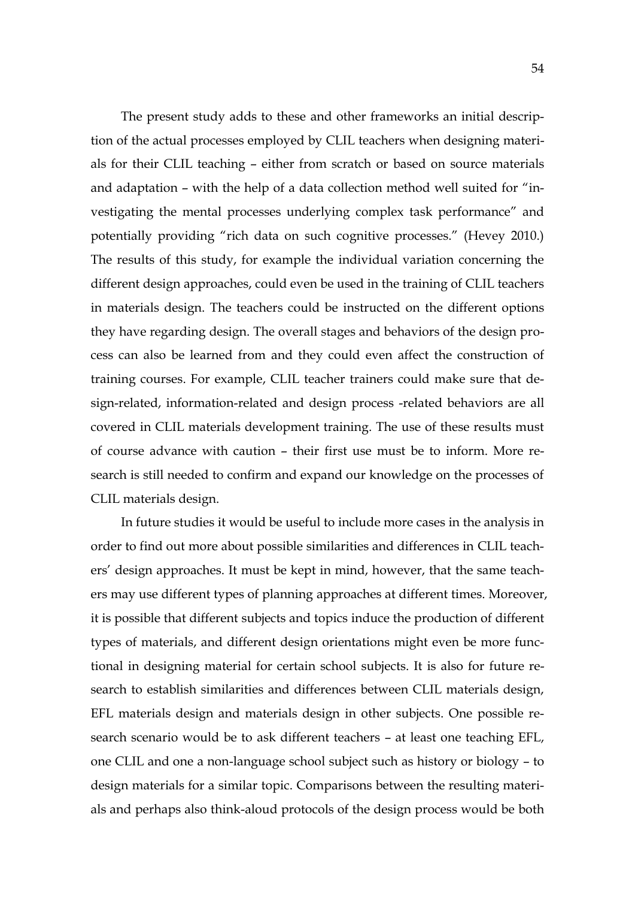The present study adds to these and other frameworks an initial description of the actual processes employed by CLIL teachers when designing materials for their CLIL teaching – either from scratch or based on source materials and adaptation – with the help of a data collection method well suited for "investigating the mental processes underlying complex task performance" and potentially providing "rich data on such cognitive processes." (Hevey 2010.) The results of this study, for example the individual variation concerning the different design approaches, could even be used in the training of CLIL teachers in materials design. The teachers could be instructed on the different options they have regarding design. The overall stages and behaviors of the design process can also be learned from and they could even affect the construction of training courses. For example, CLIL teacher trainers could make sure that design-related, information-related and design process -related behaviors are all covered in CLIL materials development training. The use of these results must of course advance with caution – their first use must be to inform. More research is still needed to confirm and expand our knowledge on the processes of CLIL materials design.

In future studies it would be useful to include more cases in the analysis in order to find out more about possible similarities and differences in CLIL teachers' design approaches. It must be kept in mind, however, that the same teachers may use different types of planning approaches at different times. Moreover, it is possible that different subjects and topics induce the production of different types of materials, and different design orientations might even be more functional in designing material for certain school subjects. It is also for future research to establish similarities and differences between CLIL materials design, EFL materials design and materials design in other subjects. One possible research scenario would be to ask different teachers – at least one teaching EFL, one CLIL and one a non-language school subject such as history or biology – to design materials for a similar topic. Comparisons between the resulting materials and perhaps also think-aloud protocols of the design process would be both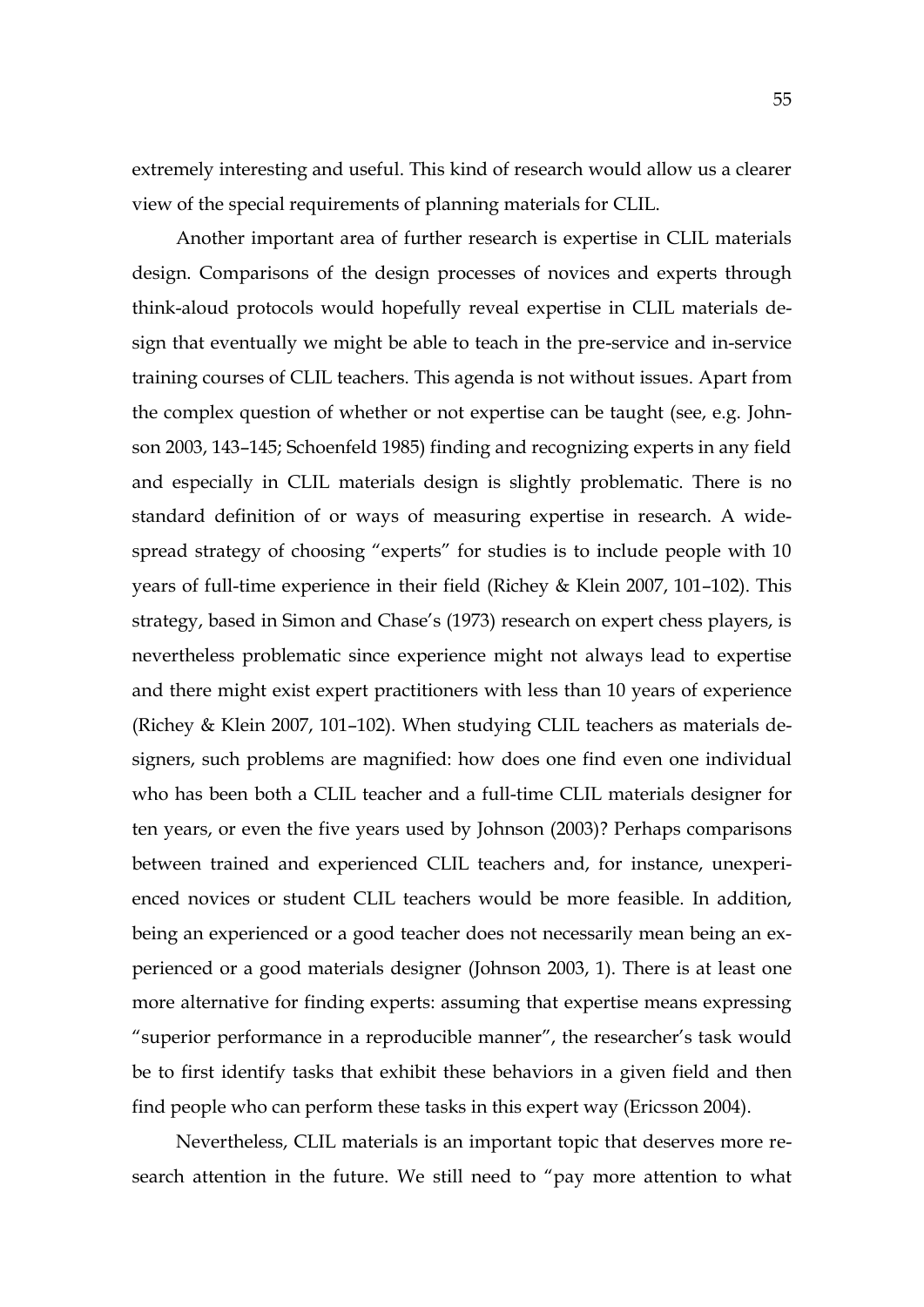extremely interesting and useful. This kind of research would allow us a clearer view of the special requirements of planning materials for CLIL.

Another important area of further research is expertise in CLIL materials design. Comparisons of the design processes of novices and experts through think-aloud protocols would hopefully reveal expertise in CLIL materials design that eventually we might be able to teach in the pre-service and in-service training courses of CLIL teachers. This agenda is not without issues. Apart from the complex question of whether or not expertise can be taught (see, e.g. Johnson 2003, 143–145; Schoenfeld 1985) finding and recognizing experts in any field and especially in CLIL materials design is slightly problematic. There is no standard definition of or ways of measuring expertise in research. A widespread strategy of choosing "experts" for studies is to include people with 10 years of full-time experience in their field (Richey & Klein 2007, 101–102). This strategy, based in Simon and Chase's (1973) research on expert chess players, is nevertheless problematic since experience might not always lead to expertise and there might exist expert practitioners with less than 10 years of experience (Richey & Klein 2007, 101–102). When studying CLIL teachers as materials designers, such problems are magnified: how does one find even one individual who has been both a CLIL teacher and a full-time CLIL materials designer for ten years, or even the five years used by Johnson (2003)? Perhaps comparisons between trained and experienced CLIL teachers and, for instance, unexperienced novices or student CLIL teachers would be more feasible. In addition, being an experienced or a good teacher does not necessarily mean being an experienced or a good materials designer (Johnson 2003, 1). There is at least one more alternative for finding experts: assuming that expertise means expressing "superior performance in a reproducible manner", the researcher's task would be to first identify tasks that exhibit these behaviors in a given field and then find people who can perform these tasks in this expert way (Ericsson 2004).

Nevertheless, CLIL materials is an important topic that deserves more research attention in the future. We still need to "pay more attention to what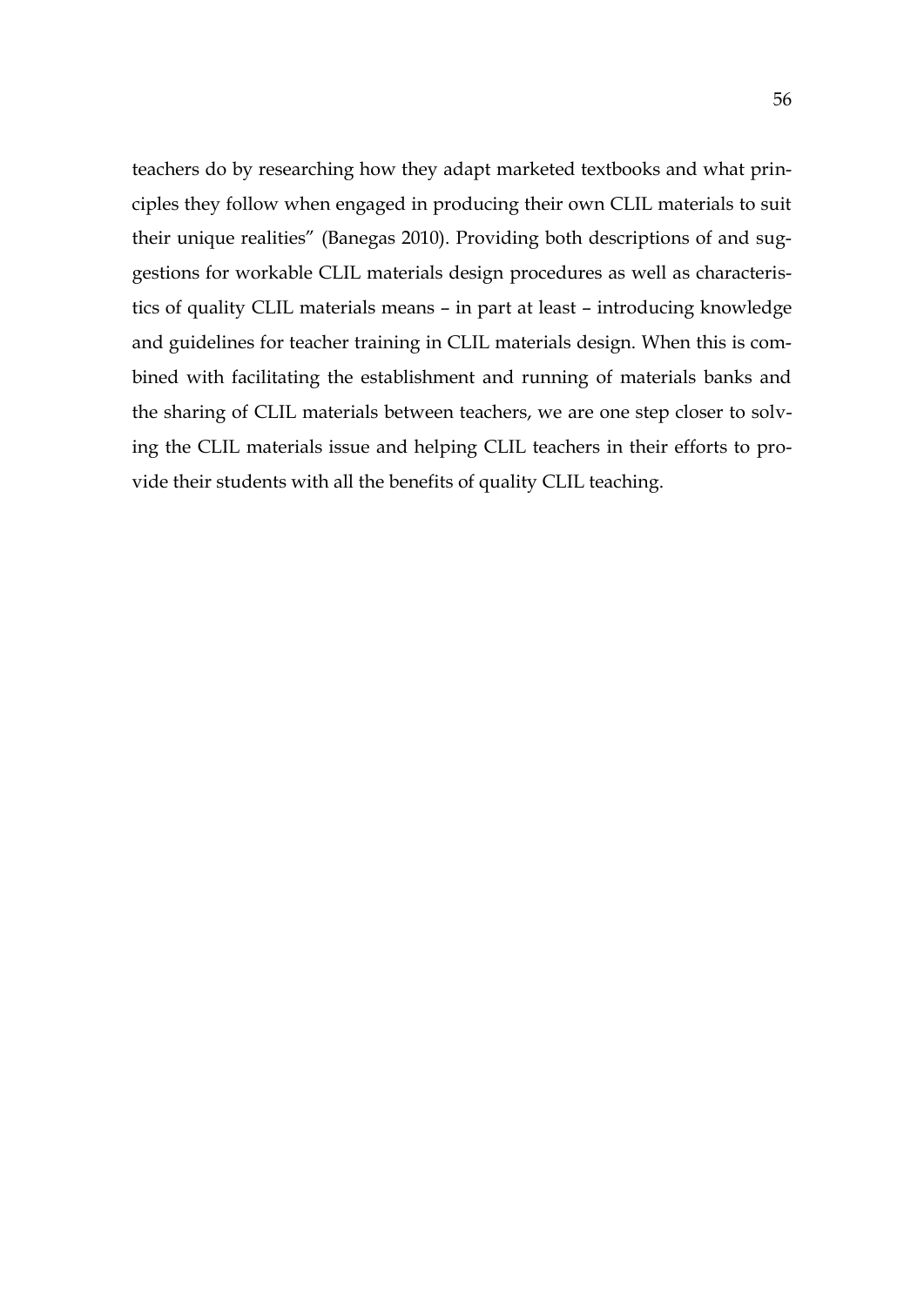teachers do by researching how they adapt marketed textbooks and what principles they follow when engaged in producing their own CLIL materials to suit their unique realities" (Banegas 2010). Providing both descriptions of and suggestions for workable CLIL materials design procedures as well as characteristics of quality CLIL materials means – in part at least – introducing knowledge and guidelines for teacher training in CLIL materials design. When this is combined with facilitating the establishment and running of materials banks and the sharing of CLIL materials between teachers, we are one step closer to solving the CLIL materials issue and helping CLIL teachers in their efforts to provide their students with all the benefits of quality CLIL teaching.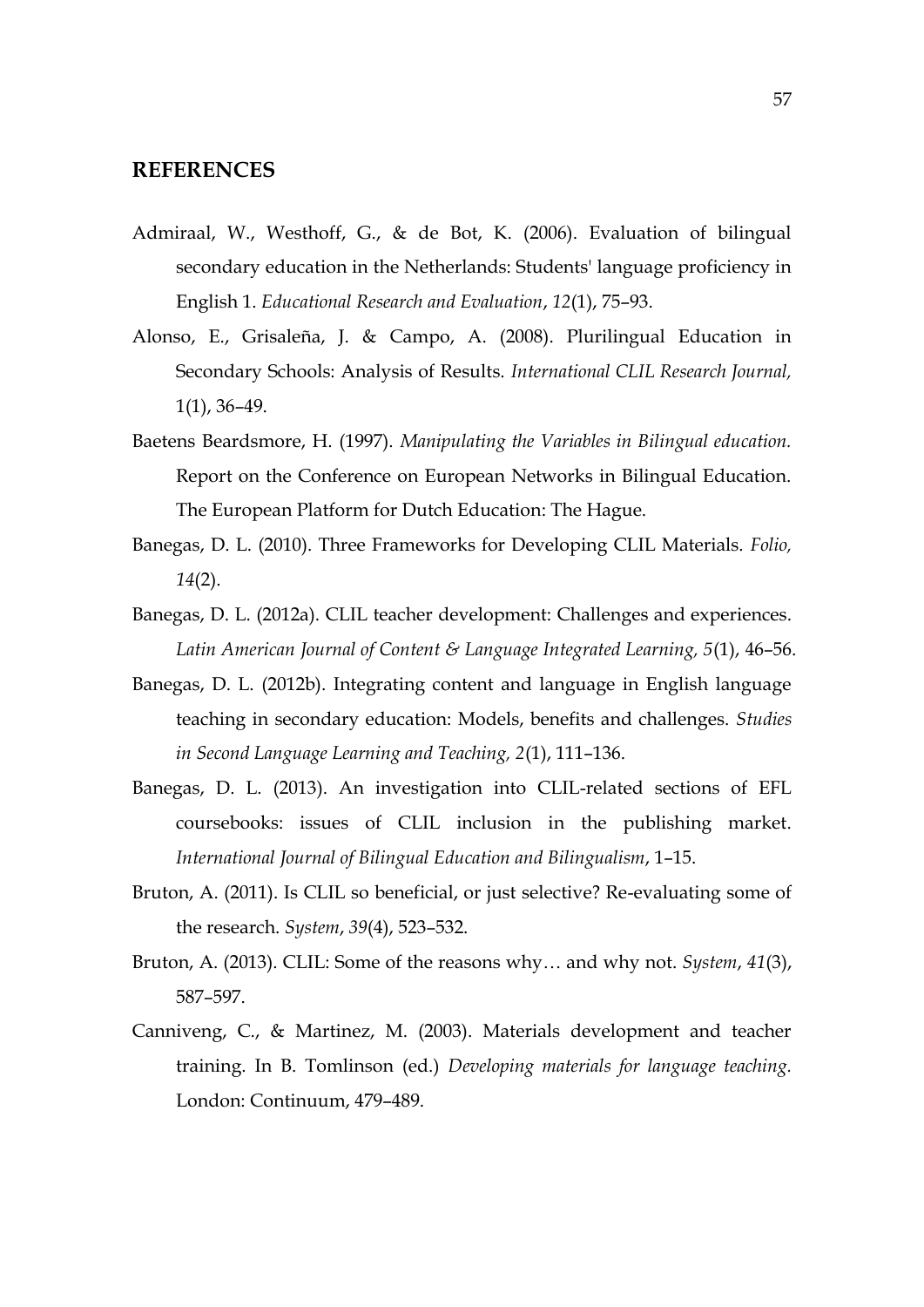## REFERENCES

Admiraal, W., Westhoff, G., & de Bot, K. (2006). Evaluation of bilingual secondary education in the Netherlands: Students' language proficiency in English 1. *Educational Research and Evaluation*, *12*(1), 75–93.

Alonso, E., Grisaleña, J. & Campo, A. (2008). Plurilingual Education in Secondary Schools: Analysis of Results. *International CLIL Research Journal,* 1(1), 36–49.

Baetens Beardsmore, H. (1997). *Manipulating the Variables in Bilingual education.* Report on the Conference on European Networks in Bilingual Education. The European Platform for Dutch Education: The Hague.

Banegas, D. L. (2010). Three Frameworks for Developing CLIL Materials. *Folio, 14*(2).

Banegas, D. L. (2012a). CLIL teacher development: Challenges and experiences. *Latin American Journal of Content & Language Integrated Learning, 5*(1), 46–56.

Banegas, D. L. (2012b). Integrating content and language in English language teaching in secondary education: Models, benefits and challenges. *Studies in Second Language Learning and Teaching, 2*(1), 111–136.

Banegas, D. L. (2013). An investigation into CLIL-related sections of EFL coursebooks: issues of CLIL inclusion in the publishing market. *International Journal of Bilingual Education and Bilingualism*, 1–15.

Bruton, A. (2011). Is CLIL so beneficial, or just selective? Re-evaluating some of the research. *System*, *39*(4), 523–532.

Bruton, A. (2013). CLIL: Some of the reasons why… and why not. *System*, *41*(3), 587–597.

Canniveng, C., & Martinez, M. (2003). Materials development and teacher training. In B. Tomlinson (ed.) *Developing materials for language teaching.* London: Continuum, 479–489.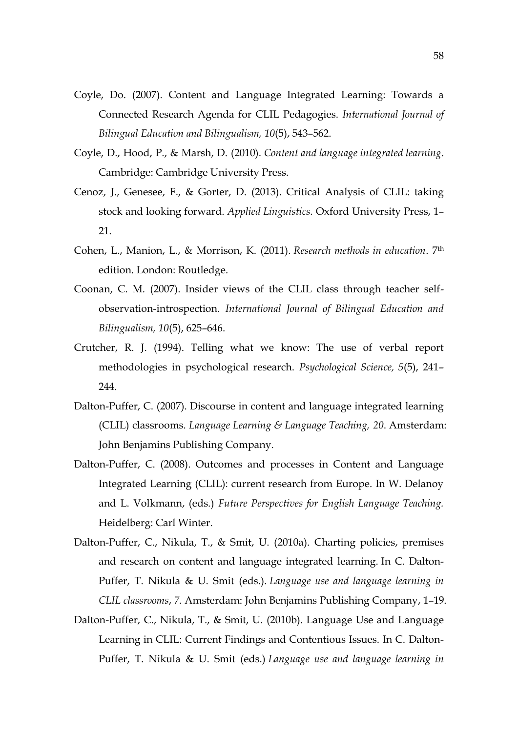Coyle, Do. (2007). Content and Language Integrated Learning: Towards a Connected Research Agenda for CLIL Pedagogies. *International Journal of Bilingual Education and Bilingualism, 10*(5), 543–562.

Coyle, D., Hood, P., & Marsh, D. (2010). *Content and language integrated learning*. Cambridge: Cambridge University Press.

Cenoz, J., Genesee, F., & Gorter, D. (2013). Critical Analysis of CLIL: taking stock and looking forward. *Applied Linguistics.* Oxford University Press, 1–21.

Cohen, L., Manion, L., & Morrison, K. (2011). *Research methods in education*. 7th edition. London: Routledge.

Coonan, C. M. (2007). Insider views of the CLIL class through teacher self-observation-introspection. *International Journal of Bilingual Education and Bilingualism, 10*(5), 625–646.

Crutcher, R. J. (1994). Telling what we know: The use of verbal report methodologies in psychological research. *Psychological Science, 5*(5), 241–244.

Dalton-Puffer, C. (2007). Discourse in content and language integrated learning (CLIL) classrooms. *Language Learning & Language Teaching, 20*. Amsterdam: John Benjamins Publishing Company.

Dalton-Puffer, C. (2008). Outcomes and processes in Content and Language Integrated Learning (CLIL): current research from Europe. In W. Delanoy and L. Volkmann, (eds.) *Future Perspectives for English Language Teaching.* Heidelberg: Carl Winter.

Dalton-Puffer, C., Nikula, T., & Smit, U. (2010a). Charting policies, premises and research on content and language integrated learning. In C. Dalton-Puffer, T. Nikula & U. Smit (eds.). *Language use and language learning in CLIL classrooms*, *7*. Amsterdam: John Benjamins Publishing Company, 1–19.

Dalton-Puffer, C., Nikula, T., & Smit, U. (2010b). Language Use and Language Learning in CLIL: Current Findings and Contentious Issues. In C. Dalton-Puffer, T. Nikula & U. Smit (eds.) *Language use and language learning in*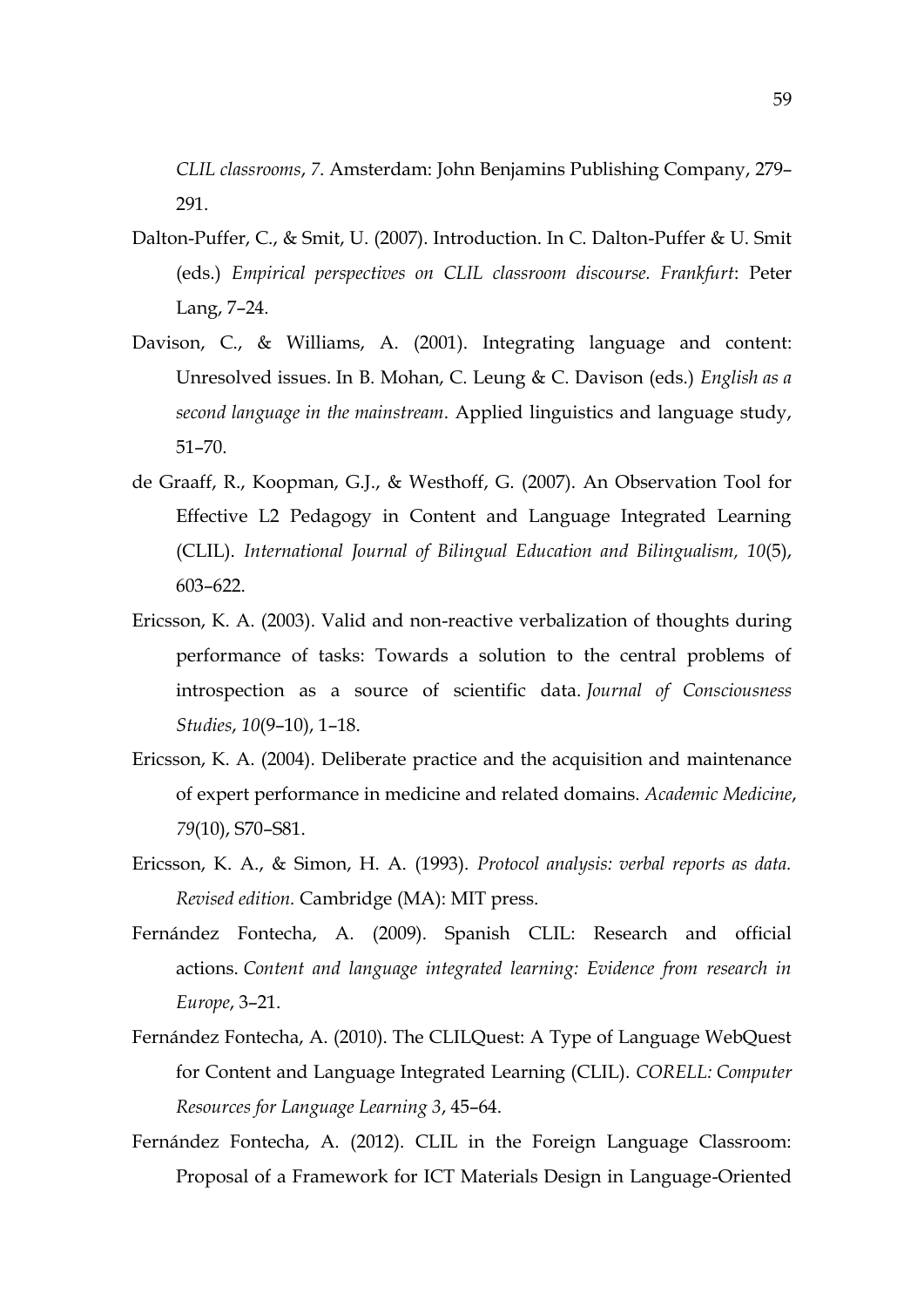*CLIL classrooms*, *7*. Amsterdam: John Benjamins Publishing Company, 279–291.

Dalton-Puffer, C., & Smit, U. (2007). Introduction. In C. Dalton-Puffer & U. Smit (eds.) *Empirical perspectives on CLIL classroom discourse. Frankfurt*: Peter Lang, 7–24.

Davison, C., & Williams, A. (2001). Integrating language and content: Unresolved issues. In B. Mohan, C. Leung & C. Davison (eds.) *English as a second language in the mainstream*. Applied linguistics and language study, 51–70.

de Graaff, R., Koopman, G.J., & Westhoff, G. (2007). An Observation Tool for Effective L2 Pedagogy in Content and Language Integrated Learning (CLIL). *International Journal of Bilingual Education and Bilingualism, 10*(5), 603–622.

Ericsson, K. A. (2003). Valid and non-reactive verbalization of thoughts during performance of tasks: Towards a solution to the central problems of introspection as a source of scientific data. *Journal of Consciousness Studies*, *10*(9–10), 1–18.

Ericsson, K. A. (2004). Deliberate practice and the acquisition and maintenance of expert performance in medicine and related domains. *Academic Medicine*, *79*(10), S70–S81.

Ericsson, K. A., & Simon, H. A. (1993). *Protocol analysis: verbal reports as data. Revised edition.* Cambridge (MA): MIT press.

Fernández Fontecha, A. (2009). Spanish CLIL: Research and official actions. *Content and language integrated learning: Evidence from research in Europe*, 3–21.

Fernández Fontecha, A. (2010). The CLILQuest: A Type of Language WebQuest for Content and Language Integrated Learning (CLIL). *CORELL: Computer Resources for Language Learning 3*, 45–64.

Fernández Fontecha, A. (2012). CLIL in the Foreign Language Classroom: Proposal of a Framework for ICT Materials Design in Language-Oriented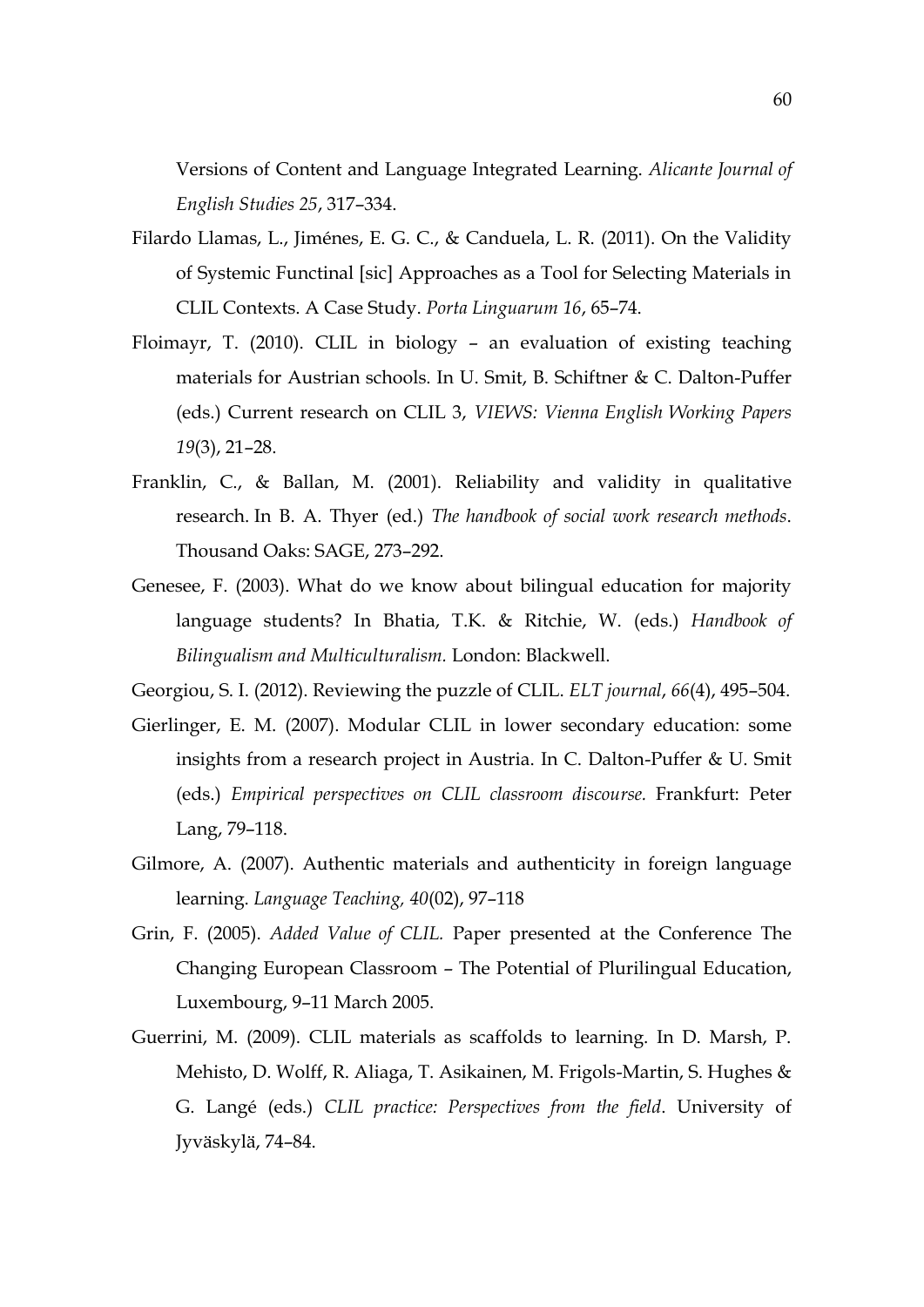Versions of Content and Language Integrated Learning. *Alicante Journal of English Studies 25*, 317–334.

Filardo Llamas, L., Jiménes, E. G. C., & Canduela, L. R. (2011). On the Validity of Systemic Functinal [sic] Approaches as a Tool for Selecting Materials in CLIL Contexts. A Case Study. *Porta Linguarum 16*, 65–74.

Floimayr, T. (2010). CLIL in biology – an evaluation of existing teaching materials for Austrian schools. In U. Smit, B. Schiftner & C. Dalton-Puffer (eds.) Current research on CLIL 3, *VIEWS: Vienna English Working Papers 19*(3), 21–28.

Franklin, C., & Ballan, M. (2001). Reliability and validity in qualitative research. In B. A. Thyer (ed.) *The handbook of social work research methods*. Thousand Oaks: SAGE, 273–292.

Genesee, F. (2003). What do we know about bilingual education for majority language students? In Bhatia, T.K. & Ritchie, W. (eds.) *Handbook of Bilingualism and Multiculturalism.* London: Blackwell.

Georgiou, S. I. (2012). Reviewing the puzzle of CLIL. *ELT journal*, *66*(4), 495–504.

Gierlinger, E. M. (2007). Modular CLIL in lower secondary education: some insights from a research project in Austria. In C. Dalton-Puffer & U. Smit (eds.) *Empirical perspectives on CLIL classroom discourse.* Frankfurt: Peter Lang, 79–118.

Gilmore, A. (2007). Authentic materials and authenticity in foreign language learning. *Language Teaching, 40*(02), 97–118

Grin, F. (2005). *Added Value of CLIL.* Paper presented at the Conference The Changing European Classroom – The Potential of Plurilingual Education, Luxembourg, 9–11 March 2005.

Guerrini, M. (2009). CLIL materials as scaffolds to learning. In D. Marsh, P. Mehisto, D. Wolff, R. Aliaga, T. Asikainen, M. Frigols-Martin, S. Hughes & G. Langé (eds.) *CLIL practice: Perspectives from the field*. University of Jyväskylä, 74–84.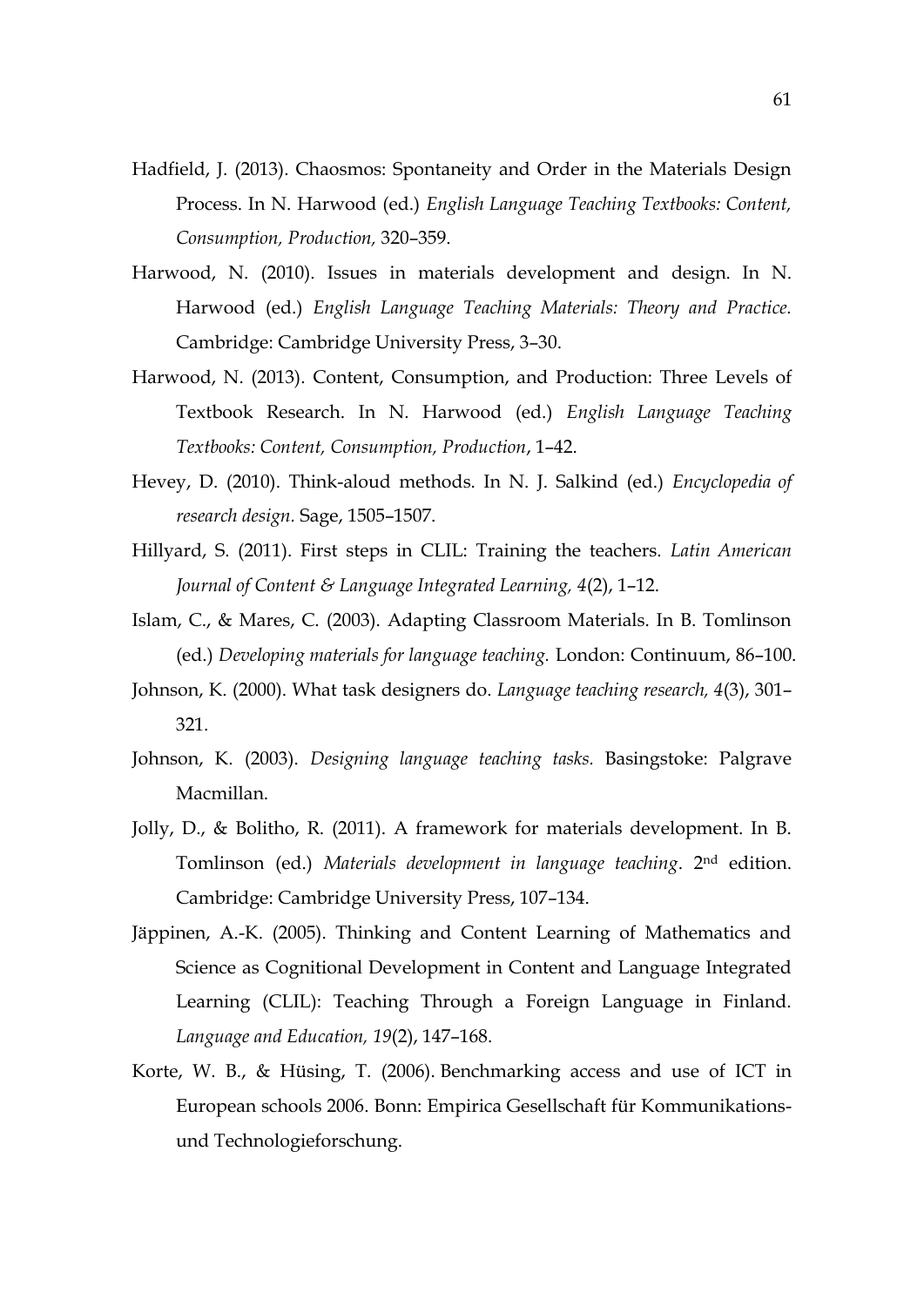Hadfield, J. (2013). Chaosmos: Spontaneity and Order in the Materials Design Process. In N. Harwood (ed.) *English Language Teaching Textbooks: Content, Consumption, Production,* 320–359.

Harwood, N. (2010). Issues in materials development and design. In N. Harwood (ed.) *English Language Teaching Materials: Theory and Practice.* Cambridge: Cambridge University Press, 3–30.

Harwood, N. (2013). Content, Consumption, and Production: Three Levels of Textbook Research. In N. Harwood (ed.) *English Language Teaching Textbooks: Content, Consumption, Production*, 1–42.

Hevey, D. (2010). Think-aloud methods. In N. J. Salkind (ed.) *Encyclopedia of research design.* Sage, 1505–1507.

Hillyard, S. (2011). First steps in CLIL: Training the teachers. *Latin American Journal of Content & Language Integrated Learning, 4*(2), 1–12.

Islam, C., & Mares, C. (2003). Adapting Classroom Materials. In B. Tomlinson (ed.) *Developing materials for language teaching.* London: Continuum, 86–100.

Johnson, K. (2000). What task designers do. *Language teaching research, 4*(3), 301–321.

Johnson, K. (2003). *Designing language teaching tasks.* Basingstoke: Palgrave Macmillan.

Jolly, D., & Bolitho, R. (2011). A framework for materials development. In B. Tomlinson (ed.) *Materials development in language teaching*. 2nd edition. Cambridge: Cambridge University Press, 107–134.

Jäppinen, A.-K. (2005). Thinking and Content Learning of Mathematics and Science as Cognitional Development in Content and Language Integrated Learning (CLIL): Teaching Through a Foreign Language in Finland. *Language and Education, 19*(2), 147–168.

Korte, W. B., & Hüsing, T. (2006). Benchmarking access and use of ICT in European schools 2006. Bonn: Empirica Gesellschaft für Kommunikations- und Technologieforschung.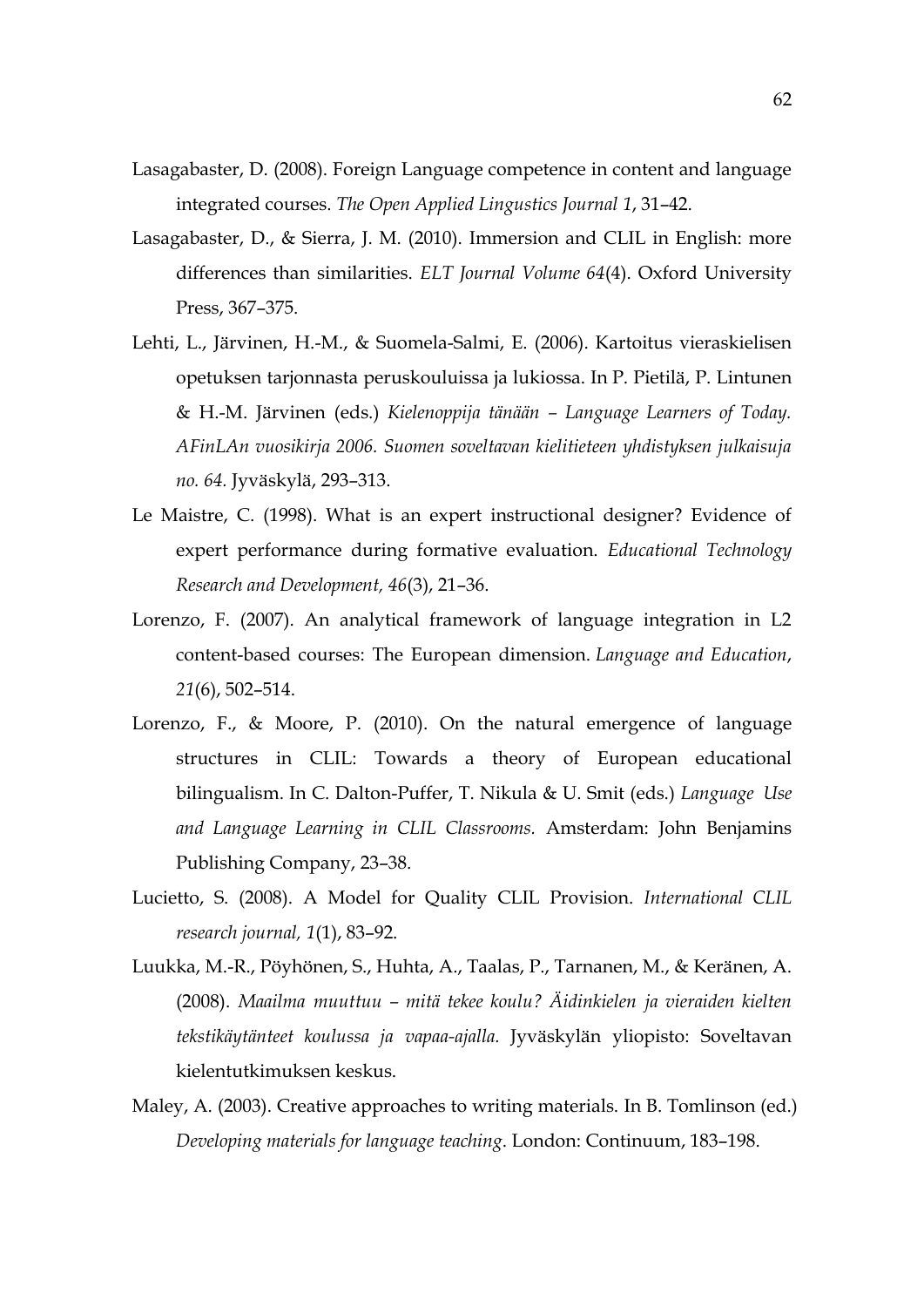Lasagabaster, D. (2008). Foreign Language competence in content and language integrated courses. *The Open Applied Lingustics Journal 1*, 31–42.

Lasagabaster, D., & Sierra, J. M. (2010). Immersion and CLIL in English: more differences than similarities. *ELT Journal Volume 64*(4). Oxford University Press, 367–375.

Lehti, L., Järvinen, H.-M., & Suomela-Salmi, E. (2006). Kartoitus vieraskielisen opetuksen tarjonnasta peruskouluissa ja lukiossa. In P. Pietilä, P. Lintunen & H.-M. Järvinen (eds.) *Kielenoppija tänään – Language Learners of Today. AFinLAn vuosikirja 2006. Suomen soveltavan kielitieteen yhdistyksen julkaisuja no. 64.* Jyväskylä, 293–313.

Le Maistre, C. (1998). What is an expert instructional designer? Evidence of expert performance during formative evaluation. *Educational Technology Research and Development, 46*(3), 21–36.

Lorenzo, F. (2007). An analytical framework of language integration in L2 content-based courses: The European dimension. *Language and Education*, *21*(6), 502–514.

Lorenzo, F., & Moore, P. (2010). On the natural emergence of language structures in CLIL: Towards a theory of European educational bilingualism. In C. Dalton-Puffer, T. Nikula & U. Smit (eds.) *Language Use and Language Learning in CLIL Classrooms.* Amsterdam: John Benjamins Publishing Company, 23–38.

Lucietto, S. (2008). A Model for Quality CLIL Provision. *International CLIL research journal, 1*(1), 83–92.

Luukka, M.-R., Pöyhönen, S., Huhta, A., Taalas, P., Tarnanen, M., & Keränen, A. (2008). *Maailma muuttuu – mitä tekee koulu? Äidinkielen ja vieraiden kielten tekstikäytänteet koulussa ja vapaa-ajalla.* Jyväskylän yliopisto: Soveltavan kielentutkimuksen keskus.

Maley, A. (2003). Creative approaches to writing materials. In B. Tomlinson (ed.) *Developing materials for language teaching*. London: Continuum, 183–198.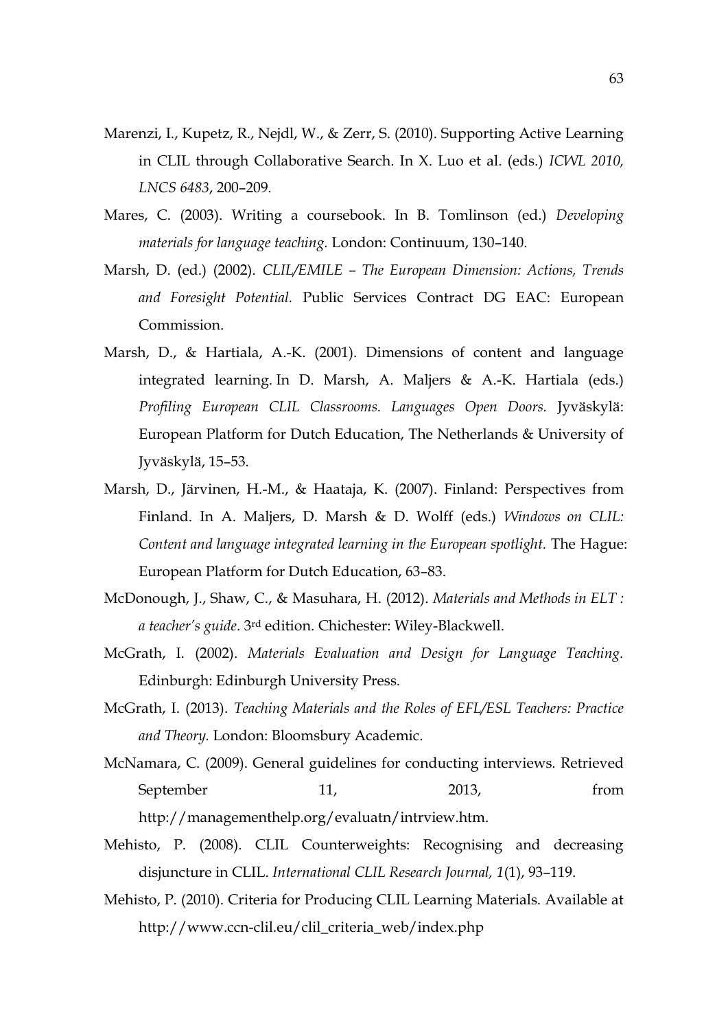Marenzi, I., Kupetz, R., Nejdl, W., & Zerr, S. (2010). Supporting Active Learning in CLIL through Collaborative Search. In X. Luo et al. (eds.) *ICWL 2010, LNCS 6483*, 200–209.

Mares, C. (2003). Writing a coursebook. In B. Tomlinson (ed.) *Developing materials for language teaching.* London: Continuum, 130–140.

Marsh, D. (ed.) (2002). *CLIL/EMILE – The European Dimension: Actions, Trends and Foresight Potential.* Public Services Contract DG EAC: European Commission.

Marsh, D., & Hartiala, A.-K. (2001). Dimensions of content and language integrated learning. In D. Marsh, A. Maljers & A.-K. Hartiala (eds.) *Profiling European CLIL Classrooms. Languages Open Doors.* Jyväskylä: European Platform for Dutch Education, The Netherlands & University of Jyväskylä, 15–53.

Marsh, D., Järvinen, H.-M., & Haataja, K. (2007). Finland: Perspectives from Finland. In A. Maljers, D. Marsh & D. Wolff (eds.) *Windows on CLIL: Content and language integrated learning in the European spotlight.* The Hague: European Platform for Dutch Education, 63–83.

McDonough, J., Shaw, C., & Masuhara, H. (2012). *Materials and Methods in ELT : a teacher's guide*. 3rd edition. Chichester: Wiley-Blackwell.

McGrath, I. (2002). *Materials Evaluation and Design for Language Teaching.* Edinburgh: Edinburgh University Press.

McGrath, I. (2013). *Teaching Materials and the Roles of EFL/ESL Teachers: Practice and Theory.* London: Bloomsbury Academic.

McNamara, C. (2009). General guidelines for conducting interviews. Retrieved September 11, 2013, from http://managementhelp.org/evaluatn/intrview.htm.

Mehisto, P. (2008). CLIL Counterweights: Recognising and decreasing disjuncture in CLIL. *International CLIL Research Journal, 1*(1), 93–119.

Mehisto, P. (2010). Criteria for Producing CLIL Learning Materials. Available at http://www.ccn-clil.eu/clil_criteria_web/index.php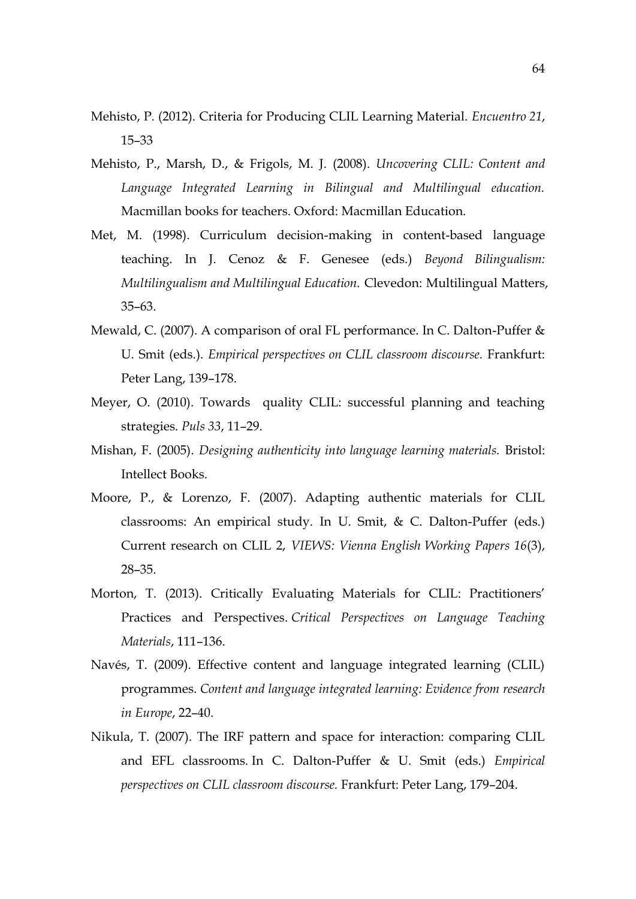Mehisto, P. (2012). Criteria for Producing CLIL Learning Material. *Encuentro 21*, 15–33

Mehisto, P., Marsh, D., & Frigols, M. J. (2008). *Uncovering CLIL: Content and Language Integrated Learning in Bilingual and Multilingual education.* Macmillan books for teachers. Oxford: Macmillan Education.

Met, M. (1998). Curriculum decision-making in content-based language teaching. In J. Cenoz & F. Genesee (eds.) *Beyond Bilingualism: Multilingualism and Multilingual Education.* Clevedon: Multilingual Matters, 35–63.

Mewald, C. (2007). A comparison of oral FL performance. In C. Dalton-Puffer & U. Smit (eds.). *Empirical perspectives on CLIL classroom discourse.* Frankfurt: Peter Lang, 139–178.

Meyer, O. (2010). Towards quality CLIL: successful planning and teaching strategies. *Puls 33*, 11–29.

Mishan, F. (2005). *Designing authenticity into language learning materials.* Bristol: Intellect Books.

Moore, P., & Lorenzo, F. (2007). Adapting authentic materials for CLIL classrooms: An empirical study. In U. Smit, & C. Dalton-Puffer (eds.) Current research on CLIL 2, *VIEWS: Vienna English Working Papers 16*(3), 28–35.

Morton, T. (2013). Critically Evaluating Materials for CLIL: Practitioners' Practices and Perspectives. *Critical Perspectives on Language Teaching Materials*, 111–136.

Navés, T. (2009). Effective content and language integrated learning (CLIL) programmes. *Content and language integrated learning: Evidence from research in Europe*, 22–40.

Nikula, T. (2007). The IRF pattern and space for interaction: comparing CLIL and EFL classrooms. In C. Dalton-Puffer & U. Smit (eds.) *Empirical perspectives on CLIL classroom discourse.* Frankfurt: Peter Lang, 179–204.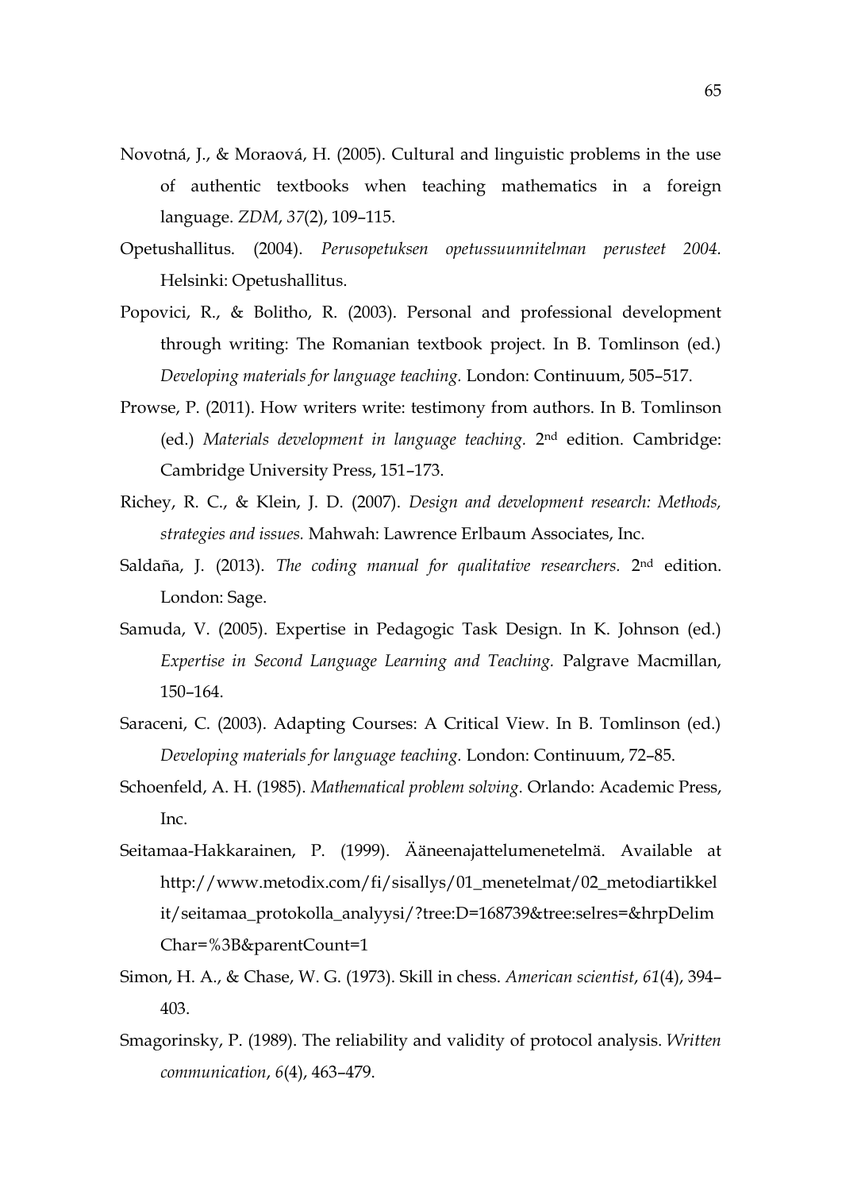Novotná, J., & Moraová, H. (2005). Cultural and linguistic problems in the use of authentic textbooks when teaching mathematics in a foreign language. *ZDM*, *37*(2), 109–115.

Opetushallitus. (2004). *Perusopetuksen opetussuunnitelman perusteet 2004.* Helsinki: Opetushallitus.

Popovici, R., & Bolitho, R. (2003). Personal and professional development through writing: The Romanian textbook project. In B. Tomlinson (ed.) *Developing materials for language teaching.* London: Continuum, 505–517.

Prowse, P. (2011). How writers write: testimony from authors. In B. Tomlinson (ed.) *Materials development in language teaching.* 2nd edition. Cambridge: Cambridge University Press, 151–173.

Richey, R. C., & Klein, J. D. (2007). *Design and development research: Methods, strategies and issues.* Mahwah: Lawrence Erlbaum Associates, Inc.

Saldaña, J. (2013). *The coding manual for qualitative researchers.* 2nd edition. London: Sage.

Samuda, V. (2005). Expertise in Pedagogic Task Design. In K. Johnson (ed.) *Expertise in Second Language Learning and Teaching.* Palgrave Macmillan, 150–164.

Saraceni, C. (2003). Adapting Courses: A Critical View. In B. Tomlinson (ed.) *Developing materials for language teaching.* London: Continuum, 72–85.

Schoenfeld, A. H. (1985). *Mathematical problem solving*. Orlando: Academic Press, Inc.

Seitamaa-Hakkarainen, P. (1999). Ääneenajattelumenetelmä. Available at http://www.metodix.com/fi/sisallys/01_menetelmat/02_metodiartikkelit/seitamaa_protokolla_analyysi/?tree:D=168739&tree:selres=&hrpDelimChar=%3B&parentCount=1

Simon, H. A., & Chase, W. G. (1973). Skill in chess. *American scientist*, *61*(4), 394–403.

Smagorinsky, P. (1989). The reliability and validity of protocol analysis. *Written communication*, *6*(4), 463–479.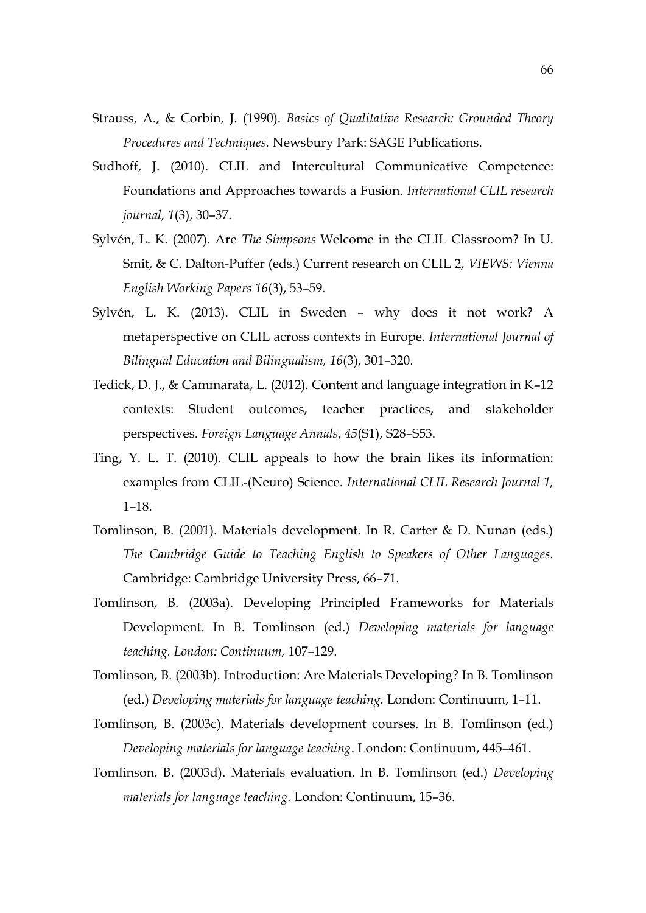Strauss, A., & Corbin, J. (1990). *Basics of Qualitative Research: Grounded Theory Procedures and Techniques.* Newsbury Park: SAGE Publications.

Sudhoff, J. (2010). CLIL and Intercultural Communicative Competence: Foundations and Approaches towards a Fusion. *International CLIL research journal, 1*(3), 30–37.

Sylvén, L. K. (2007). Are *The Simpsons* Welcome in the CLIL Classroom? In U. Smit, & C. Dalton-Puffer (eds.) Current research on CLIL 2, *VIEWS: Vienna English Working Papers 16*(3), 53–59.

Sylvén, L. K. (2013). CLIL in Sweden – why does it not work? A metaperspective on CLIL across contexts in Europe. *International Journal of Bilingual Education and Bilingualism, 16*(3), 301–320.

Tedick, D. J., & Cammarata, L. (2012). Content and language integration in K–12 contexts: Student outcomes, teacher practices, and stakeholder perspectives. *Foreign Language Annals*, *45*(S1), S28–S53.

Ting, Y. L. T. (2010). CLIL appeals to how the brain likes its information: examples from CLIL-(Neuro) Science. *International CLIL Research Journal 1,* 1–18.

Tomlinson, B. (2001). Materials development. In R. Carter & D. Nunan (eds.) *The Cambridge Guide to Teaching English to Speakers of Other Languages.* Cambridge: Cambridge University Press, 66–71.

Tomlinson, B. (2003a). Developing Principled Frameworks for Materials Development. In B. Tomlinson (ed.) *Developing materials for language teaching. London: Continuum,* 107–129.

Tomlinson, B. (2003b). Introduction: Are Materials Developing? In B. Tomlinson (ed.) *Developing materials for language teaching.* London: Continuum, 1–11.

Tomlinson, B. (2003c). Materials development courses. In B. Tomlinson (ed.) *Developing materials for language teaching*. London: Continuum, 445–461.

Tomlinson, B. (2003d). Materials evaluation. In B. Tomlinson (ed.) *Developing materials for language teaching*. London: Continuum, 15–36.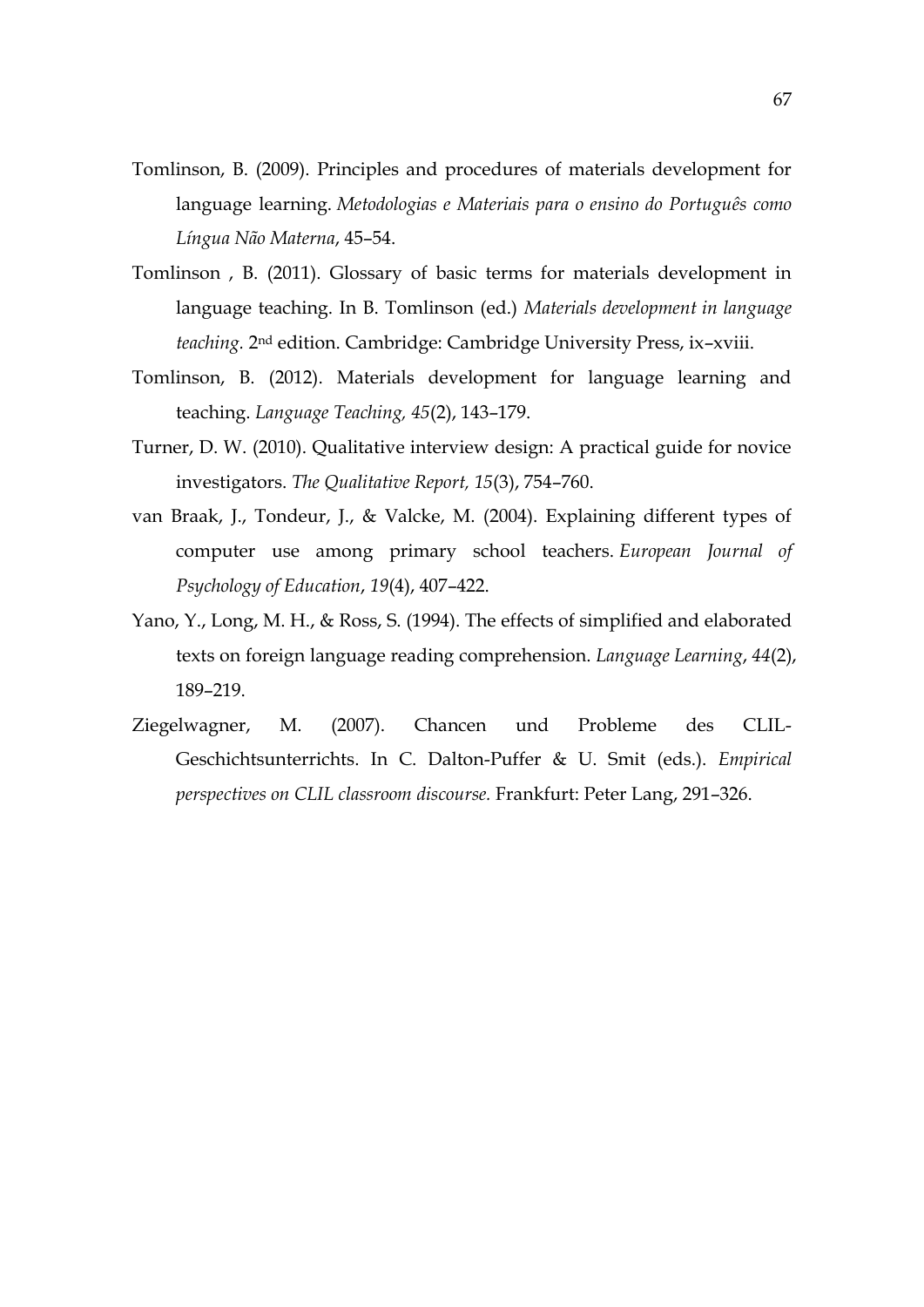Tomlinson, B. (2009). Principles and procedures of materials development for language learning. *Metodologias e Materiais para o ensino do Português como Língua Não Materna*, 45–54.

Tomlinson , B. (2011). Glossary of basic terms for materials development in language teaching. In B. Tomlinson (ed.) *Materials development in language teaching.* 2nd edition. Cambridge: Cambridge University Press, ix–xviii.

Tomlinson, B. (2012). Materials development for language learning and teaching. *Language Teaching, 45*(2), 143–179.

Turner, D. W. (2010). Qualitative interview design: A practical guide for novice investigators. *The Qualitative Report, 15*(3), 754–760.

van Braak, J., Tondeur, J., & Valcke, M. (2004). Explaining different types of computer use among primary school teachers. *European Journal of Psychology of Education*, *19*(4), 407–422.

Yano, Y., Long, M. H., & Ross, S. (1994). The effects of simplified and elaborated texts on foreign language reading comprehension. *Language Learning*, *44*(2), 189–219.

Ziegelwagner, M. (2007). Chancen und Probleme des CLIL-Geschichtsunterrichts. In C. Dalton-Puffer & U. Smit (eds.). *Empirical perspectives on CLIL classroom discourse.* Frankfurt: Peter Lang, 291–326.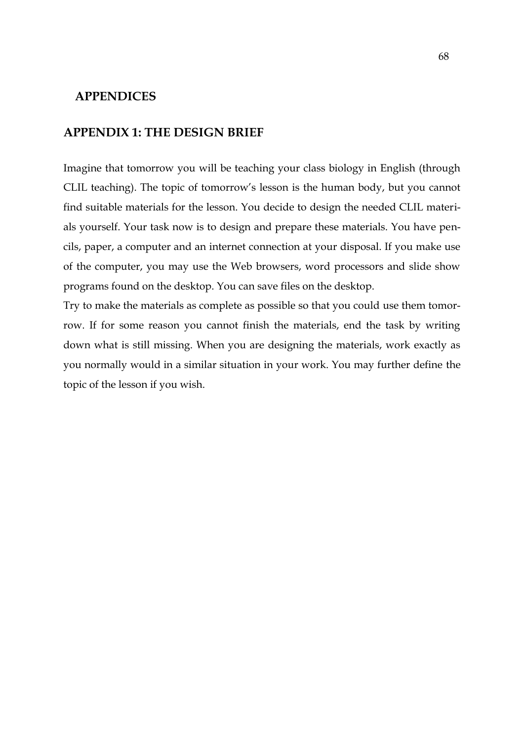# APPENDICES

## APPENDIX 1: THE DESIGN BRIEF

Imagine that tomorrow you will be teaching your class biology in English (through CLIL teaching). The topic of tomorrow's lesson is the human body, but you cannot find suitable materials for the lesson. You decide to design the needed CLIL materials yourself. Your task now is to design and prepare these materials. You have pencils, paper, a computer and an internet connection at your disposal. If you make use of the computer, you may use the Web browsers, word processors and slide show programs found on the desktop. You can save files on the desktop.

Try to make the materials as complete as possible so that you could use them tomorrow. If for some reason you cannot finish the materials, end the task by writing down what is still missing. When you are designing the materials, work exactly as you normally would in a similar situation in your work. You may further define the topic of the lesson if you wish.